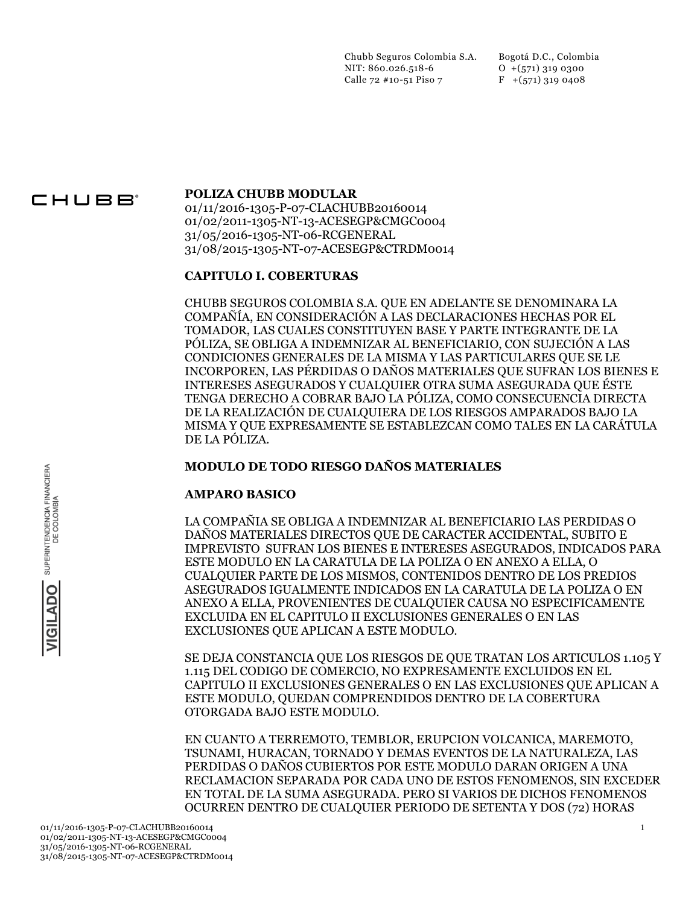Chubb Seguros Colombia S.A.
NIT: 860.026.518-6
Calle 72 #10-51 Piso 7

Bogotá D.C., Colombia
O +(571) 319 0300
F +(571) 319 0408

# POLIZA CHUBB MODULAR

01/11/2016-1305-P-07-CLACHUBB20160014
01/02/2011-1305-NT-13-ACESEGP&CMGC0004
31/05/2016-1305-NT-06-RCGENERAL
31/08/2015-1305-NT-07-ACESEGP&CTRDM0014

## CAPITULO I. COBERTURAS

CHUBB SEGUROS COLOMBIA S.A. QUE EN ADELANTE SE DENOMINARA LA COMPAÑÍA, EN CONSIDERACIÓN A LAS DECLARACIONES HECHAS POR EL TOMADOR, LAS CUALES CONSTITUYEN BASE Y PARTE INTEGRANTE DE LA PÓLIZA, SE OBLIGA A INDEMNIZAR AL BENEFICIARIO, CON SUJECIÓN A LAS CONDICIONES GENERALES DE LA MISMA Y LAS PARTICULARES QUE SE LE INCORPOREN, LAS PÉRDIDAS O DAÑOS MATERIALES QUE SUFRAN LOS BIENES E INTERESES ASEGURADOS Y CUALQUIER OTRA SUMA ASEGURADA QUE ÉSTE TENGA DERECHO A COBRAR BAJO LA PÓLIZA, COMO CONSECUENCIA DIRECTA DE LA REALIZACIÓN DE CUALQUIERA DE LOS RIESGOS AMPARADOS BAJO LA MISMA Y QUE EXPRESAMENTE SE ESTABLEZCAN COMO TALES EN LA CARÁTULA DE LA PÓLIZA.

## MODULO DE TODO RIESGO DAÑOS MATERIALES

### AMPARO BASICO

LA COMPAÑIA SE OBLIGA A INDEMNIZAR AL BENEFICIARIO LAS PERDIDAS O DAÑOS MATERIALES DIRECTOS QUE DE CARACTER ACCIDENTAL, SUBITO E IMPREVISTO SUFRAN LOS BIENES E INTERESES ASEGURADOS, INDICADOS PARA ESTE MODULO EN LA CARATULA DE LA POLIZA O EN ANEXO A ELLA, O CUALQUIER PARTE DE LOS MISMOS, CONTENIDOS DENTRO DE LOS PREDIOS ASEGURADOS IGUALMENTE INDICADOS EN LA CARATULA DE LA POLIZA O EN ANEXO A ELLA, PROVENIENTES DE CUALQUIER CAUSA NO ESPECIFICAMENTE EXCLUIDA EN EL CAPITULO II EXCLUSIONES GENERALES O EN LAS EXCLUSIONES QUE APLICAN A ESTE MODULO.

SE DEJA CONSTANCIA QUE LOS RIESGOS DE QUE TRATAN LOS ARTICULOS 1.105 Y 1.115 DEL CODIGO DE COMERCIO, NO EXPRESAMENTE EXCLUIDOS EN EL CAPITULO II EXCLUSIONES GENERALES O EN LAS EXCLUSIONES QUE APLICAN A ESTE MODULO, QUEDAN COMPRENDIDOS DENTRO DE LA COBERTURA OTORGADA BAJO ESTE MODULO.

EN CUANTO A TERREMOTO, TEMBLOR, ERUPCION VOLCANICA, MAREMOTO, TSUNAMI, HURACAN, TORNADO Y DEMAS EVENTOS DE LA NATURALEZA, LAS PERDIDAS O DAÑOS CUBIERTOS POR ESTE MODULO DARAN ORIGEN A UNA RECLAMACION SEPARADA POR CADA UNO DE ESTOS FENOMENOS, SIN EXCEDER EN TOTAL DE LA SUMA ASEGURADA. PERO SI VARIOS DE DICHOS FENOMENOS OCURREN DENTRO DE CUALQUIER PERIODO DE SETENTA Y DOS (72) HORAS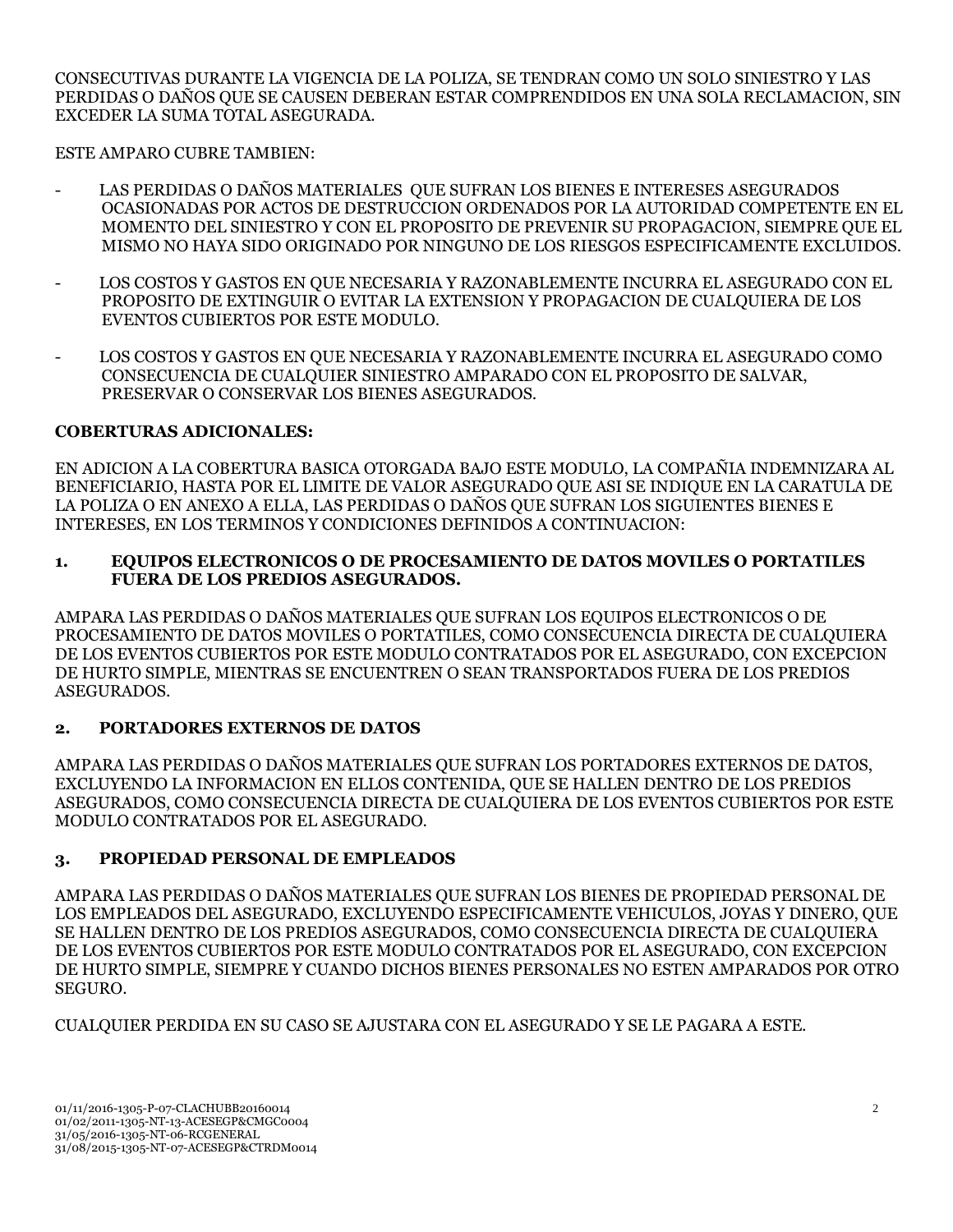CONSECUTIVAS DURANTE LA VIGENCIA DE LA POLIZA, SE TENDRAN COMO UN SOLO SINIESTRO Y LAS PERDIDAS O DAÑOS QUE SE CAUSEN DEBERAN ESTAR COMPRENDIDOS EN UNA SOLA RECLAMACION, SIN EXCEDER LA SUMA TOTAL ASEGURADA.

ESTE AMPARO CUBRE TAMBIEN:

- LAS PERDIDAS O DAÑOS MATERIALES QUE SUFRAN LOS BIENES E INTERESES ASEGURADOS OCASIONADAS POR ACTOS DE DESTRUCCION ORDENADOS POR LA AUTORIDAD COMPETENTE EN EL MOMENTO DEL SINIESTRO Y CON EL PROPOSITO DE PREVENIR SU PROPAGACION, SIEMPRE QUE EL MISMO NO HAYA SIDO ORIGINADO POR NINGUNO DE LOS RIESGOS ESPECIFICAMENTE EXCLUIDOS.

- LOS COSTOS Y GASTOS EN QUE NECESARIA Y RAZONABLEMENTE INCURRA EL ASEGURADO CON EL PROPOSITO DE EXTINGUIR O EVITAR LA EXTENSION Y PROPAGACION DE CUALQUIERA DE LOS EVENTOS CUBIERTOS POR ESTE MODULO.

- LOS COSTOS Y GASTOS EN QUE NECESARIA Y RAZONABLEMENTE INCURRA EL ASEGURADO COMO CONSECUENCIA DE CUALQUIER SINIESTRO AMPARADO CON EL PROPOSITO DE SALVAR, PRESERVAR O CONSERVAR LOS BIENES ASEGURADOS.

**COBERTURAS ADICIONALES:**

EN ADICION A LA COBERTURA BASICA OTORGADA BAJO ESTE MODULO, LA COMPAÑIA INDEMNIZARA AL BENEFICIARIO, HASTA POR EL LIMITE DE VALOR ASEGURADO QUE ASI SE INDIQUE EN LA CARATULA DE LA POLIZA O EN ANEXO A ELLA, LAS PERDIDAS O DAÑOS QUE SUFRAN LOS SIGUIENTES BIENES E INTERESES, EN LOS TERMINOS Y CONDICIONES DEFINIDOS A CONTINUACION:

**1. EQUIPOS ELECTRONICOS O DE PROCESAMIENTO DE DATOS MOVILES O PORTATILES FUERA DE LOS PREDIOS ASEGURADOS.**

AMPARA LAS PERDIDAS O DAÑOS MATERIALES QUE SUFRAN LOS EQUIPOS ELECTRONICOS O DE PROCESAMIENTO DE DATOS MOVILES O PORTATILES, COMO CONSECUENCIA DIRECTA DE CUALQUIERA DE LOS EVENTOS CUBIERTOS POR ESTE MODULO CONTRATADOS POR EL ASEGURADO, CON EXCEPCION DE HURTO SIMPLE, MIENTRAS SE ENCUENTREN O SEAN TRANSPORTADOS FUERA DE LOS PREDIOS ASEGURADOS.

**2. PORTADORES EXTERNOS DE DATOS**

AMPARA LAS PERDIDAS O DAÑOS MATERIALES QUE SUFRAN LOS PORTADORES EXTERNOS DE DATOS, EXCLUYENDO LA INFORMACION EN ELLOS CONTENIDA, QUE SE HALLEN DENTRO DE LOS PREDIOS ASEGURADOS, COMO CONSECUENCIA DIRECTA DE CUALQUIERA DE LOS EVENTOS CUBIERTOS POR ESTE MODULO CONTRATADOS POR EL ASEGURADO.

**3. PROPIEDAD PERSONAL DE EMPLEADOS**

AMPARA LAS PERDIDAS O DAÑOS MATERIALES QUE SUFRAN LOS BIENES DE PROPIEDAD PERSONAL DE LOS EMPLEADOS DEL ASEGURADO, EXCLUYENDO ESPECIFICAMENTE VEHICULOS, JOYAS Y DINERO, QUE SE HALLEN DENTRO DE LOS PREDIOS ASEGURADOS, COMO CONSECUENCIA DIRECTA DE CUALQUIERA DE LOS EVENTOS CUBIERTOS POR ESTE MODULO CONTRATADOS POR EL ASEGURADO, CON EXCEPCION DE HURTO SIMPLE, SIEMPRE Y CUANDO DICHOS BIENES PERSONALES NO ESTEN AMPARADOS POR OTRO SEGURO.

CUALQUIER PERDIDA EN SU CASO SE AJUSTARA CON EL ASEGURADO Y SE LE PAGARA A ESTE.

01/11/2016-1305-P-07-CLACHUBB20160014
01/02/2011-1305-NT-13-ACESEGP&CMGC0004
31/05/2016-1305-NT-06-RCGENERAL
31/08/2015-1305-NT-07-ACESEGP&CTRDM0014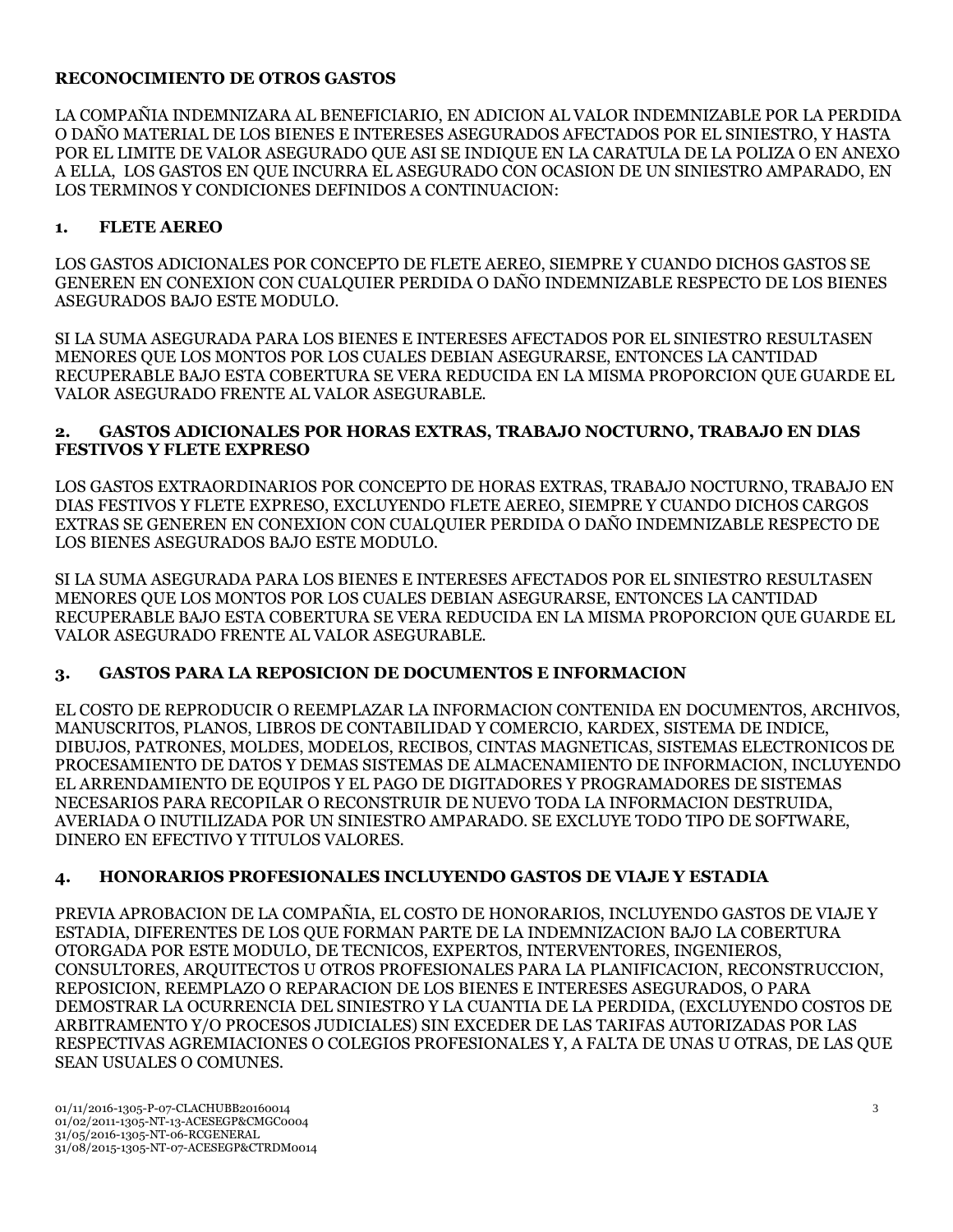**RECONOCIMIENTO DE OTROS GASTOS**

LA COMPAÑIA INDEMNIZARA AL BENEFICIARIO, EN ADICION AL VALOR INDEMNIZABLE POR LA PERDIDA O DAÑO MATERIAL DE LOS BIENES E INTERESES ASEGURADOS AFECTADOS POR EL SINIESTRO, Y HASTA POR EL LIMITE DE VALOR ASEGURADO QUE ASI SE INDIQUE EN LA CARATULA DE LA POLIZA O EN ANEXO A ELLA, LOS GASTOS EN QUE INCURRA EL ASEGURADO CON OCASION DE UN SINIESTRO AMPARADO, EN LOS TERMINOS Y CONDICIONES DEFINIDOS A CONTINUACION:

**1. FLETE AEREO**

LOS GASTOS ADICIONALES POR CONCEPTO DE FLETE AEREO, SIEMPRE Y CUANDO DICHOS GASTOS SE GENEREN EN CONEXION CON CUALQUIER PERDIDA O DAÑO INDEMNIZABLE RESPECTO DE LOS BIENES ASEGURADOS BAJO ESTE MODULO.

SI LA SUMA ASEGURADA PARA LOS BIENES E INTERESES AFECTADOS POR EL SINIESTRO RESULTASEN MENORES QUE LOS MONTOS POR LOS CUALES DEBIAN ASEGURARSE, ENTONCES LA CANTIDAD RECUPERABLE BAJO ESTA COBERTURA SE VERA REDUCIDA EN LA MISMA PROPORCION QUE GUARDE EL VALOR ASEGURADO FRENTE AL VALOR ASEGURABLE.

**2. GASTOS ADICIONALES POR HORAS EXTRAS, TRABAJO NOCTURNO, TRABAJO EN DIAS FESTIVOS Y FLETE EXPRESO**

LOS GASTOS EXTRAORDINARIOS POR CONCEPTO DE HORAS EXTRAS, TRABAJO NOCTURNO, TRABAJO EN DIAS FESTIVOS Y FLETE EXPRESO, EXCLUYENDO FLETE AEREO, SIEMPRE Y CUANDO DICHOS CARGOS EXTRAS SE GENEREN EN CONEXION CON CUALQUIER PERDIDA O DAÑO INDEMNIZABLE RESPECTO DE LOS BIENES ASEGURADOS BAJO ESTE MODULO.

SI LA SUMA ASEGURADA PARA LOS BIENES E INTERESES AFECTADOS POR EL SINIESTRO RESULTASEN MENORES QUE LOS MONTOS POR LOS CUALES DEBIAN ASEGURARSE, ENTONCES LA CANTIDAD RECUPERABLE BAJO ESTA COBERTURA SE VERA REDUCIDA EN LA MISMA PROPORCION QUE GUARDE EL VALOR ASEGURADO FRENTE AL VALOR ASEGURABLE.

**3. GASTOS PARA LA REPOSICION DE DOCUMENTOS E INFORMACION**

EL COSTO DE REPRODUCIR O REEMPLAZAR LA INFORMACION CONTENIDA EN DOCUMENTOS, ARCHIVOS, MANUSCRITOS, PLANOS, LIBROS DE CONTABILIDAD Y COMERCIO, KARDEX, SISTEMA DE INDICE, DIBUJOS, PATRONES, MOLDES, MODELOS, RECIBOS, CINTAS MAGNETICAS, SISTEMAS ELECTRONICOS DE PROCESAMIENTO DE DATOS Y DEMAS SISTEMAS DE ALMACENAMIENTO DE INFORMACION, INCLUYENDO EL ARRENDAMIENTO DE EQUIPOS Y EL PAGO DE DIGITADORES Y PROGRAMADORES DE SISTEMAS NECESARIOS PARA RECOPILAR O RECONSTRUIR DE NUEVO TODA LA INFORMACION DESTRUIDA, AVERIADA O INUTILIZADA POR UN SINIESTRO AMPARADO. SE EXCLUYE TODO TIPO DE SOFTWARE, DINERO EN EFECTIVO Y TITULOS VALORES.

**4. HONORARIOS PROFESIONALES INCLUYENDO GASTOS DE VIAJE Y ESTADIA**

PREVIA APROBACION DE LA COMPAÑIA, EL COSTO DE HONORARIOS, INCLUYENDO GASTOS DE VIAJE Y ESTADIA, DIFERENTES DE LOS QUE FORMAN PARTE DE LA INDEMNIZACION BAJO LA COBERTURA OTORGADA POR ESTE MODULO, DE TECNICOS, EXPERTOS, INTERVENTORES, INGENIEROS, CONSULTORES, ARQUITECTOS U OTROS PROFESIONALES PARA LA PLANIFICACION, RECONSTRUCCION, REPOSICION, REEMPLAZO O REPARACION DE LOS BIENES E INTERESES ASEGURADOS, O PARA DEMOSTRAR LA OCURRENCIA DEL SINIESTRO Y LA CUANTIA DE LA PERDIDA, (EXCLUYENDO COSTOS DE ARBITRAMENTO Y/O PROCESOS JUDICIALES) SIN EXCEDER DE LAS TARIFAS AUTORIZADAS POR LAS RESPECTIVAS AGREMIACIONES O COLEGIOS PROFESIONALES Y, A FALTA DE UNAS U OTRAS, DE LAS QUE SEAN USUALES O COMUNES.

01/11/2016-1305-P-07-CLACHUBB20160014
01/02/2011-1305-NT-13-ACESEGP&CMGC0004
31/05/2016-1305-NT-06-RCGENERAL
31/08/2015-1305-NT-07-ACESEGP&CTRDM0014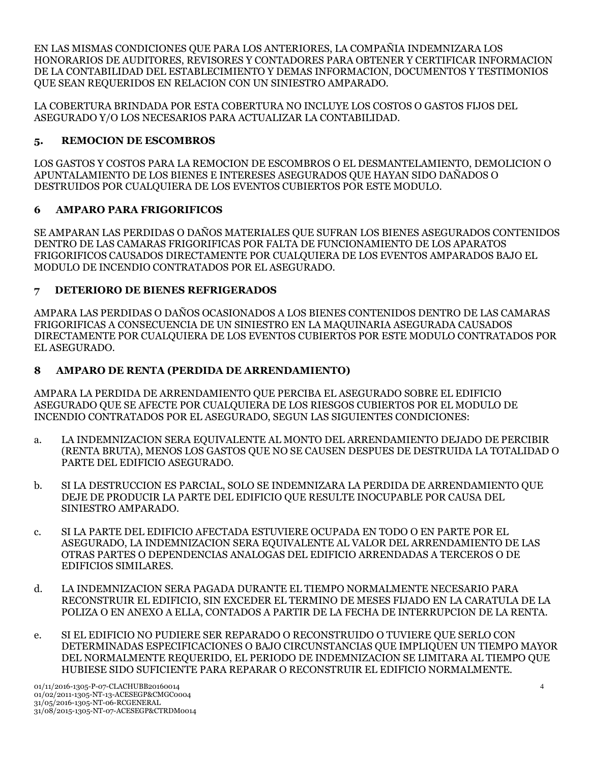EN LAS MISMAS CONDICIONES QUE PARA LOS ANTERIORES, LA COMPAÑIA INDEMNIZARA LOS HONORARIOS DE AUDITORES, REVISORES Y CONTADORES PARA OBTENER Y CERTIFICAR INFORMACION DE LA CONTABILIDAD DEL ESTABLECIMIENTO Y DEMAS INFORMACION, DOCUMENTOS Y TESTIMONIOS QUE SEAN REQUERIDOS EN RELACION CON UN SINIESTRO AMPARADO.

LA COBERTURA BRINDADA POR ESTA COBERTURA NO INCLUYE LOS COSTOS O GASTOS FIJOS DEL ASEGURADO Y/O LOS NECESARIOS PARA ACTUALIZAR LA CONTABILIDAD.

### 5. REMOCION DE ESCOMBROS

LOS GASTOS Y COSTOS PARA LA REMOCION DE ESCOMBROS O EL DESMANTELAMIENTO, DEMOLICION O APUNTALAMIENTO DE LOS BIENES E INTERESES ASEGURADOS QUE HAYAN SIDO DAÑADOS O DESTRUIDOS POR CUALQUIERA DE LOS EVENTOS CUBIERTOS POR ESTE MODULO.

### 6 AMPARO PARA FRIGORIFICOS

SE AMPARAN LAS PERDIDAS O DAÑOS MATERIALES QUE SUFRAN LOS BIENES ASEGURADOS CONTENIDOS DENTRO DE LAS CAMARAS FRIGORIFICAS POR FALTA DE FUNCIONAMIENTO DE LOS APARATOS FRIGORIFICOS CAUSADOS DIRECTAMENTE POR CUALQUIERA DE LOS EVENTOS AMPARADOS BAJO EL MODULO DE INCENDIO CONTRATADOS POR EL ASEGURADO.

### 7 DETERIORO DE BIENES REFRIGERADOS

AMPARA LAS PERDIDAS O DAÑOS OCASIONADOS A LOS BIENES CONTENIDOS DENTRO DE LAS CAMARAS FRIGORIFICAS A CONSECUENCIA DE UN SINIESTRO EN LA MAQUINARIA ASEGURADA CAUSADOS DIRECTAMENTE POR CUALQUIERA DE LOS EVENTOS CUBIERTOS POR ESTE MODULO CONTRATADOS POR EL ASEGURADO.

### 8 AMPARO DE RENTA (PERDIDA DE ARRENDAMIENTO)

AMPARA LA PERDIDA DE ARRENDAMIENTO QUE PERCIBA EL ASEGURADO SOBRE EL EDIFICIO ASEGURADO QUE SE AFECTE POR CUALQUIERA DE LOS RIESGOS CUBIERTOS POR EL MODULO DE INCENDIO CONTRATADOS POR EL ASEGURADO, SEGUN LAS SIGUIENTES CONDICIONES:

a. LA INDEMNIZACION SERA EQUIVALENTE AL MONTO DEL ARRENDAMIENTO DEJADO DE PERCIBIR (RENTA BRUTA), MENOS LOS GASTOS QUE NO SE CAUSEN DESPUES DE DESTRUIDA LA TOTALIDAD O PARTE DEL EDIFICIO ASEGURADO.

b. SI LA DESTRUCCION ES PARCIAL, SOLO SE INDEMNIZARA LA PERDIDA DE ARRENDAMIENTO QUE DEJE DE PRODUCIR LA PARTE DEL EDIFICIO QUE RESULTE INOCUPABLE POR CAUSA DEL SINIESTRO AMPARADO.

c. SI LA PARTE DEL EDIFICIO AFECTADA ESTUVIERE OCUPADA EN TODO O EN PARTE POR EL ASEGURADO, LA INDEMNIZACION SERA EQUIVALENTE AL VALOR DEL ARRENDAMIENTO DE LAS OTRAS PARTES O DEPENDENCIAS ANALOGAS DEL EDIFICIO ARRENDADAS A TERCEROS O DE EDIFICIOS SIMILARES.

d. LA INDEMNIZACION SERA PAGADA DURANTE EL TIEMPO NORMALMENTE NECESARIO PARA RECONSTRUIR EL EDIFICIO, SIN EXCEDER EL TERMINO DE MESES FIJADO EN LA CARATULA DE LA POLIZA O EN ANEXO A ELLA, CONTADOS A PARTIR DE LA FECHA DE INTERRUPCION DE LA RENTA.

e. SI EL EDIFICIO NO PUDIERE SER REPARADO O RECONSTRUIDO O TUVIERE QUE SERLO CON DETERMINADAS ESPECIFICACIONES O BAJO CIRCUNSTANCIAS QUE IMPLIQUEN UN TIEMPO MAYOR DEL NORMALMENTE REQUERIDO, EL PERIODO DE INDEMNIZACION SE LIMITARA AL TIEMPO QUE HUBIESE SIDO SUFICIENTE PARA REPARAR O RECONSTRUIR EL EDIFICIO NORMALMENTE.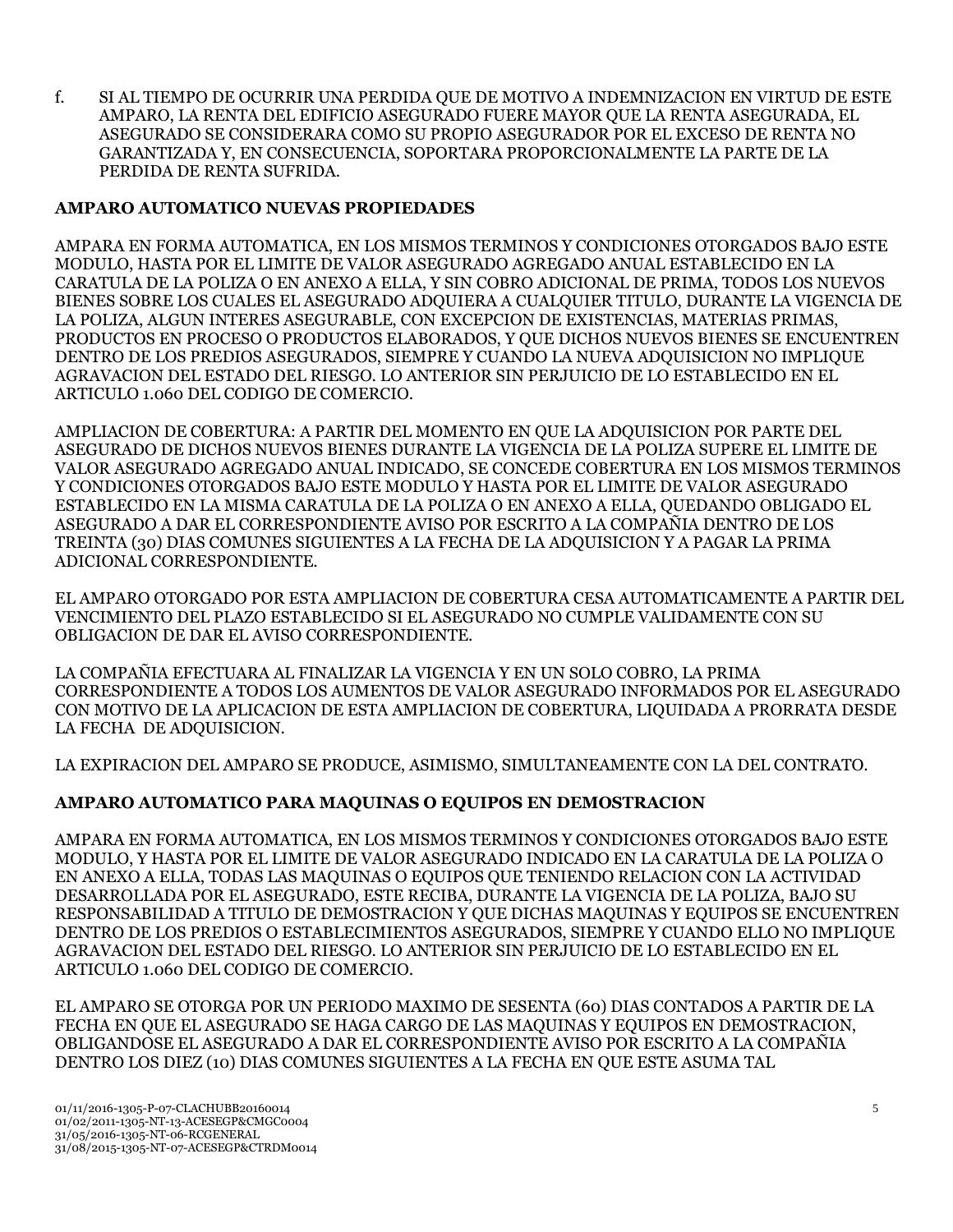f. SI AL TIEMPO DE OCURRIR UNA PERDIDA QUE DE MOTIVO A INDEMNIZACION EN VIRTUD DE ESTE AMPARO, LA RENTA DEL EDIFICIO ASEGURADO FUERE MAYOR QUE LA RENTA ASEGURADA, EL ASEGURADO SE CONSIDERARA COMO SU PROPIO ASEGURADOR POR EL EXCESO DE RENTA NO GARANTIZADA Y, EN CONSECUENCIA, SOPORTARA PROPORCIONALMENTE LA PARTE DE LA PERDIDA DE RENTA SUFRIDA.

**AMPARO AUTOMATICO NUEVAS PROPIEDADES**

AMPARA EN FORMA AUTOMATICA, EN LOS MISMOS TERMINOS Y CONDICIONES OTORGADOS BAJO ESTE MODULO, HASTA POR EL LIMITE DE VALOR ASEGURADO AGREGADO ANUAL ESTABLECIDO EN LA CARATULA DE LA POLIZA O EN ANEXO A ELLA, Y SIN COBRO ADICIONAL DE PRIMA, TODOS LOS NUEVOS BIENES SOBRE LOS CUALES EL ASEGURADO ADQUIERA A CUALQUIER TITULO, DURANTE LA VIGENCIA DE LA POLIZA, ALGUN INTERES ASEGURABLE, CON EXCEPCION DE EXISTENCIAS, MATERIAS PRIMAS, PRODUCTOS EN PROCESO O PRODUCTOS ELABORADOS, Y QUE DICHOS NUEVOS BIENES SE ENCUENTREN DENTRO DE LOS PREDIOS ASEGURADOS, SIEMPRE Y CUANDO LA NUEVA ADQUISICION NO IMPLIQUE AGRAVACION DEL ESTADO DEL RIESGO. LO ANTERIOR SIN PERJUICIO DE LO ESTABLECIDO EN EL ARTICULO 1.060 DEL CODIGO DE COMERCIO.

AMPLIACION DE COBERTURA: A PARTIR DEL MOMENTO EN QUE LA ADQUISICION POR PARTE DEL ASEGURADO DE DICHOS NUEVOS BIENES DURANTE LA VIGENCIA DE LA POLIZA SUPERE EL LIMITE DE VALOR ASEGURADO AGREGADO ANUAL INDICADO, SE CONCEDE COBERTURA EN LOS MISMOS TERMINOS Y CONDICIONES OTORGADOS BAJO ESTE MODULO Y HASTA POR EL LIMITE DE VALOR ASEGURADO ESTABLECIDO EN LA MISMA CARATULA DE LA POLIZA O EN ANEXO A ELLA, QUEDANDO OBLIGADO EL ASEGURADO A DAR EL CORRESPONDIENTE AVISO POR ESCRITO A LA COMPAÑIA DENTRO DE LOS TREINTA (30) DIAS COMUNES SIGUIENTES A LA FECHA DE LA ADQUISICION Y A PAGAR LA PRIMA ADICIONAL CORRESPONDIENTE.

EL AMPARO OTORGADO POR ESTA AMPLIACION DE COBERTURA CESA AUTOMATICAMENTE A PARTIR DEL VENCIMIENTO DEL PLAZO ESTABLECIDO SI EL ASEGURADO NO CUMPLE VALIDAMENTE CON SU OBLIGACION DE DAR EL AVISO CORRESPONDIENTE.

LA COMPAÑIA EFECTUARA AL FINALIZAR LA VIGENCIA Y EN UN SOLO COBRO, LA PRIMA CORRESPONDIENTE A TODOS LOS AUMENTOS DE VALOR ASEGURADO INFORMADOS POR EL ASEGURADO CON MOTIVO DE LA APLICACION DE ESTA AMPLIACION DE COBERTURA, LIQUIDADA A PRORRATA DESDE LA FECHA DE ADQUISICION.

LA EXPIRACION DEL AMPARO SE PRODUCE, ASIMISMO, SIMULTANEAMENTE CON LA DEL CONTRATO.

**AMPARO AUTOMATICO PARA MAQUINAS O EQUIPOS EN DEMOSTRACION**

AMPARA EN FORMA AUTOMATICA, EN LOS MISMOS TERMINOS Y CONDICIONES OTORGADOS BAJO ESTE MODULO, Y HASTA POR EL LIMITE DE VALOR ASEGURADO INDICADO EN LA CARATULA DE LA POLIZA O EN ANEXO A ELLA, TODAS LAS MAQUINAS O EQUIPOS QUE TENIENDO RELACION CON LA ACTIVIDAD DESARROLLADA POR EL ASEGURADO, ESTE RECIBA, DURANTE LA VIGENCIA DE LA POLIZA, BAJO SU RESPONSABILIDAD A TITULO DE DEMOSTRACION Y QUE DICHAS MAQUINAS Y EQUIPOS SE ENCUENTREN DENTRO DE LOS PREDIOS O ESTABLECIMIENTOS ASEGURADOS, SIEMPRE Y CUANDO ELLO NO IMPLIQUE AGRAVACION DEL ESTADO DEL RIESGO. LO ANTERIOR SIN PERJUICIO DE LO ESTABLECIDO EN EL ARTICULO 1.060 DEL CODIGO DE COMERCIO.

EL AMPARO SE OTORGA POR UN PERIODO MAXIMO DE SESENTA (60) DIAS CONTADOS A PARTIR DE LA FECHA EN QUE EL ASEGURADO SE HAGA CARGO DE LAS MAQUINAS Y EQUIPOS EN DEMOSTRACION, OBLIGANDOSE EL ASEGURADO A DAR EL CORRESPONDIENTE AVISO POR ESCRITO A LA COMPAÑIA DENTRO LOS DIEZ (10) DIAS COMUNES SIGUIENTES A LA FECHA EN QUE ESTE ASUMA TAL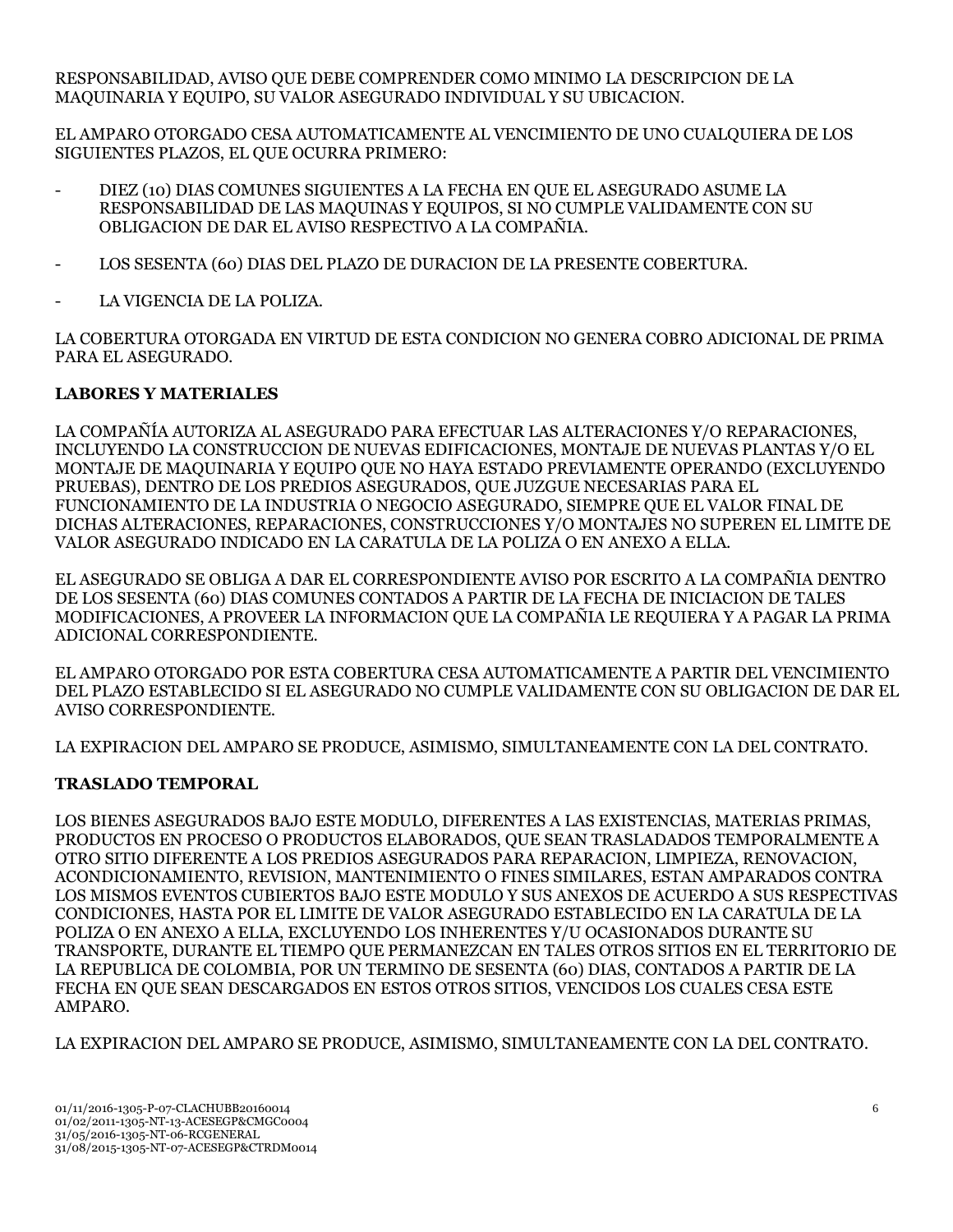RESPONSABILIDAD, AVISO QUE DEBE COMPRENDER COMO MINIMO LA DESCRIPCION DE LA MAQUINARIA Y EQUIPO, SU VALOR ASEGURADO INDIVIDUAL Y SU UBICACION.

EL AMPARO OTORGADO CESA AUTOMATICAMENTE AL VENCIMIENTO DE UNO CUALQUIERA DE LOS SIGUIENTES PLAZOS, EL QUE OCURRA PRIMERO:

- DIEZ (10) DIAS COMUNES SIGUIENTES A LA FECHA EN QUE EL ASEGURADO ASUME LA RESPONSABILIDAD DE LAS MAQUINAS Y EQUIPOS, SI NO CUMPLE VALIDAMENTE CON SU OBLIGACION DE DAR EL AVISO RESPECTIVO A LA COMPAÑIA.
- LOS SESENTA (60) DIAS DEL PLAZO DE DURACION DE LA PRESENTE COBERTURA.
- LA VIGENCIA DE LA POLIZA.

LA COBERTURA OTORGADA EN VIRTUD DE ESTA CONDICION NO GENERA COBRO ADICIONAL DE PRIMA PARA EL ASEGURADO.

**LABORES Y MATERIALES**

LA COMPAÑÍA AUTORIZA AL ASEGURADO PARA EFECTUAR LAS ALTERACIONES Y/O REPARACIONES, INCLUYENDO LA CONSTRUCCION DE NUEVAS EDIFICACIONES, MONTAJE DE NUEVAS PLANTAS Y/O EL MONTAJE DE MAQUINARIA Y EQUIPO QUE NO HAYA ESTADO PREVIAMENTE OPERANDO (EXCLUYENDO PRUEBAS), DENTRO DE LOS PREDIOS ASEGURADOS, QUE JUZGUE NECESARIAS PARA EL FUNCIONAMIENTO DE LA INDUSTRIA O NEGOCIO ASEGURADO, SIEMPRE QUE EL VALOR FINAL DE DICHAS ALTERACIONES, REPARACIONES, CONSTRUCCIONES Y/O MONTAJES NO SUPEREN EL LIMITE DE VALOR ASEGURADO INDICADO EN LA CARATULA DE LA POLIZA O EN ANEXO A ELLA.

EL ASEGURADO SE OBLIGA A DAR EL CORRESPONDIENTE AVISO POR ESCRITO A LA COMPAÑIA DENTRO DE LOS SESENTA (60) DIAS COMUNES CONTADOS A PARTIR DE LA FECHA DE INICIACION DE TALES MODIFICACIONES, A PROVEER LA INFORMACION QUE LA COMPAÑIA LE REQUIERA Y A PAGAR LA PRIMA ADICIONAL CORRESPONDIENTE.

EL AMPARO OTORGADO POR ESTA COBERTURA CESA AUTOMATICAMENTE A PARTIR DEL VENCIMIENTO DEL PLAZO ESTABLECIDO SI EL ASEGURADO NO CUMPLE VALIDAMENTE CON SU OBLIGACION DE DAR EL AVISO CORRESPONDIENTE.

LA EXPIRACION DEL AMPARO SE PRODUCE, ASIMISMO, SIMULTANEAMENTE CON LA DEL CONTRATO.

**TRASLADO TEMPORAL**

LOS BIENES ASEGURADOS BAJO ESTE MODULO, DIFERENTES A LAS EXISTENCIAS, MATERIAS PRIMAS, PRODUCTOS EN PROCESO O PRODUCTOS ELABORADOS, QUE SEAN TRASLADADOS TEMPORALMENTE A OTRO SITIO DIFERENTE A LOS PREDIOS ASEGURADOS PARA REPARACION, LIMPIEZA, RENOVACION, ACONDICIONAMIENTO, REVISION, MANTENIMIENTO O FINES SIMILARES, ESTAN AMPARADOS CONTRA LOS MISMOS EVENTOS CUBIERTOS BAJO ESTE MODULO Y SUS ANEXOS DE ACUERDO A SUS RESPECTIVAS CONDICIONES, HASTA POR EL LIMITE DE VALOR ASEGURADO ESTABLECIDO EN LA CARATULA DE LA POLIZA O EN ANEXO A ELLA, EXCLUYENDO LOS INHERENTES Y/U OCASIONADOS DURANTE SU TRANSPORTE, DURANTE EL TIEMPO QUE PERMANEZCAN EN TALES OTROS SITIOS EN EL TERRITORIO DE LA REPUBLICA DE COLOMBIA, POR UN TERMINO DE SESENTA (60) DIAS, CONTADOS A PARTIR DE LA FECHA EN QUE SEAN DESCARGADOS EN ESTOS OTROS SITIOS, VENCIDOS LOS CUALES CESA ESTE AMPARO.

LA EXPIRACION DEL AMPARO SE PRODUCE, ASIMISMO, SIMULTANEAMENTE CON LA DEL CONTRATO.

01/11/2016-1305-P-07-CLACHUBB20160014
01/02/2011-1305-NT-13-ACESEGP&CMGC0004
31/05/2016-1305-NT-06-RCGENERAL
31/08/2015-1305-NT-07-ACESEGP&CTRDM0014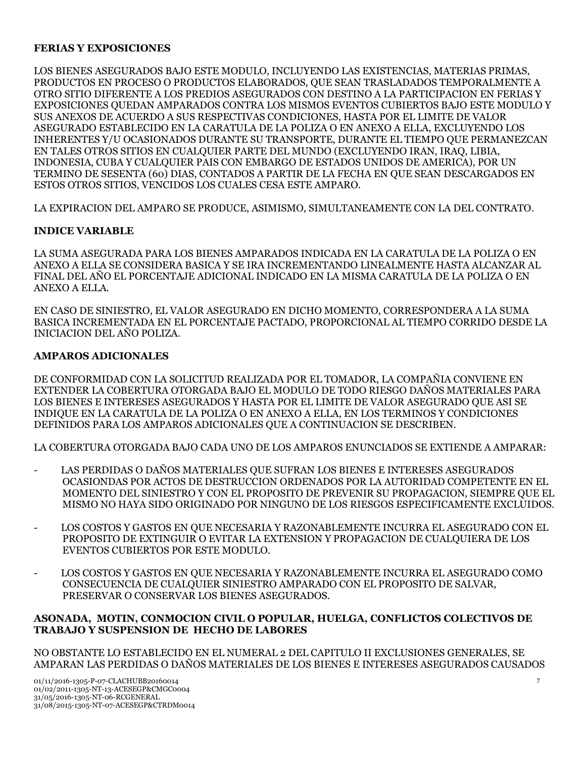**FERIAS Y EXPOSICIONES**

LOS BIENES ASEGURADOS BAJO ESTE MODULO, INCLUYENDO LAS EXISTENCIAS, MATERIAS PRIMAS, PRODUCTOS EN PROCESO O PRODUCTOS ELABORADOS, QUE SEAN TRASLADADOS TEMPORALMENTE A OTRO SITIO DIFERENTE A LOS PREDIOS ASEGURADOS CON DESTINO A LA PARTICIPACION EN FERIAS Y EXPOSICIONES QUEDAN AMPARADOS CONTRA LOS MISMOS EVENTOS CUBIERTOS BAJO ESTE MODULO Y SUS ANEXOS DE ACUERDO A SUS RESPECTIVAS CONDICIONES, HASTA POR EL LIMITE DE VALOR ASEGURADO ESTABLECIDO EN LA CARATULA DE LA POLIZA O EN ANEXO A ELLA, EXCLUYENDO LOS INHERENTES Y/U OCASIONADOS DURANTE SU TRANSPORTE, DURANTE EL TIEMPO QUE PERMANEZCAN EN TALES OTROS SITIOS EN CUALQUIER PARTE DEL MUNDO (EXCLUYENDO IRAN, IRAQ, LIBIA, INDONESIA, CUBA Y CUALQUIER PAIS CON EMBARGO DE ESTADOS UNIDOS DE AMERICA), POR UN TERMINO DE SESENTA (60) DIAS, CONTADOS A PARTIR DE LA FECHA EN QUE SEAN DESCARGADOS EN ESTOS OTROS SITIOS, VENCIDOS LOS CUALES CESA ESTE AMPARO.

LA EXPIRACION DEL AMPARO SE PRODUCE, ASIMISMO, SIMULTANEAMENTE CON LA DEL CONTRATO.

**INDICE VARIABLE**

LA SUMA ASEGURADA PARA LOS BIENES AMPARADOS INDICADA EN LA CARATULA DE LA POLIZA O EN ANEXO A ELLA SE CONSIDERA BASICA Y SE IRA INCREMENTANDO LINEALMENTE HASTA ALCANZAR AL FINAL DEL AÑO EL PORCENTAJE ADICIONAL INDICADO EN LA MISMA CARATULA DE LA POLIZA O EN ANEXO A ELLA.

EN CASO DE SINIESTRO, EL VALOR ASEGURADO EN DICHO MOMENTO, CORRESPONDERA A LA SUMA BASICA INCREMENTADA EN EL PORCENTAJE PACTADO, PROPORCIONAL AL TIEMPO CORRIDO DESDE LA INICIACION DEL AÑO POLIZA.

**AMPAROS ADICIONALES**

DE CONFORMIDAD CON LA SOLICITUD REALIZADA POR EL TOMADOR, LA COMPAÑIA CONVIENE EN EXTENDER LA COBERTURA OTORGADA BAJO EL MODULO DE TODO RIESGO DAÑOS MATERIALES PARA LOS BIENES E INTERESES ASEGURADOS Y HASTA POR EL LIMITE DE VALOR ASEGURADO QUE ASI SE INDIQUE EN LA CARATULA DE LA POLIZA O EN ANEXO A ELLA, EN LOS TERMINOS Y CONDICIONES DEFINIDOS PARA LOS AMPAROS ADICIONALES QUE A CONTINUACION SE DESCRIBEN.

LA COBERTURA OTORGADA BAJO CADA UNO DE LOS AMPAROS ENUNCIADOS SE EXTIENDE A AMPARAR:

- LAS PERDIDAS O DAÑOS MATERIALES QUE SUFRAN LOS BIENES E INTERESES ASEGURADOS OCASIONDAS POR ACTOS DE DESTRUCCION ORDENADOS POR LA AUTORIDAD COMPETENTE EN EL MOMENTO DEL SINIESTRO Y CON EL PROPOSITO DE PREVENIR SU PROPAGACION, SIEMPRE QUE EL MISMO NO HAYA SIDO ORIGINADO POR NINGUNO DE LOS RIESGOS ESPECIFICAMENTE EXCLUIDOS.
- LOS COSTOS Y GASTOS EN QUE NECESARIA Y RAZONABLEMENTE INCURRA EL ASEGURADO CON EL PROPOSITO DE EXTINGUIR O EVITAR LA EXTENSION Y PROPAGACION DE CUALQUIERA DE LOS EVENTOS CUBIERTOS POR ESTE MODULO.
- LOS COSTOS Y GASTOS EN QUE NECESARIA Y RAZONABLEMENTE INCURRA EL ASEGURADO COMO CONSECUENCIA DE CUALQUIER SINIESTRO AMPARADO CON EL PROPOSITO DE SALVAR, PRESERVAR O CONSERVAR LOS BIENES ASEGURADOS.

**ASONADA, MOTIN, CONMOCION CIVIL O POPULAR, HUELGA, CONFLICTOS COLECTIVOS DE TRABAJO Y SUSPENSION DE HECHO DE LABORES**

NO OBSTANTE LO ESTABLECIDO EN EL NUMERAL 2 DEL CAPITULO II EXCLUSIONES GENERALES, SE AMPARAN LAS PERDIDAS O DAÑOS MATERIALES DE LOS BIENES E INTERESES ASEGURADOS CAUSADOS

01/11/2016-1305-P-07-CLACHUBB20160014
01/02/2011-1305-NT-13-ACESEGP&CMGC0004
31/05/2016-1305-NT-06-RCGENERAL
31/08/2015-1305-NT-07-ACESEGP&CTRDM0014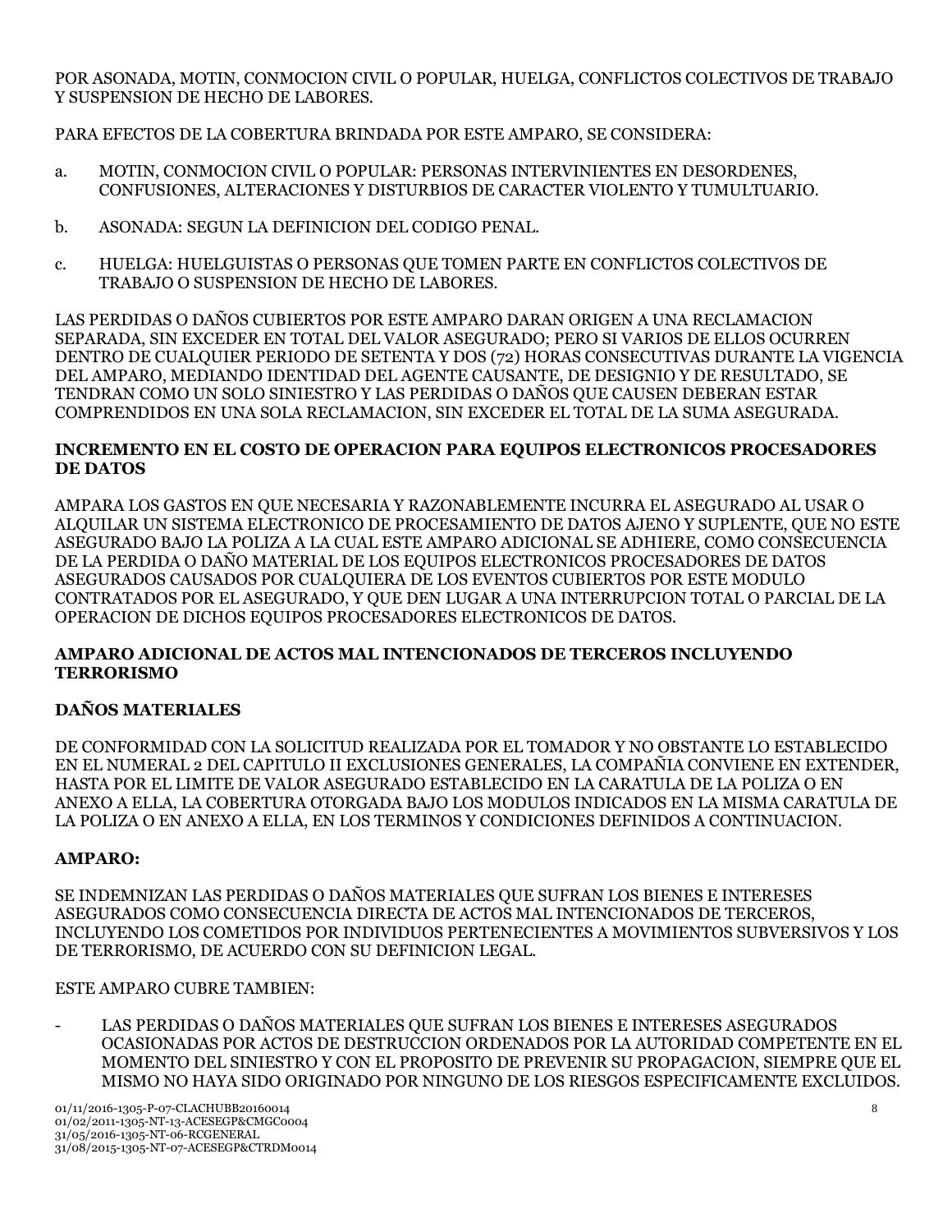POR ASONADA, MOTIN, CONMOCION CIVIL O POPULAR, HUELGA, CONFLICTOS COLECTIVOS DE TRABAJO Y SUSPENSION DE HECHO DE LABORES.

PARA EFECTOS DE LA COBERTURA BRINDADA POR ESTE AMPARO, SE CONSIDERA:

a. MOTIN, CONMOCION CIVIL O POPULAR: PERSONAS INTERVINIENTES EN DESORDENES, CONFUSIONES, ALTERACIONES Y DISTURBIOS DE CARACTER VIOLENTO Y TUMULTUARIO.

b. ASONADA: SEGUN LA DEFINICION DEL CODIGO PENAL.

c. HUELGA: HUELGUISTAS O PERSONAS QUE TOMEN PARTE EN CONFLICTOS COLECTIVOS DE TRABAJO O SUSPENSION DE HECHO DE LABORES.

LAS PERDIDAS O DAÑOS CUBIERTOS POR ESTE AMPARO DARAN ORIGEN A UNA RECLAMACION SEPARADA, SIN EXCEDER EN TOTAL DEL VALOR ASEGURADO; PERO SI VARIOS DE ELLOS OCURREN DENTRO DE CUALQUIER PERIODO DE SETENTA Y DOS (72) HORAS CONSECUTIVAS DURANTE LA VIGENCIA DEL AMPARO, MEDIANDO IDENTIDAD DEL AGENTE CAUSANTE, DE DESIGNIO Y DE RESULTADO, SE TENDRAN COMO UN SOLO SINIESTRO Y LAS PERDIDAS O DAÑOS QUE CAUSEN DEBERAN ESTAR COMPRENDIDOS EN UNA SOLA RECLAMACION, SIN EXCEDER EL TOTAL DE LA SUMA ASEGURADA.

**INCREMENTO EN EL COSTO DE OPERACION PARA EQUIPOS ELECTRONICOS PROCESADORES DE DATOS**

AMPARA LOS GASTOS EN QUE NECESARIA Y RAZONABLEMENTE INCURRA EL ASEGURADO AL USAR O ALQUILAR UN SISTEMA ELECTRONICO DE PROCESAMIENTO DE DATOS AJENO Y SUPLENTE, QUE NO ESTE ASEGURADO BAJO LA POLIZA A LA CUAL ESTE AMPARO ADICIONAL SE ADHIERE, COMO CONSECUENCIA DE LA PERDIDA O DAÑO MATERIAL DE LOS EQUIPOS ELECTRONICOS PROCESADORES DE DATOS ASEGURADOS CAUSADOS POR CUALQUIERA DE LOS EVENTOS CUBIERTOS POR ESTE MODULO CONTRATADOS POR EL ASEGURADO, Y QUE DEN LUGAR A UNA INTERRUPCION TOTAL O PARCIAL DE LA OPERACION DE DICHOS EQUIPOS PROCESADORES ELECTRONICOS DE DATOS.

**AMPARO ADICIONAL DE ACTOS MAL INTENCIONADOS DE TERCEROS INCLUYENDO TERRORISMO**

**DAÑOS MATERIALES**

DE CONFORMIDAD CON LA SOLICITUD REALIZADA POR EL TOMADOR Y NO OBSTANTE LO ESTABLECIDO EN EL NUMERAL 2 DEL CAPITULO II EXCLUSIONES GENERALES, LA COMPAÑIA CONVIENE EN EXTENDER, HASTA POR EL LIMITE DE VALOR ASEGURADO ESTABLECIDO EN LA CARATULA DE LA POLIZA O EN ANEXO A ELLA, LA COBERTURA OTORGADA BAJO LOS MODULOS INDICADOS EN LA MISMA CARATULA DE LA POLIZA O EN ANEXO A ELLA, EN LOS TERMINOS Y CONDICIONES DEFINIDOS A CONTINUACION.

**AMPARO:**

SE INDEMNIZAN LAS PERDIDAS O DAÑOS MATERIALES QUE SUFRAN LOS BIENES E INTERESES ASEGURADOS COMO CONSECUENCIA DIRECTA DE ACTOS MAL INTENCIONADOS DE TERCEROS, INCLUYENDO LOS COMETIDOS POR INDIVIDUOS PERTENECIENTES A MOVIMIENTOS SUBVERSIVOS Y LOS DE TERRORISMO, DE ACUERDO CON SU DEFINICION LEGAL.

ESTE AMPARO CUBRE TAMBIEN:

- LAS PERDIDAS O DAÑOS MATERIALES QUE SUFRAN LOS BIENES E INTERESES ASEGURADOS OCASIONADAS POR ACTOS DE DESTRUCCION ORDENADOS POR LA AUTORIDAD COMPETENTE EN EL MOMENTO DEL SINIESTRO Y CON EL PROPOSITO DE PREVENIR SU PROPAGACION, SIEMPRE QUE EL MISMO NO HAYA SIDO ORIGINADO POR NINGUNO DE LOS RIESGOS ESPECIFICAMENTE EXCLUIDOS.

01/11/2016-1305-P-07-CLACHUBB20160014
01/02/2011-1305-NT-13-ACESEGP&CMGC0004
31/05/2016-1305-NT-06-RCGENERAL
31/08/2015-1305-NT-07-ACESEGP&CTRDM0014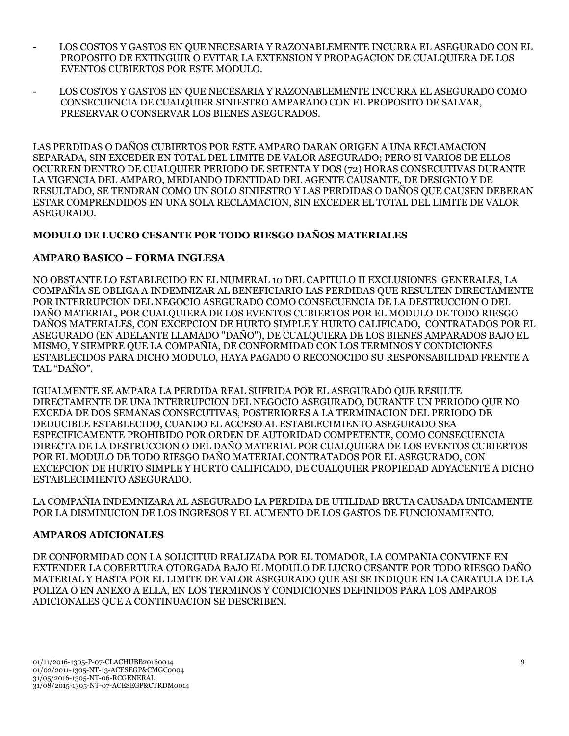- LOS COSTOS Y GASTOS EN QUE NECESARIA Y RAZONABLEMENTE INCURRA EL ASEGURADO CON EL PROPOSITO DE EXTINGUIR O EVITAR LA EXTENSION Y PROPAGACION DE CUALQUIERA DE LOS EVENTOS CUBIERTOS POR ESTE MODULO.

- LOS COSTOS Y GASTOS EN QUE NECESARIA Y RAZONABLEMENTE INCURRA EL ASEGURADO COMO CONSECUENCIA DE CUALQUIER SINIESTRO AMPARADO CON EL PROPOSITO DE SALVAR, PRESERVAR O CONSERVAR LOS BIENES ASEGURADOS.

LAS PERDIDAS O DAÑOS CUBIERTOS POR ESTE AMPARO DARAN ORIGEN A UNA RECLAMACION SEPARADA, SIN EXCEDER EN TOTAL DEL LIMITE DE VALOR ASEGURADO; PERO SI VARIOS DE ELLOS OCURREN DENTRO DE CUALQUIER PERIODO DE SETENTA Y DOS (72) HORAS CONSECUTIVAS DURANTE LA VIGENCIA DEL AMPARO, MEDIANDO IDENTIDAD DEL AGENTE CAUSANTE, DE DESIGNIO Y DE RESULTADO, SE TENDRAN COMO UN SOLO SINIESTRO Y LAS PERDIDAS O DAÑOS QUE CAUSEN DEBERAN ESTAR COMPRENDIDOS EN UNA SOLA RECLAMACION, SIN EXCEDER EL TOTAL DEL LIMITE DE VALOR ASEGURADO.

**MODULO DE LUCRO CESANTE POR TODO RIESGO DAÑOS MATERIALES**

**AMPARO BASICO – FORMA INGLESA**

NO OBSTANTE LO ESTABLECIDO EN EL NUMERAL 10 DEL CAPITULO II EXCLUSIONES GENERALES, LA COMPAÑÍA SE OBLIGA A INDEMNIZAR AL BENEFICIARIO LAS PERDIDAS QUE RESULTEN DIRECTAMENTE POR INTERRUPCION DEL NEGOCIO ASEGURADO COMO CONSECUENCIA DE LA DESTRUCCION O DEL DAÑO MATERIAL, POR CUALQUIERA DE LOS EVENTOS CUBIERTOS POR EL MODULO DE TODO RIESGO DAÑOS MATERIALES, CON EXCEPCION DE HURTO SIMPLE Y HURTO CALIFICADO, CONTRATADOS POR EL ASEGURADO (EN ADELANTE LLAMADO "DAÑO"), DE CUALQUIERA DE LOS BIENES AMPARADOS BAJO EL MISMO, Y SIEMPRE QUE LA COMPAÑIA, DE CONFORMIDAD CON LOS TERMINOS Y CONDICIONES ESTABLECIDOS PARA DICHO MODULO, HAYA PAGADO O RECONOCIDO SU RESPONSABILIDAD FRENTE A TAL "DAÑO".

IGUALMENTE SE AMPARA LA PERDIDA REAL SUFRIDA POR EL ASEGURADO QUE RESULTE DIRECTAMENTE DE UNA INTERRUPCION DEL NEGOCIO ASEGURADO, DURANTE UN PERIODO QUE NO EXCEDA DE DOS SEMANAS CONSECUTIVAS, POSTERIORES A LA TERMINACION DEL PERIODO DE DEDUCIBLE ESTABLECIDO, CUANDO EL ACCESO AL ESTABLECIMIENTO ASEGURADO SEA ESPECIFICAMENTE PROHIBIDO POR ORDEN DE AUTORIDAD COMPETENTE, COMO CONSECUENCIA DIRECTA DE LA DESTRUCCION O DEL DAÑO MATERIAL POR CUALQUIERA DE LOS EVENTOS CUBIERTOS POR EL MODULO DE TODO RIESGO DAÑO MATERIAL CONTRATADOS POR EL ASEGURADO, CON EXCEPCION DE HURTO SIMPLE Y HURTO CALIFICADO, DE CUALQUIER PROPIEDAD ADYACENTE A DICHO ESTABLECIMIENTO ASEGURADO.

LA COMPAÑIA INDEMNIZARA AL ASEGURADO LA PERDIDA DE UTILIDAD BRUTA CAUSADA UNICAMENTE POR LA DISMINUCION DE LOS INGRESOS Y EL AUMENTO DE LOS GASTOS DE FUNCIONAMIENTO.

**AMPAROS ADICIONALES**

DE CONFORMIDAD CON LA SOLICITUD REALIZADA POR EL TOMADOR, LA COMPAÑIA CONVIENE EN EXTENDER LA COBERTURA OTORGADA BAJO EL MODULO DE LUCRO CESANTE POR TODO RIESGO DAÑO MATERIAL Y HASTA POR EL LIMITE DE VALOR ASEGURADO QUE ASI SE INDIQUE EN LA CARATULA DE LA POLIZA O EN ANEXO A ELLA, EN LOS TERMINOS Y CONDICIONES DEFINIDOS PARA LOS AMPAROS ADICIONALES QUE A CONTINUACION SE DESCRIBEN.

01/11/2016-1305-P-07-CLACHUBB20160014
01/02/2011-1305-NT-13-ACESEGP&CMGC0004
31/05/2016-1305-NT-06-RCGENERAL
31/08/2015-1305-NT-07-ACESEGP&CTRDM0014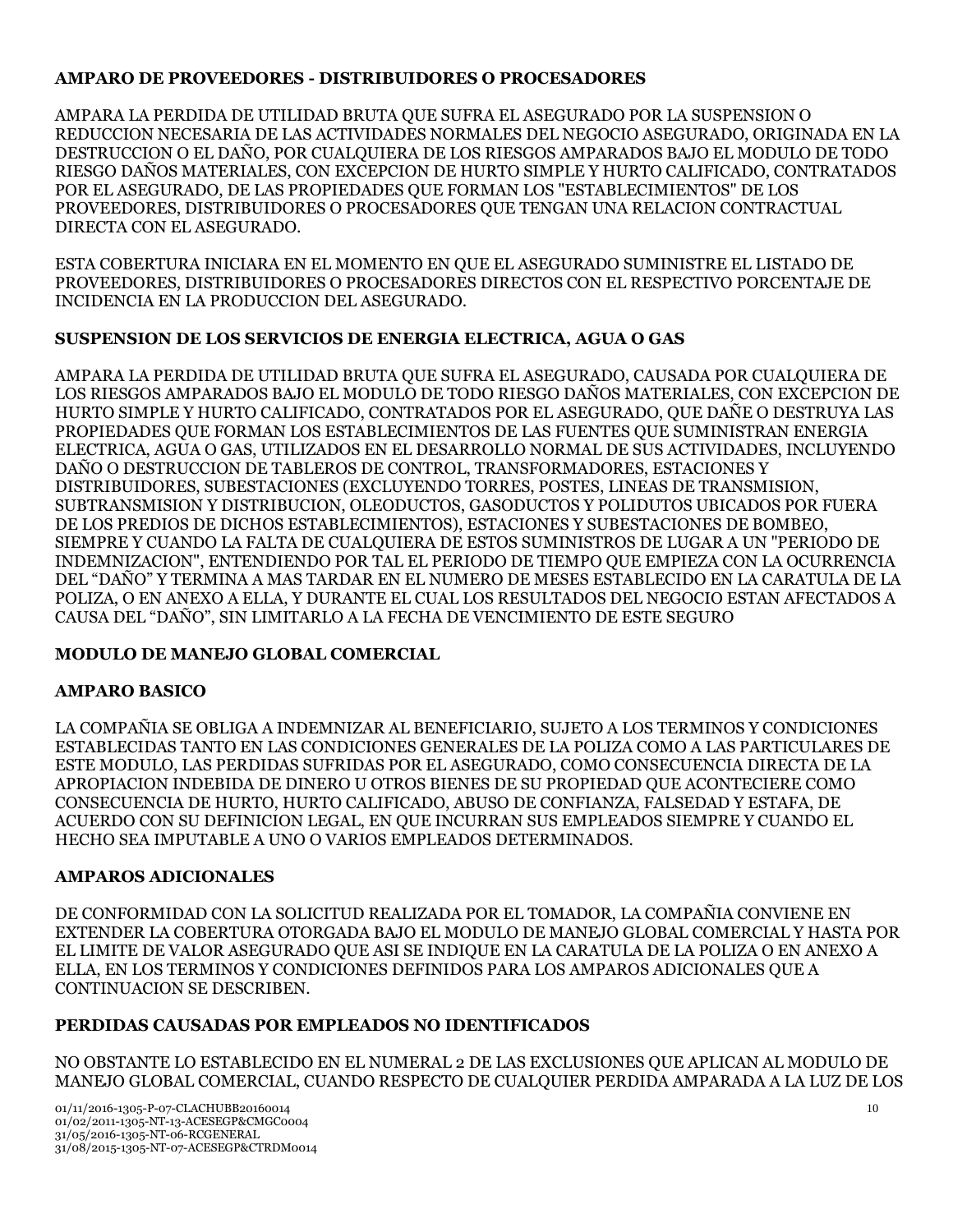**AMPARO DE PROVEEDORES - DISTRIBUIDORES O PROCESADORES**

AMPARA LA PERDIDA DE UTILIDAD BRUTA QUE SUFRA EL ASEGURADO POR LA SUSPENSION O REDUCCION NECESARIA DE LAS ACTIVIDADES NORMALES DEL NEGOCIO ASEGURADO, ORIGINADA EN LA DESTRUCCION O EL DAÑO, POR CUALQUIERA DE LOS RIESGOS AMPARADOS BAJO EL MODULO DE TODO RIESGO DAÑOS MATERIALES, CON EXCEPCION DE HURTO SIMPLE Y HURTO CALIFICADO, CONTRATADOS POR EL ASEGURADO, DE LAS PROPIEDADES QUE FORMAN LOS "ESTABLECIMIENTOS" DE LOS PROVEEDORES, DISTRIBUIDORES O PROCESADORES QUE TENGAN UNA RELACION CONTRACTUAL DIRECTA CON EL ASEGURADO.

ESTA COBERTURA INICIARA EN EL MOMENTO EN QUE EL ASEGURADO SUMINISTRE EL LISTADO DE PROVEEDORES, DISTRIBUIDORES O PROCESADORES DIRECTOS CON EL RESPECTIVO PORCENTAJE DE INCIDENCIA EN LA PRODUCCION DEL ASEGURADO.

**SUSPENSION DE LOS SERVICIOS DE ENERGIA ELECTRICA, AGUA O GAS**

AMPARA LA PERDIDA DE UTILIDAD BRUTA QUE SUFRA EL ASEGURADO, CAUSADA POR CUALQUIERA DE LOS RIESGOS AMPARADOS BAJO EL MODULO DE TODO RIESGO DAÑOS MATERIALES, CON EXCEPCION DE HURTO SIMPLE Y HURTO CALIFICADO, CONTRATADOS POR EL ASEGURADO, QUE DAÑE O DESTRUYA LAS PROPIEDADES QUE FORMAN LOS ESTABLECIMIENTOS DE LAS FUENTES QUE SUMINISTRAN ENERGIA ELECTRICA, AGUA O GAS, UTILIZADOS EN EL DESARROLLO NORMAL DE SUS ACTIVIDADES, INCLUYENDO DAÑO O DESTRUCCION DE TABLEROS DE CONTROL, TRANSFORMADORES, ESTACIONES Y DISTRIBUIDORES, SUBESTACIONES (EXCLUYENDO TORRES, POSTES, LINEAS DE TRANSMISION, SUBTRANSMISION Y DISTRIBUCION, OLEODUCTOS, GASODUCTOS Y POLIDUTOS UBICADOS POR FUERA DE LOS PREDIOS DE DICHOS ESTABLECIMIENTOS), ESTACIONES Y SUBESTACIONES DE BOMBEO, SIEMPRE Y CUANDO LA FALTA DE CUALQUIERA DE ESTOS SUMINISTROS DE LUGAR A UN "PERIODO DE INDEMNIZACION", ENTENDIENDO POR TAL EL PERIODO DE TIEMPO QUE EMPIEZA CON LA OCURRENCIA DEL "DAÑO" Y TERMINA A MAS TARDAR EN EL NUMERO DE MESES ESTABLECIDO EN LA CARATULA DE LA POLIZA, O EN ANEXO A ELLA, Y DURANTE EL CUAL LOS RESULTADOS DEL NEGOCIO ESTAN AFECTADOS A CAUSA DEL "DAÑO", SIN LIMITARLO A LA FECHA DE VENCIMIENTO DE ESTE SEGURO

**MODULO DE MANEJO GLOBAL COMERCIAL**

**AMPARO BASICO**

LA COMPAÑIA SE OBLIGA A INDEMNIZAR AL BENEFICIARIO, SUJETO A LOS TERMINOS Y CONDICIONES ESTABLECIDAS TANTO EN LAS CONDICIONES GENERALES DE LA POLIZA COMO A LAS PARTICULARES DE ESTE MODULO, LAS PERDIDAS SUFRIDAS POR EL ASEGURADO, COMO CONSECUENCIA DIRECTA DE LA APROPIACION INDEBIDA DE DINERO U OTROS BIENES DE SU PROPIEDAD QUE ACONTECIERE COMO CONSECUENCIA DE HURTO, HURTO CALIFICADO, ABUSO DE CONFIANZA, FALSEDAD Y ESTAFA, DE ACUERDO CON SU DEFINICION LEGAL, EN QUE INCURRAN SUS EMPLEADOS SIEMPRE Y CUANDO EL HECHO SEA IMPUTABLE A UNO O VARIOS EMPLEADOS DETERMINADOS.

**AMPAROS ADICIONALES**

DE CONFORMIDAD CON LA SOLICITUD REALIZADA POR EL TOMADOR, LA COMPAÑIA CONVIENE EN EXTENDER LA COBERTURA OTORGADA BAJO EL MODULO DE MANEJO GLOBAL COMERCIAL Y HASTA POR EL LIMITE DE VALOR ASEGURADO QUE ASI SE INDIQUE EN LA CARATULA DE LA POLIZA O EN ANEXO A ELLA, EN LOS TERMINOS Y CONDICIONES DEFINIDOS PARA LOS AMPAROS ADICIONALES QUE A CONTINUACION SE DESCRIBEN.

**PERDIDAS CAUSADAS POR EMPLEADOS NO IDENTIFICADOS**

NO OBSTANTE LO ESTABLECIDO EN EL NUMERAL 2 DE LAS EXCLUSIONES QUE APLICAN AL MODULO DE MANEJO GLOBAL COMERCIAL, CUANDO RESPECTO DE CUALQUIER PERDIDA AMPARADA A LA LUZ DE LOS

01/11/2016-1305-P-07-CLACHUBB20160014
01/02/2011-1305-NT-13-ACESEGP&CMGC0004
31/05/2016-1305-NT-06-RCGENERAL
31/08/2015-1305-NT-07-ACESEGP&CTRDM0014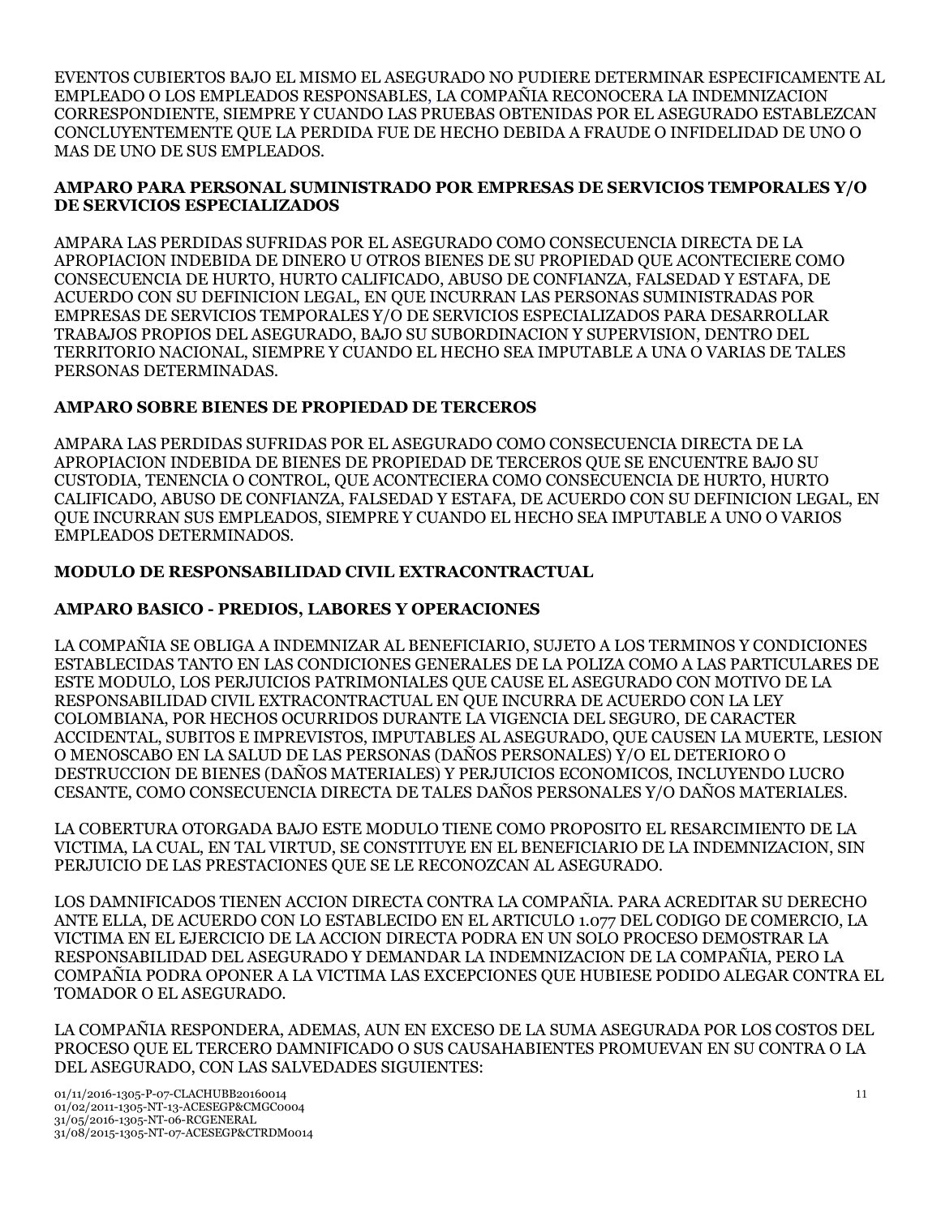EVENTOS CUBIERTOS BAJO EL MISMO EL ASEGURADO NO PUDIERE DETERMINAR ESPECIFICAMENTE AL EMPLEADO O LOS EMPLEADOS RESPONSABLES, LA COMPAÑIA RECONOCERA LA INDEMNIZACION CORRESPONDIENTE, SIEMPRE Y CUANDO LAS PRUEBAS OBTENIDAS POR EL ASEGURADO ESTABLEZCAN CONCLUYENTEMENTE QUE LA PERDIDA FUE DE HECHO DEBIDA A FRAUDE O INFIDELIDAD DE UNO O MAS DE UNO DE SUS EMPLEADOS.

**AMPARO PARA PERSONAL SUMINISTRADO POR EMPRESAS DE SERVICIOS TEMPORALES Y/O DE SERVICIOS ESPECIALIZADOS**

AMPARA LAS PERDIDAS SUFRIDAS POR EL ASEGURADO COMO CONSECUENCIA DIRECTA DE LA APROPIACION INDEBIDA DE DINERO U OTROS BIENES DE SU PROPIEDAD QUE ACONTECIERE COMO CONSECUENCIA DE HURTO, HURTO CALIFICADO, ABUSO DE CONFIANZA, FALSEDAD Y ESTAFA, DE ACUERDO CON SU DEFINICION LEGAL, EN QUE INCURRAN LAS PERSONAS SUMINISTRADAS POR EMPRESAS DE SERVICIOS TEMPORALES Y/O DE SERVICIOS ESPECIALIZADOS PARA DESARROLLAR TRABAJOS PROPIOS DEL ASEGURADO, BAJO SU SUBORDINACION Y SUPERVISION, DENTRO DEL TERRITORIO NACIONAL, SIEMPRE Y CUANDO EL HECHO SEA IMPUTABLE A UNA O VARIAS DE TALES PERSONAS DETERMINADAS.

**AMPARO SOBRE BIENES DE PROPIEDAD DE TERCEROS**

AMPARA LAS PERDIDAS SUFRIDAS POR EL ASEGURADO COMO CONSECUENCIA DIRECTA DE LA APROPIACION INDEBIDA DE BIENES DE PROPIEDAD DE TERCEROS QUE SE ENCUENTRE BAJO SU CUSTODIA, TENENCIA O CONTROL, QUE ACONTECIERA COMO CONSECUENCIA DE HURTO, HURTO CALIFICADO, ABUSO DE CONFIANZA, FALSEDAD Y ESTAFA, DE ACUERDO CON SU DEFINICION LEGAL, EN QUE INCURRAN SUS EMPLEADOS, SIEMPRE Y CUANDO EL HECHO SEA IMPUTABLE A UNO O VARIOS EMPLEADOS DETERMINADOS.

**MODULO DE RESPONSABILIDAD CIVIL EXTRACONTRACTUAL**

**AMPARO BASICO - PREDIOS, LABORES Y OPERACIONES**

LA COMPAÑIA SE OBLIGA A INDEMNIZAR AL BENEFICIARIO, SUJETO A LOS TERMINOS Y CONDICIONES ESTABLECIDAS TANTO EN LAS CONDICIONES GENERALES DE LA POLIZA COMO A LAS PARTICULARES DE ESTE MODULO, LOS PERJUICIOS PATRIMONIALES QUE CAUSE EL ASEGURADO CON MOTIVO DE LA RESPONSABILIDAD CIVIL EXTRACONTRACTUAL EN QUE INCURRA DE ACUERDO CON LA LEY COLOMBIANA, POR HECHOS OCURRIDOS DURANTE LA VIGENCIA DEL SEGURO, DE CARACTER ACCIDENTAL, SUBITOS E IMPREVISTOS, IMPUTABLES AL ASEGURADO, QUE CAUSEN LA MUERTE, LESION O MENOSCABO EN LA SALUD DE LAS PERSONAS (DAÑOS PERSONALES) Y/O EL DETERIORO O DESTRUCCION DE BIENES (DAÑOS MATERIALES) Y PERJUICIOS ECONOMICOS, INCLUYENDO LUCRO CESANTE, COMO CONSECUENCIA DIRECTA DE TALES DAÑOS PERSONALES Y/O DAÑOS MATERIALES.

LA COBERTURA OTORGADA BAJO ESTE MODULO TIENE COMO PROPOSITO EL RESARCIMIENTO DE LA VICTIMA, LA CUAL, EN TAL VIRTUD, SE CONSTITUYE EN EL BENEFICIARIO DE LA INDEMNIZACION, SIN PERJUICIO DE LAS PRESTACIONES QUE SE LE RECONOZCAN AL ASEGURADO.

LOS DAMNIFICADOS TIENEN ACCION DIRECTA CONTRA LA COMPAÑIA. PARA ACREDITAR SU DERECHO ANTE ELLA, DE ACUERDO CON LO ESTABLECIDO EN EL ARTICULO 1.077 DEL CODIGO DE COMERCIO, LA VICTIMA EN EL EJERCICIO DE LA ACCION DIRECTA PODRA EN UN SOLO PROCESO DEMOSTRAR LA RESPONSABILIDAD DEL ASEGURADO Y DEMANDAR LA INDEMNIZACION DE LA COMPAÑIA, PERO LA COMPAÑIA PODRA OPONER A LA VICTIMA LAS EXCEPCIONES QUE HUBIESE PODIDO ALEGAR CONTRA EL TOMADOR O EL ASEGURADO.

LA COMPAÑIA RESPONDERA, ADEMAS, AUN EN EXCESO DE LA SUMA ASEGURADA POR LOS COSTOS DEL PROCESO QUE EL TERCERO DAMNIFICADO O SUS CAUSAHABIENTES PROMUEVAN EN SU CONTRA O LA DEL ASEGURADO, CON LAS SALVEDADES SIGUIENTES:

01/11/2016-1305-P-07-CLACHUBB20160014
01/02/2011-1305-NT-13-ACESEGP&CMGC0004
31/05/2016-1305-NT-06-RCGENERAL
31/08/2015-1305-NT-07-ACESEGP&CTRDM0014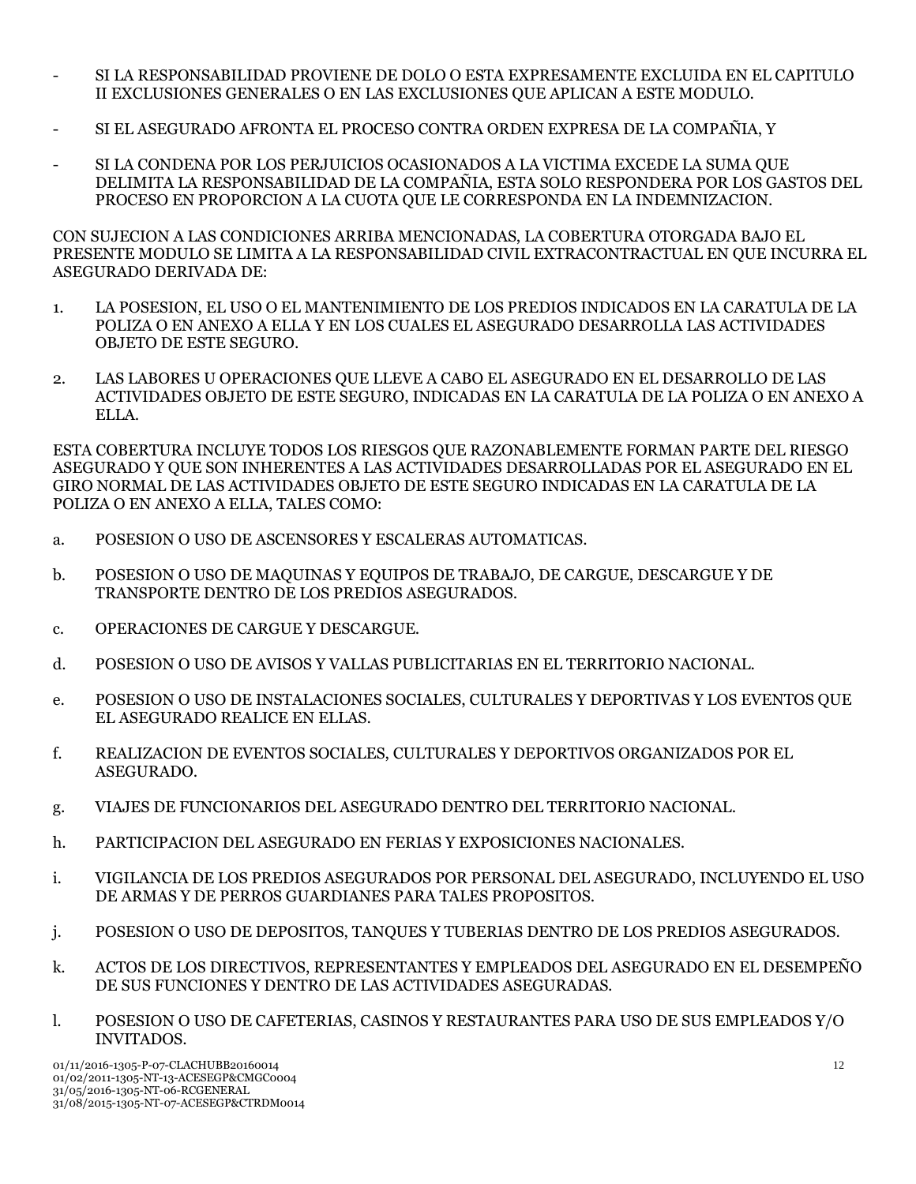- SI LA RESPONSABILIDAD PROVIENE DE DOLO O ESTA EXPRESAMENTE EXCLUIDA EN EL CAPITULO II EXCLUSIONES GENERALES O EN LAS EXCLUSIONES QUE APLICAN A ESTE MODULO.

- SI EL ASEGURADO AFRONTA EL PROCESO CONTRA ORDEN EXPRESA DE LA COMPAÑIA, Y

- SI LA CONDENA POR LOS PERJUICIOS OCASIONADOS A LA VICTIMA EXCEDE LA SUMA QUE DELIMITA LA RESPONSABILIDAD DE LA COMPAÑIA, ESTA SOLO RESPONDERA POR LOS GASTOS DEL PROCESO EN PROPORCION A LA CUOTA QUE LE CORRESPONDA EN LA INDEMNIZACION.

CON SUJECION A LAS CONDICIONES ARRIBA MENCIONADAS, LA COBERTURA OTORGADA BAJO EL PRESENTE MODULO SE LIMITA A LA RESPONSABILIDAD CIVIL EXTRACONTRACTUAL EN QUE INCURRA EL ASEGURADO DERIVADA DE:

1. LA POSESION, EL USO O EL MANTENIMIENTO DE LOS PREDIOS INDICADOS EN LA CARATULA DE LA POLIZA O EN ANEXO A ELLA Y EN LOS CUALES EL ASEGURADO DESARROLLA LAS ACTIVIDADES OBJETO DE ESTE SEGURO.

2. LAS LABORES U OPERACIONES QUE LLEVE A CABO EL ASEGURADO EN EL DESARROLLO DE LAS ACTIVIDADES OBJETO DE ESTE SEGURO, INDICADAS EN LA CARATULA DE LA POLIZA O EN ANEXO A ELLA.

ESTA COBERTURA INCLUYE TODOS LOS RIESGOS QUE RAZONABLEMENTE FORMAN PARTE DEL RIESGO ASEGURADO Y QUE SON INHERENTES A LAS ACTIVIDADES DESARROLLADAS POR EL ASEGURADO EN EL GIRO NORMAL DE LAS ACTIVIDADES OBJETO DE ESTE SEGURO INDICADAS EN LA CARATULA DE LA POLIZA O EN ANEXO A ELLA, TALES COMO:

a. POSESION O USO DE ASCENSORES Y ESCALERAS AUTOMATICAS.

b. POSESION O USO DE MAQUINAS Y EQUIPOS DE TRABAJO, DE CARGUE, DESCARGUE Y DE TRANSPORTE DENTRO DE LOS PREDIOS ASEGURADOS.

c. OPERACIONES DE CARGUE Y DESCARGUE.

d. POSESION O USO DE AVISOS Y VALLAS PUBLICITARIAS EN EL TERRITORIO NACIONAL.

e. POSESION O USO DE INSTALACIONES SOCIALES, CULTURALES Y DEPORTIVAS Y LOS EVENTOS QUE EL ASEGURADO REALICE EN ELLAS.

f. REALIZACION DE EVENTOS SOCIALES, CULTURALES Y DEPORTIVOS ORGANIZADOS POR EL ASEGURADO.

g. VIAJES DE FUNCIONARIOS DEL ASEGURADO DENTRO DEL TERRITORIO NACIONAL.

h. PARTICIPACION DEL ASEGURADO EN FERIAS Y EXPOSICIONES NACIONALES.

i. VIGILANCIA DE LOS PREDIOS ASEGURADOS POR PERSONAL DEL ASEGURADO, INCLUYENDO EL USO DE ARMAS Y DE PERROS GUARDIANES PARA TALES PROPOSITOS.

j. POSESION O USO DE DEPOSITOS, TANQUES Y TUBERIAS DENTRO DE LOS PREDIOS ASEGURADOS.

k. ACTOS DE LOS DIRECTIVOS, REPRESENTANTES Y EMPLEADOS DEL ASEGURADO EN EL DESEMPEÑO DE SUS FUNCIONES Y DENTRO DE LAS ACTIVIDADES ASEGURADAS.

l. POSESION O USO DE CAFETERIAS, CASINOS Y RESTAURANTES PARA USO DE SUS EMPLEADOS Y/O INVITADOS.

01/11/2016-1305-P-07-CLACHUBB20160014
01/02/2011-1305-NT-13-ACESEGP&CMGC0004
31/05/2016-1305-NT-06-RCGENERAL
31/08/2015-1305-NT-07-ACESEGP&CTRDM0014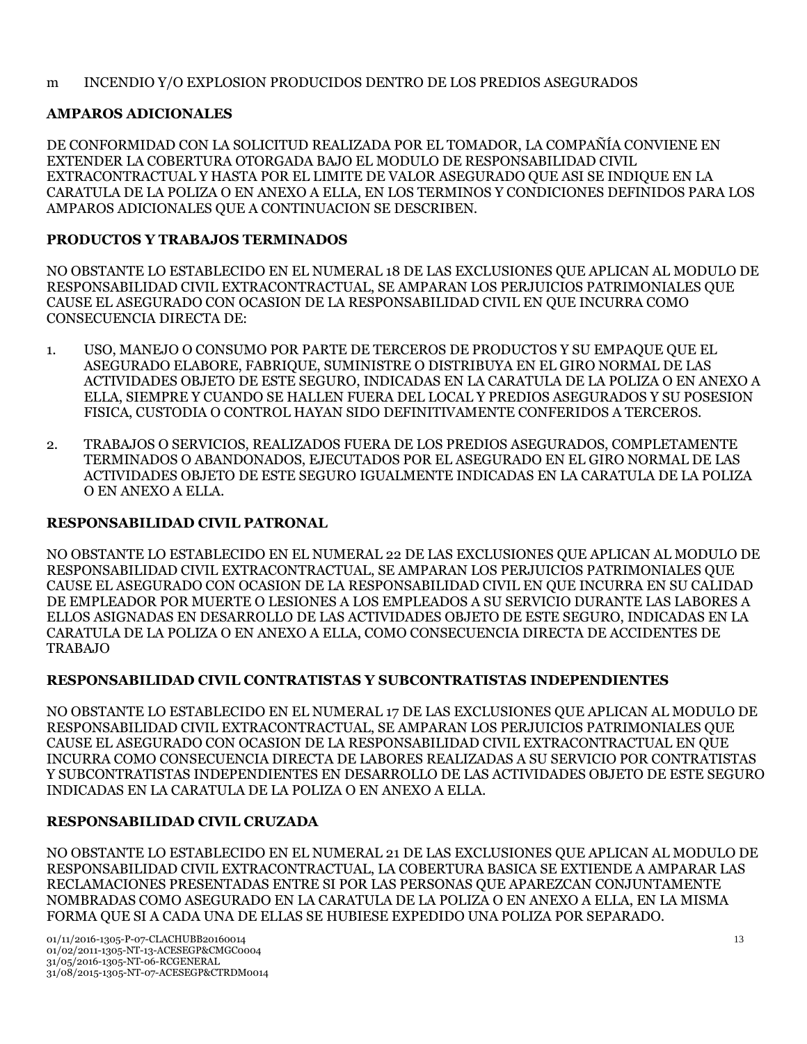m INCENDIO Y/O EXPLOSION PRODUCIDOS DENTRO DE LOS PREDIOS ASEGURADOS

**AMPAROS ADICIONALES**

DE CONFORMIDAD CON LA SOLICITUD REALIZADA POR EL TOMADOR, LA COMPAÑÍA CONVIENE EN EXTENDER LA COBERTURA OTORGADA BAJO EL MODULO DE RESPONSABILIDAD CIVIL EXTRACONTRACTUAL Y HASTA POR EL LIMITE DE VALOR ASEGURADO QUE ASI SE INDIQUE EN LA CARATULA DE LA POLIZA O EN ANEXO A ELLA, EN LOS TERMINOS Y CONDICIONES DEFINIDOS PARA LOS AMPAROS ADICIONALES QUE A CONTINUACION SE DESCRIBEN.

**PRODUCTOS Y TRABAJOS TERMINADOS**

NO OBSTANTE LO ESTABLECIDO EN EL NUMERAL 18 DE LAS EXCLUSIONES QUE APLICAN AL MODULO DE RESPONSABILIDAD CIVIL EXTRACONTRACTUAL, SE AMPARAN LOS PERJUICIOS PATRIMONIALES QUE CAUSE EL ASEGURADO CON OCASION DE LA RESPONSABILIDAD CIVIL EN QUE INCURRA COMO CONSECUENCIA DIRECTA DE:

1. USO, MANEJO O CONSUMO POR PARTE DE TERCEROS DE PRODUCTOS Y SU EMPAQUE QUE EL ASEGURADO ELABORE, FABRIQUE, SUMINISTRE O DISTRIBUYA EN EL GIRO NORMAL DE LAS ACTIVIDADES OBJETO DE ESTE SEGURO, INDICADAS EN LA CARATULA DE LA POLIZA O EN ANEXO A ELLA, SIEMPRE Y CUANDO SE HALLEN FUERA DEL LOCAL Y PREDIOS ASEGURADOS Y SU POSESION FISICA, CUSTODIA O CONTROL HAYAN SIDO DEFINITIVAMENTE CONFERIDOS A TERCEROS.

2. TRABAJOS O SERVICIOS, REALIZADOS FUERA DE LOS PREDIOS ASEGURADOS, COMPLETAMENTE TERMINADOS O ABANDONADOS, EJECUTADOS POR EL ASEGURADO EN EL GIRO NORMAL DE LAS ACTIVIDADES OBJETO DE ESTE SEGURO IGUALMENTE INDICADAS EN LA CARATULA DE LA POLIZA O EN ANEXO A ELLA.

**RESPONSABILIDAD CIVIL PATRONAL**

NO OBSTANTE LO ESTABLECIDO EN EL NUMERAL 22 DE LAS EXCLUSIONES QUE APLICAN AL MODULO DE RESPONSABILIDAD CIVIL EXTRACONTRACTUAL, SE AMPARAN LOS PERJUICIOS PATRIMONIALES QUE CAUSE EL ASEGURADO CON OCASION DE LA RESPONSABILIDAD CIVIL EN QUE INCURRA EN SU CALIDAD DE EMPLEADOR POR MUERTE O LESIONES A LOS EMPLEADOS A SU SERVICIO DURANTE LAS LABORES A ELLOS ASIGNADAS EN DESARROLLO DE LAS ACTIVIDADES OBJETO DE ESTE SEGURO, INDICADAS EN LA CARATULA DE LA POLIZA O EN ANEXO A ELLA, COMO CONSECUENCIA DIRECTA DE ACCIDENTES DE TRABAJO

**RESPONSABILIDAD CIVIL CONTRATISTAS Y SUBCONTRATISTAS INDEPENDIENTES**

NO OBSTANTE LO ESTABLECIDO EN EL NUMERAL 17 DE LAS EXCLUSIONES QUE APLICAN AL MODULO DE RESPONSABILIDAD CIVIL EXTRACONTRACTUAL, SE AMPARAN LOS PERJUICIOS PATRIMONIALES QUE CAUSE EL ASEGURADO CON OCASION DE LA RESPONSABILIDAD CIVIL EXTRACONTRACTUAL EN QUE INCURRA COMO CONSECUENCIA DIRECTA DE LABORES REALIZADAS A SU SERVICIO POR CONTRATISTAS Y SUBCONTRATISTAS INDEPENDIENTES EN DESARROLLO DE LAS ACTIVIDADES OBJETO DE ESTE SEGURO INDICADAS EN LA CARATULA DE LA POLIZA O EN ANEXO A ELLA.

**RESPONSABILIDAD CIVIL CRUZADA**

NO OBSTANTE LO ESTABLECIDO EN EL NUMERAL 21 DE LAS EXCLUSIONES QUE APLICAN AL MODULO DE RESPONSABILIDAD CIVIL EXTRACONTRACTUAL, LA COBERTURA BASICA SE EXTIENDE A AMPARAR LAS RECLAMACIONES PRESENTADAS ENTRE SI POR LAS PERSONAS QUE APAREZCAN CONJUNTAMENTE NOMBRADAS COMO ASEGURADO EN LA CARATULA DE LA POLIZA O EN ANEXO A ELLA, EN LA MISMA FORMA QUE SI A CADA UNA DE ELLAS SE HUBIESE EXPEDIDO UNA POLIZA POR SEPARADO.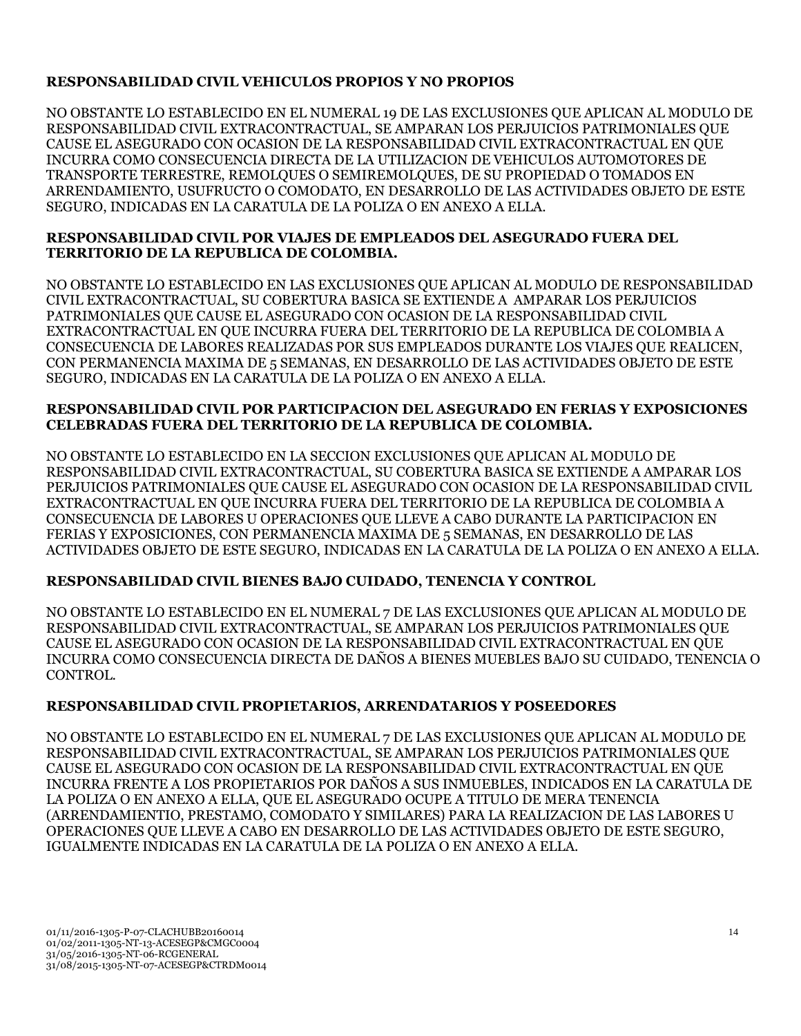**RESPONSABILIDAD CIVIL VEHICULOS PROPIOS Y NO PROPIOS**

NO OBSTANTE LO ESTABLECIDO EN EL NUMERAL 19 DE LAS EXCLUSIONES QUE APLICAN AL MODULO DE RESPONSABILIDAD CIVIL EXTRACONTRACTUAL, SE AMPARAN LOS PERJUICIOS PATRIMONIALES QUE CAUSE EL ASEGURADO CON OCASION DIRECTA DE LA RESPONSABILIDAD CIVIL EXTRACONTRACTUAL EN QUE INCURRA COMO CONSECUENCIA DIRECTA DE LA UTILIZACION DE VEHICULOS AUTOMOTORES DE TRANSPORTE TERRESTRE, REMOLQUES O SEMIREMOLQUES, DE SU PROPIEDAD O TOMADOS EN ARRENDAMIENTO, USUFRUCTO O COMODATO, EN DESARROLLO DE LAS ACTIVIDADES OBJETO DE ESTE SEGURO, INDICADAS EN LA CARATULA DE LA POLIZA O EN ANEXO A ELLA.

**RESPONSABILIDAD CIVIL POR VIAJES DE EMPLEADOS DEL ASEGURADO FUERA DEL TERRITORIO DE LA REPUBLICA DE COLOMBIA.**

NO OBSTANTE LO ESTABLECIDO EN LAS EXCLUSIONES QUE APLICAN AL MODULO DE RESPONSABILIDAD CIVIL EXTRACONTRACTUAL, SU COBERTURA BASICA SE EXTIENDE A AMPARAR LOS PERJUICIOS PATRIMONIALES QUE CAUSE EL ASEGURADO CON OCASION DE LA RESPONSABILIDAD CIVIL EXTRACONTRACTUAL EN QUE INCURRA FUERA DEL TERRITORIO DE LA REPUBLICA DE COLOMBIA A CONSECUENCIA DE LABORES REALIZADAS POR SUS EMPLEADOS DURANTE LOS VIAJES QUE REALICEN, CON PERMANENCIA MAXIMA DE 5 SEMANAS, EN DESARROLLO DE LAS ACTIVIDADES OBJETO DE ESTE SEGURO, INDICADAS EN LA CARATULA DE LA POLIZA O EN ANEXO A ELLA.

**RESPONSABILIDAD CIVIL POR PARTICIPACION DEL ASEGURADO EN FERIAS Y EXPOSICIONES CELEBRADAS FUERA DEL TERRITORIO DE LA REPUBLICA DE COLOMBIA.**

NO OBSTANTE LO ESTABLECIDO EN LA SECCION EXCLUSIONES QUE APLICAN AL MODULO DE RESPONSABILIDAD CIVIL EXTRACONTRACTUAL, SU COBERTURA BASICA SE EXTIENDE A AMPARAR LOS PERJUICIOS PATRIMONIALES QUE CAUSE EL ASEGURADO CON OCASION DE LA RESPONSABILIDAD CIVIL EXTRACONTRACTUAL EN QUE INCURRA FUERA DEL TERRITORIO DE LA REPUBLICA DE COLOMBIA A CONSECUENCIA DE LABORES U OPERACIONES QUE LLEVE A CABO DURANTE LA PARTICIPACION EN FERIAS Y EXPOSICIONES, CON PERMANENCIA MAXIMA DE 5 SEMANAS, EN DESARROLLO DE LAS ACTIVIDADES OBJETO DE ESTE SEGURO, INDICADAS EN LA CARATULA DE LA POLIZA O EN ANEXO A ELLA.

**RESPONSABILIDAD CIVIL BIENES BAJO CUIDADO, TENENCIA Y CONTROL**

NO OBSTANTE LO ESTABLECIDO EN EL NUMERAL 7 DE LAS EXCLUSIONES QUE APLICAN AL MODULO DE RESPONSABILIDAD CIVIL EXTRACONTRACTUAL, SE AMPARAN LOS PERJUICIOS PATRIMONIALES QUE CAUSE EL ASEGURADO CON OCASION DE LA RESPONSABILIDAD CIVIL EXTRACONTRACTUAL EN QUE INCURRA COMO CONSECUENCIA DIRECTA DE DAÑOS A BIENES MUEBLES BAJO SU CUIDADO, TENENCIA O CONTROL.

**RESPONSABILIDAD CIVIL PROPIETARIOS, ARRENDATARIOS Y POSEEDORES**

NO OBSTANTE LO ESTABLECIDO EN EL NUMERAL 7 DE LAS EXCLUSIONES QUE APLICAN AL MODULO DE RESPONSABILIDAD CIVIL EXTRACONTRACTUAL, SE AMPARAN LOS PERJUICIOS PATRIMONIALES QUE CAUSE EL ASEGURADO CON OCASION DE LA RESPONSABILIDAD CIVIL EXTRACONTRACTUAL EN QUE INCURRA FRENTE A LOS PROPIETARIOS POR DAÑOS A SUS INMUEBLES, INDICADOS EN LA CARATULA DE LA POLIZA O EN ANEXO A ELLA, QUE EL ASEGURADO OCUPE A TITULO DE MERA TENENCIA (ARRENDAMIENTIO, PRESTAMO, COMODATO Y SIMILARES) PARA LA REALIZACION DE LAS LABORES U OPERACIONES QUE LLEVE A CABO EN DESARROLLO DE LAS ACTIVIDADES OBJETO DE ESTE SEGURO, IGUALMENTE INDICADAS EN LA CARATULA DE LA POLIZA O EN ANEXO A ELLA.

01/11/2016-1305-P-07-CLACHUBB20160014
01/02/2011-1305-NT-13-ACESEGP&CMGC0004
31/05/2016-1305-NT-06-RCGENERAL
31/08/2015-1305-NT-07-ACESEGP&CTRDM0014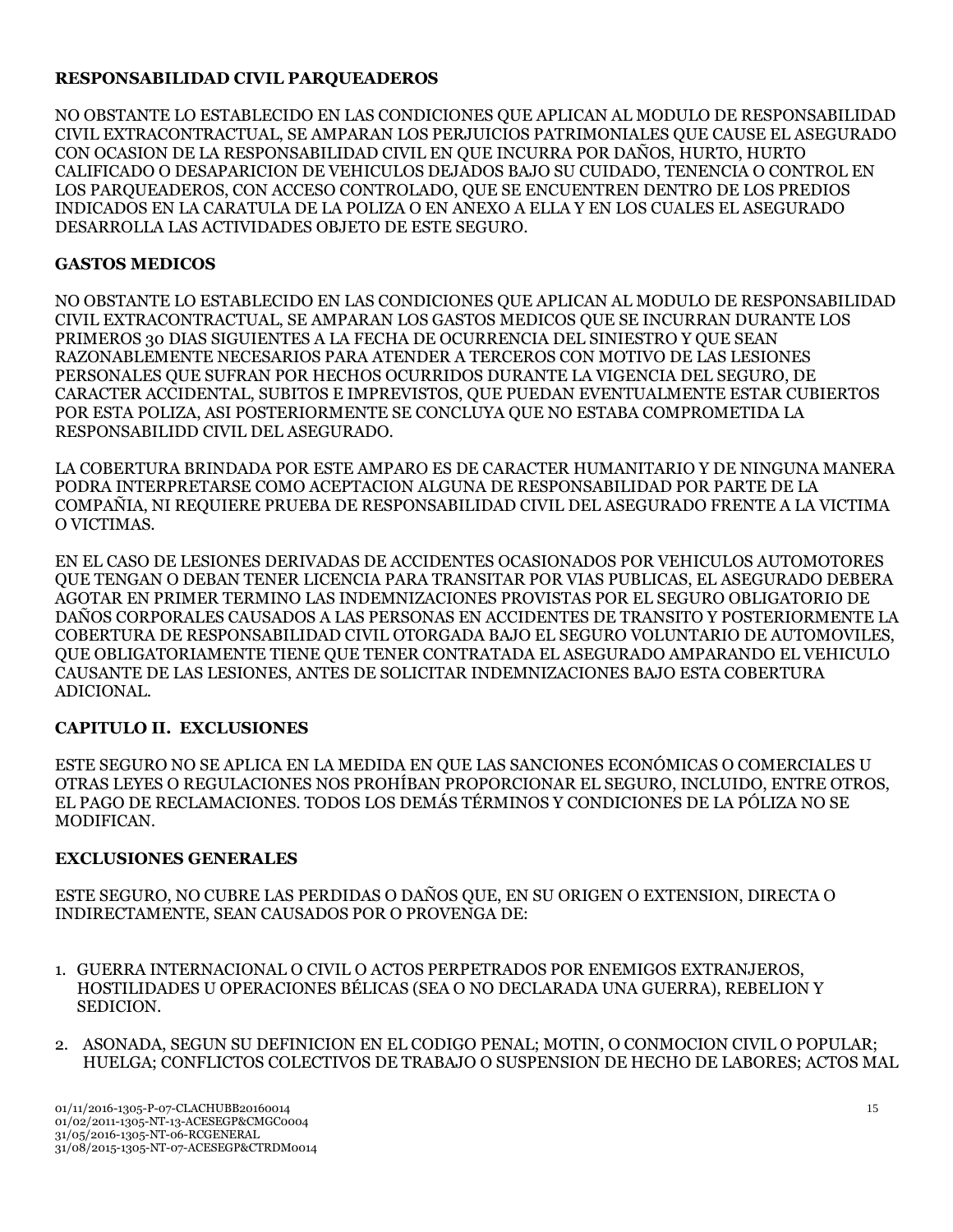**RESPONSABILIDAD CIVIL PARQUEADEROS**

NO OBSTANTE LO ESTABLECIDO EN LAS CONDICIONES QUE APLICAN AL MODULO DE RESPONSABILIDAD CIVIL EXTRACONTRACTUAL, SE AMPARAN LOS PERJUICIOS PATRIMONIALES QUE CAUSE EL ASEGURADO CON OCASION DE LA RESPONSABILIDAD CIVIL EN QUE INCURRA POR DAÑOS, HURTO, HURTO CALIFICADO O DESAPARICION DE VEHICULOS DEJADOS BAJO SU CUIDADO, TENENCIA O CONTROL EN LOS PARQUEADEROS, CON ACCESO CONTROLADO, QUE SE ENCUENTREN DENTRO DE LOS PREDIOS INDICADOS EN LA CARATULA DE LA POLIZA O EN ANEXO A ELLA Y EN LOS CUALES EL ASEGURADO DESARROLLA LAS ACTIVIDADES OBJETO DE ESTE SEGURO.

**GASTOS MEDICOS**

NO OBSTANTE LO ESTABLECIDO EN LAS CONDICIONES QUE APLICAN AL MODULO DE RESPONSABILIDAD CIVIL EXTRACONTRACTUAL, SE AMPARAN LOS GASTOS MEDICOS QUE SE INCURRAN DURANTE LOS PRIMEROS 30 DIAS SIGUIENTES A LA FECHA DE OCURRENCIA DEL SINIESTRO Y QUE SEAN RAZONABLEMENTE NECESARIOS PARA ATENDER A TERCEROS CON MOTIVO DE LAS LESIONES PERSONALES QUE SUFRAN POR HECHOS OCURRIDOS DURANTE LA VIGENCIA DEL SEGURO, DE CARACTER ACCIDENTAL, SUBITOS E IMPREVISTOS, QUE PUEDAN EVENTUALMENTE ESTAR CUBIERTOS POR ESTA POLIZA, ASI POSTERIORMENTE SE CONCLUYA QUE NO ESTABA COMPROMETIDA LA RESPONSABILIDD CIVIL DEL ASEGURADO.

LA COBERTURA BRINDADA POR ESTE AMPARO ES DE CARACTER HUMANITARIO Y DE NINGUNA MANERA PODRA INTERPRETARSE COMO ACEPTACION ALGUNA DE RESPONSABILIDAD POR PARTE DE LA COMPAÑIA, NI REQUIERE PRUEBA DE RESPONSABILIDAD CIVIL DEL ASEGURADO FRENTE A LA VICTIMA O VICTIMAS.

EN EL CASO DE LESIONES DERIVADAS DE ACCIDENTES OCASIONADOS POR VEHICULOS AUTOMOTORES QUE TENGAN O DEBAN TENER LICENCIA PARA TRANSITAR POR VIAS PUBLICAS, EL ASEGURADO DEBERA AGOTAR EN PRIMER TERMINO LAS INDEMNIZACIONES PROVISTAS POR EL SEGURO OBLIGATORIO DE DAÑOS CORPORALES CAUSADOS A LAS PERSONAS EN ACCIDENTES DE TRANSITO Y POSTERIORMENTE LA COBERTURA DE RESPONSABILIDAD CIVIL OTORGADA BAJO EL SEGURO VOLUNTARIO DE AUTOMOVILES, QUE OBLIGATORIAMENTE TIENE QUE TENER CONTRATADA EL ASEGURADO AMPARANDO EL VEHICULO CAUSANTE DE LAS LESIONES, ANTES DE SOLICITAR INDEMNIZACIONES BAJO ESTA COBERTURA ADICIONAL.

**CAPITULO II. EXCLUSIONES**

ESTE SEGURO NO SE APLICA EN LA MEDIDA EN QUE LAS SANCIONES ECONÓMICAS O COMERCIALES U OTRAS LEYES O REGULACIONES NOS PROHÍBAN PROPORCIONAR EL SEGURO, INCLUIDO, ENTRE OTROS, EL PAGO DE RECLAMACIONES. TODOS LOS DEMÁS TÉRMINOS Y CONDICIONES DE LA PÓLIZA NO SE MODIFICAN.

**EXCLUSIONES GENERALES**

ESTE SEGURO, NO CUBRE LAS PERDIDAS O DAÑOS QUE, EN SU ORIGEN O EXTENSION, DIRECTA O INDIRECTAMENTE, SEAN CAUSADOS POR O PROVENGA DE:

1. GUERRA INTERNACIONAL O CIVIL O ACTOS PERPETRADOS POR ENEMIGOS EXTRANJEROS, HOSTILIDADES U OPERACIONES BÉLICAS (SEA O NO DECLARADA UNA GUERRA), REBELION Y SEDICION.

2. ASONADA, SEGUN SU DEFINICION EN EL CODIGO PENAL; MOTIN, O CONMOCION CIVIL O POPULAR; HUELGA; CONFLICTOS COLECTIVOS DE TRABAJO O SUSPENSION DE HECHO DE LABORES; ACTOS MAL

01/11/2016-1305-P-07-CLACHUBB20160014
01/02/2011-1305-NT-13-ACESEGP&CMGC0004
31/05/2016-1305-NT-06-RCGENERAL
31/08/2015-1305-NT-07-ACESEGP&CTRDM0014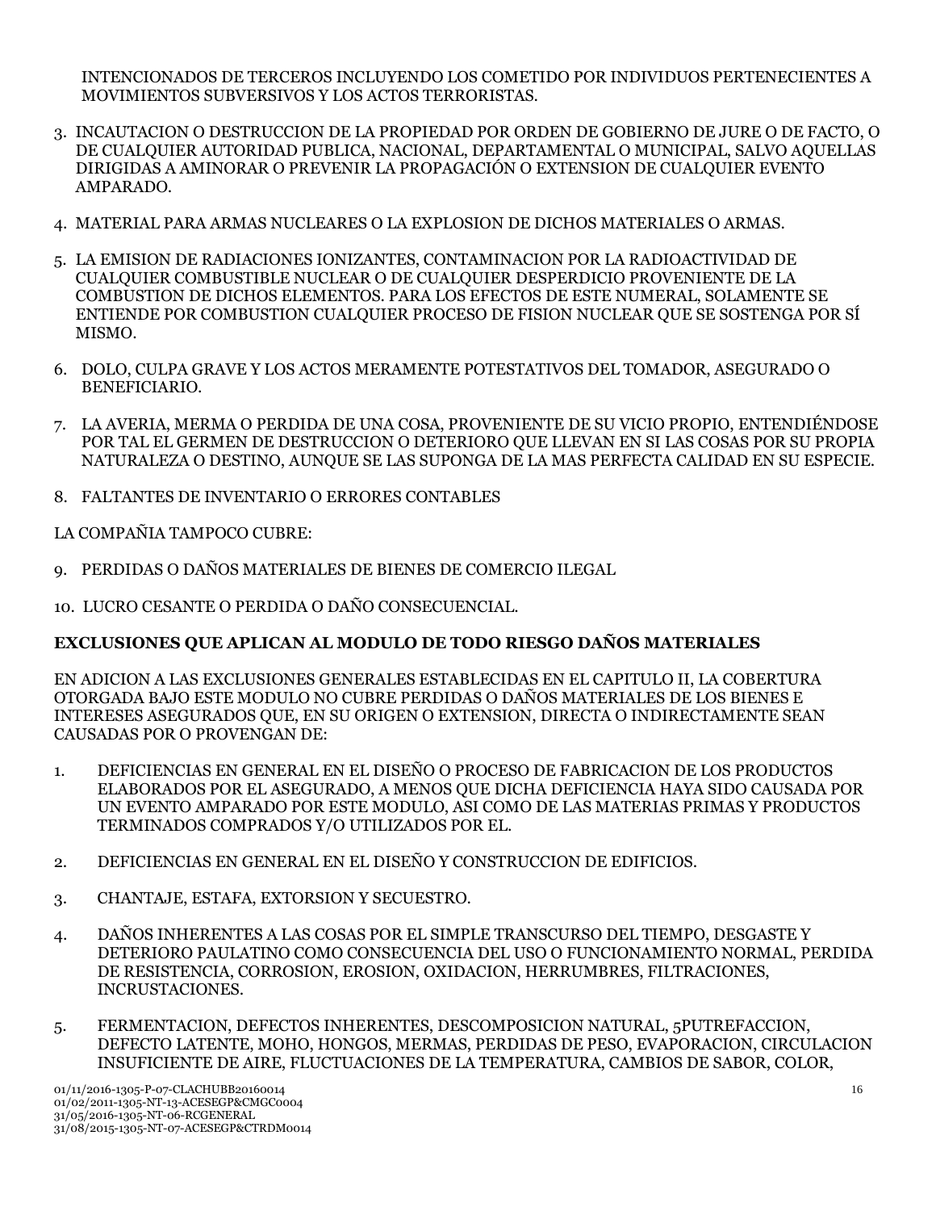INTENCIONADOS DE TERCEROS INCLUYENDO LOS COMETIDO POR INDIVIDUOS PERTENECIENTES A MOVIMIENTOS SUBVERSIVOS Y LOS ACTOS TERRORISTAS.

3. INCAUTACION O DESTRUCCION DE LA PROPIEDAD POR ORDEN DE GOBIERNO DE JURE O DE FACTO, O DE CUALQUIER AUTORIDAD PUBLICA, NACIONAL, DEPARTAMENTAL O MUNICIPAL, SALVO AQUELLAS DIRIGIDAS A AMINORAR O PREVENIR LA PROPAGACIÓN O EXTENSION DE CUALQUIER EVENTO AMPARADO.

4. MATERIAL PARA ARMAS NUCLEARES O LA EXPLOSION DE DICHOS MATERIALES O ARMAS.

5. LA EMISION DE RADIACIONES IONIZANTES, CONTAMINACION POR LA RADIOACTIVIDAD DE CUALQUIER COMBUSTIBLE NUCLEAR O DE CUALQUIER DESPERDICIO PROVENIENTE DE LA COMBUSTION DE DICHOS ELEMENTOS. PARA LOS EFECTOS DE ESTE NUMERAL, SOLAMENTE SE ENTIENDE POR COMBUSTION CUALQUIER PROCESO DE FISION NUCLEAR QUE SE SOSTENGA POR SÍ MISMO.

6. DOLO, CULPA GRAVE Y LOS ACTOS MERAMENTE POTESTATIVOS DEL TOMADOR, ASEGURADO O BENEFICIARIO.

7. LA AVERIA, MERMA O PERDIDA DE UNA COSA, PROVENIENTE DE SU VICIO PROPIO, ENTENDIÉNDOSE POR TAL EL GERMEN DE DESTRUCCION O DETERIORO QUE LLEVAN EN SI LAS COSAS POR SU PROPIA NATURALEZA O DESTINO, AUNQUE SE LAS SUPONGA DE LA MAS PERFECTA CALIDAD EN SU ESPECIE.

8. FALTANTES DE INVENTARIO O ERRORES CONTABLES

LA COMPAÑIA TAMPOCO CUBRE:

9. PERDIDAS O DAÑOS MATERIALES DE BIENES DE COMERCIO ILEGAL

10. LUCRO CESANTE O PERDIDA O DAÑO CONSECUENCIAL.

**EXCLUSIONES QUE APLICAN AL MODULO DE TODO RIESGO DAÑOS MATERIALES**

EN ADICION A LAS EXCLUSIONES GENERALES ESTABLECIDAS EN EL CAPITULO II, LA COBERTURA OTORGADA BAJO ESTE MODULO NO CUBRE PERDIDAS O DAÑOS MATERIALES DE LOS BIENES E INTERESES ASEGURADOS QUE, EN SU ORIGEN O EXTENSION, DIRECTA O INDIRECTAMENTE SEAN CAUSADAS POR O PROVENGAN DE:

1. DEFICIENCIAS EN GENERAL EN EL DISEÑO O PROCESO DE FABRICACION DE LOS PRODUCTOS ELABORADOS POR EL ASEGURADO, A MENOS QUE DICHA DEFICIENCIA HAYA SIDO CAUSADA POR UN EVENTO AMPARADO POR ESTE MODULO, ASI COMO DE LAS MATERIAS PRIMAS Y PRODUCTOS TERMINADOS COMPRADOS Y/O UTILIZADOS POR EL.

2. DEFICIENCIAS EN GENERAL EN EL DISEÑO Y CONSTRUCCION DE EDIFICIOS.

3. CHANTAJE, ESTAFA, EXTORSION Y SECUESTRO.

4. DAÑOS INHERENTES A LAS COSAS POR EL SIMPLE TRANSCURSO DEL TIEMPO, DESGASTE Y DETERIORO PAULATINO COMO CONSECUENCIA DEL USO O FUNCIONAMIENTO NORMAL, PERDIDA DE RESISTENCIA, CORROSION, EROSION, OXIDACION, HERRUMBRES, FILTRACIONES, INCRUSTACIONES.

5. FERMENTACION, DEFECTOS INHERENTES, DESCOMPOSICION NATURAL, 5PUTREFACCION, DEFECTO LATENTE, MOHO, HONGOS, MERMAS, PERDIDAS DE PESO, EVAPORACION, CIRCULACION INSUFICIENTE DE AIRE, FLUCTUACIONES DE LA TEMPERATURA, CAMBIOS DE SABOR, COLOR,

01/11/2016-1305-P-07-CLACHUBB20160014
01/02/2011-1305-NT-13-ACESEGP&CMGC0004
31/05/2016-1305-NT-06-RCGENERAL
31/08/2015-1305-NT-07-ACESEGP&CTRDM0014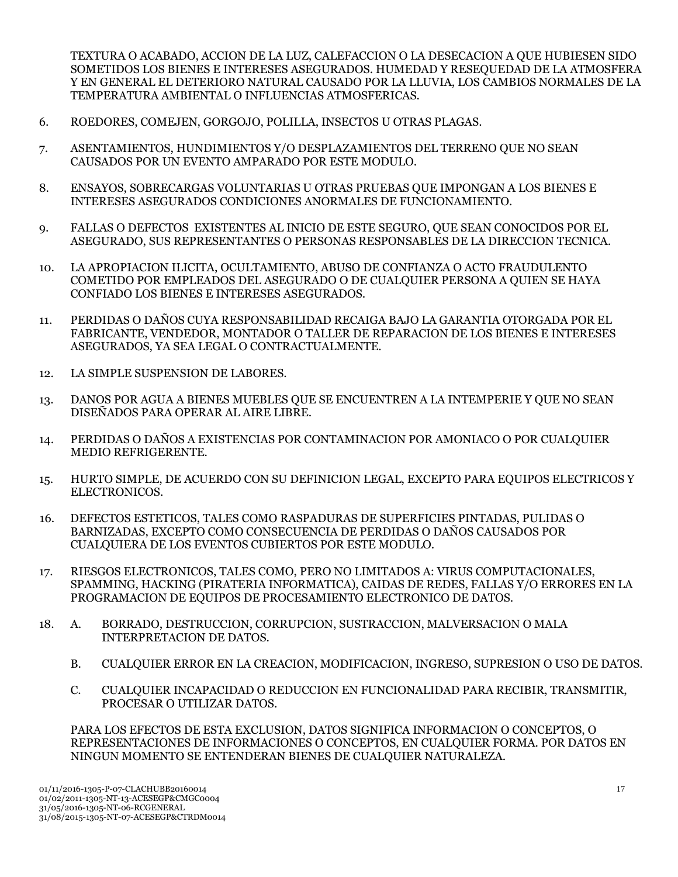TEXTURA O ACABADO, ACCION DE LA LUZ, CALEFACCION O LA DESECACION A QUE HUBIESEN SIDO SOMETIDOS LOS BIENES E INTERESES ASEGURADOS. HUMEDAD Y RESEQUEDAD DE LA ATMOSFERA Y EN GENERAL EL DETERIORO NATURAL CAUSADO POR LA LLUVIA, LOS CAMBIOS NORMALES DE LA TEMPERATURA AMBIENTAL O INFLUENCIAS ATMOSFERICAS.

6. ROEDORES, COMEJEN, GORGOJO, POLILLA, INSECTOS U OTRAS PLAGAS.

7. ASENTAMIENTOS, HUNDIMIENTOS Y/O DESPLAZAMIENTOS DEL TERRENO QUE NO SEAN CAUSADOS POR UN EVENTO AMPARADO POR ESTE MODULO.

8. ENSAYOS, SOBRECARGAS VOLUNTARIAS U OTRAS PRUEBAS QUE IMPONGAN A LOS BIENES E INTERESES ASEGURADOS CONDICIONES ANORMALES DE FUNCIONAMIENTO.

9. FALLAS O DEFECTOS EXISTENTES AL INICIO DE ESTE SEGURO, QUE SEAN CONOCIDOS POR EL ASEGURADO, SUS REPRESENTANTES O PERSONAS RESPONSABLES DE LA DIRECCION TECNICA.

10. LA APROPIACION ILICITA, OCULTAMIENTO, ABUSO DE CONFIANZA O ACTO FRAUDULENTO COMETIDO POR EMPLEADOS DEL ASEGURADO O DE CUALQUIER PERSONA A QUIEN SE HAYA CONFIADO LOS BIENES E INTERESES ASEGURADOS.

11. PERDIDAS O DAÑOS CUYA RESPONSABILIDAD RECAIGA BAJO LA GARANTIA OTORGADA POR EL FABRICANTE, VENDEDOR, MONTADOR O TALLER DE REPARACION DE LOS BIENES E INTERESES ASEGURADOS, YA SEA LEGAL O CONTRACTUALMENTE.

12. LA SIMPLE SUSPENSION DE LABORES.

13. DANOS POR AGUA A BIENES MUEBLES QUE SE ENCUENTREN A LA INTEMPERIE Y QUE NO SEAN DISEÑADOS PARA OPERAR AL AIRE LIBRE.

14. PERDIDAS O DAÑOS A EXISTENCIAS POR CONTAMINACION POR AMONIACO O POR CUALQUIER MEDIO REFRIGERENTE.

15. HURTO SIMPLE, DE ACUERDO CON SU DEFINICION LEGAL, EXCEPTO PARA EQUIPOS ELECTRICOS Y ELECTRONICOS.

16. DEFECTOS ESTETICOS, TALES COMO RASPADURAS DE SUPERFICIES PINTADAS, PULIDAS O BARNIZADAS, EXCEPTO COMO CONSECUENCIA DE PERDIDAS O DAÑOS CAUSADOS POR CUALQUIERA DE LOS EVENTOS CUBIERTOS POR ESTE MODULO.

17. RIESGOS ELECTRONICOS, TALES COMO, PERO NO LIMITADOS A: VIRUS COMPUTACIONALES, SPAMMING, HACKING (PIRATERIA INFORMATICA), CAIDAS DE REDES, FALLAS Y/O ERRORES EN LA PROGRAMACION DE EQUIPOS DE PROCESAMIENTO ELECTRONICO DE DATOS.

18. A. BORRADO, DESTRUCCION, CORRUPCION, SUSTRACCION, MALVERSACION O MALA INTERPRETACION DE DATOS.

    B. CUALQUIER ERROR EN LA CREACION, MODIFICACION, INGRESO, SUPRESION O USO DE DATOS.

    C. CUALQUIER INCAPACIDAD O REDUCCION EN FUNCIONALIDAD PARA RECIBIR, TRANSMITIR, PROCESAR O UTILIZAR DATOS.

    PARA LOS EFECTOS DE ESTA EXCLUSION, DATOS SIGNIFICA INFORMACION O CONCEPTOS, O REPRESENTACIONES DE INFORMACIONES O CONCEPTOS, EN CUALQUIER FORMA. POR DATOS EN NINGUN MOMENTO SE ENTENDERAN BIENES DE CUALQUIER NATURALEZA.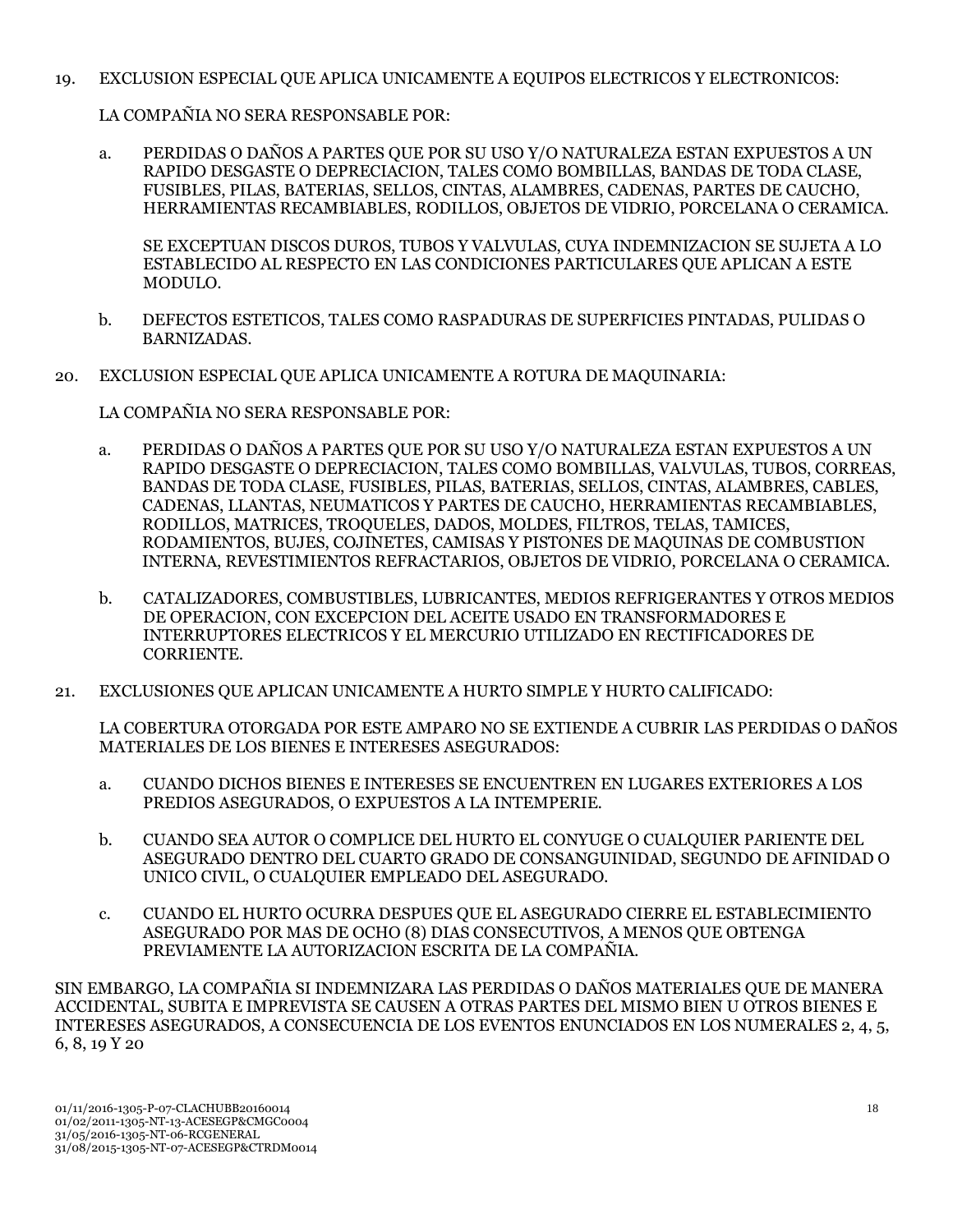19. EXCLUSION ESPECIAL QUE APLICA UNICAMENTE A EQUIPOS ELECTRICOS Y ELECTRONICOS:

    LA COMPAÑIA NO SERA RESPONSABLE POR:

    a. PERDIDAS O DAÑOS A PARTES QUE POR SU USO Y/O NATURALEZA ESTAN EXPUESTOS A UN RAPIDO DESGASTE O DEPRECIACION, TALES COMO BOMBILLAS, BANDAS DE TODA CLASE, FUSIBLES, PILAS, BATERIAS, SELLOS, CINTAS, ALAMBRES, CADENAS, PARTES DE CAUCHO, HERRAMIENTAS RECAMBIABLES, RODILLOS, OBJETOS DE VIDRIO, PORCELANA O CERAMICA.

       SE EXCEPTUAN DISCOS DUROS, TUBOS Y VALVULAS, CUYA INDEMNIZACION SE SUJETA A LO ESTABLECIDO AL RESPECTO EN LAS CONDICIONES PARTICULARES QUE APLICAN A ESTE MODULO.

    b. DEFECTOS ESTETICOS, TALES COMO RASPADURAS DE SUPERFICIES PINTADAS, PULIDAS O BARNIZADAS.

20. EXCLUSION ESPECIAL QUE APLICA UNICAMENTE A ROTURA DE MAQUINARIA:

    LA COMPAÑIA NO SERA RESPONSABLE POR:

    a. PERDIDAS O DAÑOS A PARTES QUE POR SU USO Y/O NATURALEZA ESTAN EXPUESTOS A UN RAPIDO DESGASTE O DEPRECIACION, TALES COMO BOMBILLAS, VALVULAS, TUBOS, CORREAS, BANDAS DE TODA CLASE, FUSIBLES, PILAS, BATERIAS, SELLOS, CINTAS, ALAMBRES, CABLES, CADENAS, LLANTAS, NEUMATICOS Y PARTES DE CAUCHO, HERRAMIENTAS RECAMBIABLES, RODILLOS, MATRICES, TROQUELES, DADOS, MOLDES, FILTROS, TELAS, TAMICES, RODAMIENTOS, BUJES, COJINETES, CAMISAS Y PISTONES DE MAQUINAS DE COMBUSTION INTERNA, REVESTIMIENTOS REFRACTARIOS, OBJETOS DE VIDRIO, PORCELANA O CERAMICA.

    b. CATALIZADORES, COMBUSTIBLES, LUBRICANTES, MEDIOS REFRIGERANTES Y OTROS MEDIOS DE OPERACION, CON EXCEPCION DEL ACEITE USADO EN TRANSFORMADORES E INTERRUPTORES ELECTRICOS Y EL MERCURIO UTILIZADO EN RECTIFICADORES DE CORRIENTE.

21. EXCLUSIONES QUE APLICAN UNICAMENTE A HURTO SIMPLE Y HURTO CALIFICADO:

    LA COBERTURA OTORGADA POR ESTE AMPARO NO SE EXTIENDE A CUBRIR LAS PERDIDAS O DAÑOS MATERIALES DE LOS BIENES E INTERESES ASEGURADOS:

    a. CUANDO DICHOS BIENES E INTERESES SE ENCUENTREN EN LUGARES EXTERIORES A LOS PREDIOS ASEGURADOS, O EXPUESTOS A LA INTEMPERIE.

    b. CUANDO SEA AUTOR O COMPLICE DEL HURTO EL CONYUGE O CUALQUIER PARIENTE DEL ASEGURADO DENTRO DEL CUARTO GRADO DE CONSANGUINIDAD, SEGUNDO DE AFINIDAD O UNICO CIVIL, O CUALQUIER EMPLEADO DEL ASEGURADO.

    c. CUANDO EL HURTO OCURRA DESPUES QUE EL ASEGURADO CIERRE EL ESTABLECIMIENTO ASEGURADO POR MAS DE OCHO (8) DIAS CONSECUTIVOS, A MENOS QUE OBTENGA PREVIAMENTE LA AUTORIZACION ESCRITA DE LA COMPAÑIA.

SIN EMBARGO, LA COMPAÑIA SI INDEMNIZARA LAS PERDIDAS O DAÑOS MATERIALES QUE DE MANERA ACCIDENTAL, SUBITA E IMPREVISTA SE CAUSEN A OTRAS PARTES DEL MISMO BIEN U OTROS BIENES E INTERESES ASEGURADOS, A CONSECUENCIA DE LOS EVENTOS ENUNCIADOS EN LOS NUMERALES 2, 4, 5, 6, 8, 19 Y 20

01/11/2016-1305-P-07-CLACHUBB20160014
01/02/2011-1305-NT-13-ACESEGP&CMGC0004
31/05/2016-1305-NT-06-RCGENERAL
31/08/2015-1305-NT-07-ACESEGP&CTRDM0014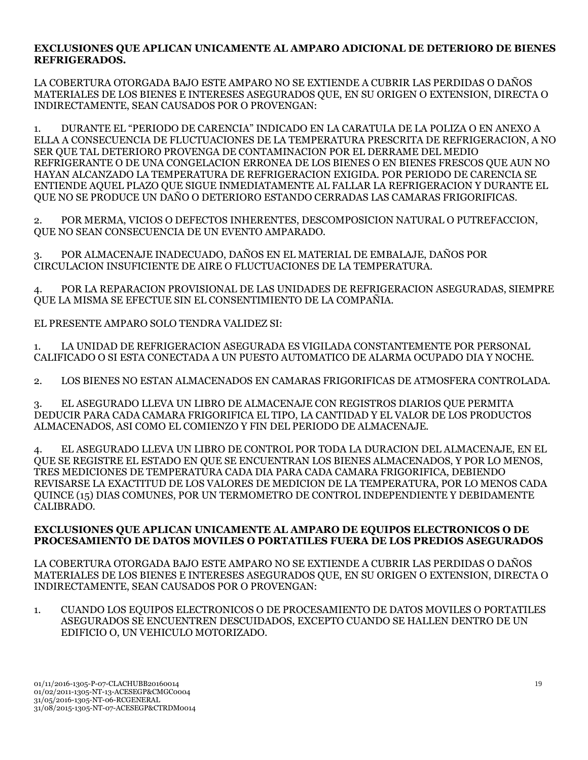**EXCLUSIONES QUE APLICAN UNICAMENTE AL AMPARO ADICIONAL DE DETERIORO DE BIENES REFRIGERADOS.**

LA COBERTURA OTORGADA BAJO ESTE AMPARO NO SE EXTIENDE A CUBRIR LAS PERDIDAS O DAÑOS MATERIALES DE LOS BIENES E INTERESES ASEGURADOS QUE, EN SU ORIGEN O EXTENSION, DIRECTA O INDIRECTAMENTE, SEAN CAUSADOS POR O PROVENGAN:

1. DURANTE EL "PERIODO DE CARENCIA" INDICADO EN LA CARATULA DE LA POLIZA O EN ANEXO A ELLA A CONSECUENCIA DE FLUCTUACIONES DE LA TEMPERATURA PRESCRITA DE REFRIGERACION, A NO SER QUE TAL DETERIORO PROVENGA DE CONTAMINACION POR EL DERRAME DEL MEDIO REFRIGERANTE O DE UNA CONGELACION ERRONEA DE LOS BIENES O EN BIENES FRESCOS QUE AUN NO HAYAN ALCANZADO LA TEMPERATURA DE REFRIGERACION EXIGIDA. POR PERIODO DE CARENCIA SE ENTIENDE AQUEL PLAZO QUE SIGUE INMEDIATAMENTE AL FALLAR LA REFRIGERACION Y DURANTE EL QUE NO SE PRODUCE UN DAÑO O DETERIORO ESTANDO CERRADAS LAS CAMARAS FRIGORIFICAS.

2. POR MERMA, VICIOS O DEFECTOS INHERENTES, DESCOMPOSICION NATURAL O PUTREFACCION, QUE NO SEAN CONSECUENCIA DE UN EVENTO AMPARADO.

3. POR ALMACENAJE INADECUADO, DAÑOS EN EL MATERIAL DE EMBALAJE, DAÑOS POR CIRCULACION INSUFICIENTE DE AIRE O FLUCTUACIONES DE LA TEMPERATURA.

4. POR LA REPARACION PROVISIONAL DE LAS UNIDADES DE REFRIGERACION ASEGURADAS, SIEMPRE QUE LA MISMA SE EFECTUE SIN EL CONSENTIMIENTO DE LA COMPAÑIA.

EL PRESENTE AMPARO SOLO TENDRA VALIDEZ SI:

1. LA UNIDAD DE REFRIGERACION ASEGURADA ES VIGILADA CONSTANTEMENTE POR PERSONAL CALIFICADO O SI ESTA CONECTADA A UN PUESTO AUTOMATICO DE ALARMA OCUPADO DIA Y NOCHE.

2. LOS BIENES NO ESTAN ALMACENADOS EN CAMARAS FRIGORIFICAS DE ATMOSFERA CONTROLADA.

3. EL ASEGURADO LLEVA UN LIBRO DE ALMACENAJE CON REGISTROS DIARIOS QUE PERMITA DEDUCIR PARA CADA CAMARA FRIGORIFICA EL TIPO, LA CANTIDAD Y EL VALOR DE LOS PRODUCTOS ALMACENADOS, ASI COMO EL COMIENZO Y FIN DEL PERIODO DE ALMACENAJE.

4. EL ASEGURADO LLEVA UN LIBRO DE CONTROL POR TODA LA DURACION DEL ALMACENAJE, EN EL QUE SE REGISTRE EL ESTADO EN QUE SE ENCUENTRAN LOS BIENES ALMACENADOS, Y POR LO MENOS, TRES MEDICIONES DE TEMPERATURA CADA DIA PARA CADA CAMARA FRIGORIFICA, DEBIENDO REVISARSE LA EXACTITUD DE LOS VALORES DE MEDICION DE LA TEMPERATURA, POR LO MENOS CADA QUINCE (15) DIAS COMUNES, POR UN TERMOMETRO DE CONTROL INDEPENDIENTE Y DEBIDAMENTE CALIBRADO.

**EXCLUSIONES QUE APLICAN UNICAMENTE AL AMPARO DE EQUIPOS ELECTRONICOS O DE PROCESAMIENTO DE DATOS MOVILES O PORTATILES FUERA DE LOS PREDIOS ASEGURADOS**

LA COBERTURA OTORGADA BAJO ESTE AMPARO NO SE EXTIENDE A CUBRIR LAS PERDIDAS O DAÑOS MATERIALES DE LOS BIENES E INTERESES ASEGURADOS QUE, EN SU ORIGEN O EXTENSION, DIRECTA O INDIRECTAMENTE, SEAN CAUSADOS POR O PROVENGAN:

1. CUANDO LOS EQUIPOS ELECTRONICOS O DE PROCESAMIENTO DE DATOS MOVILES O PORTATILES ASEGURADOS SE ENCUENTREN DESCUIDADOS, EXCEPTO CUANDO SE HALLEN DENTRO DE UN EDIFICIO O, UN VEHICULO MOTORIZADO.

01/11/2016-1305-P-07-CLACHUBB20160014
01/02/2011-1305-NT-13-ACESEGP&CMGC0004
31/05/2016-1305-NT-06-RCGENERAL
31/08/2015-1305-NT-07-ACESEGP&CTRDM0014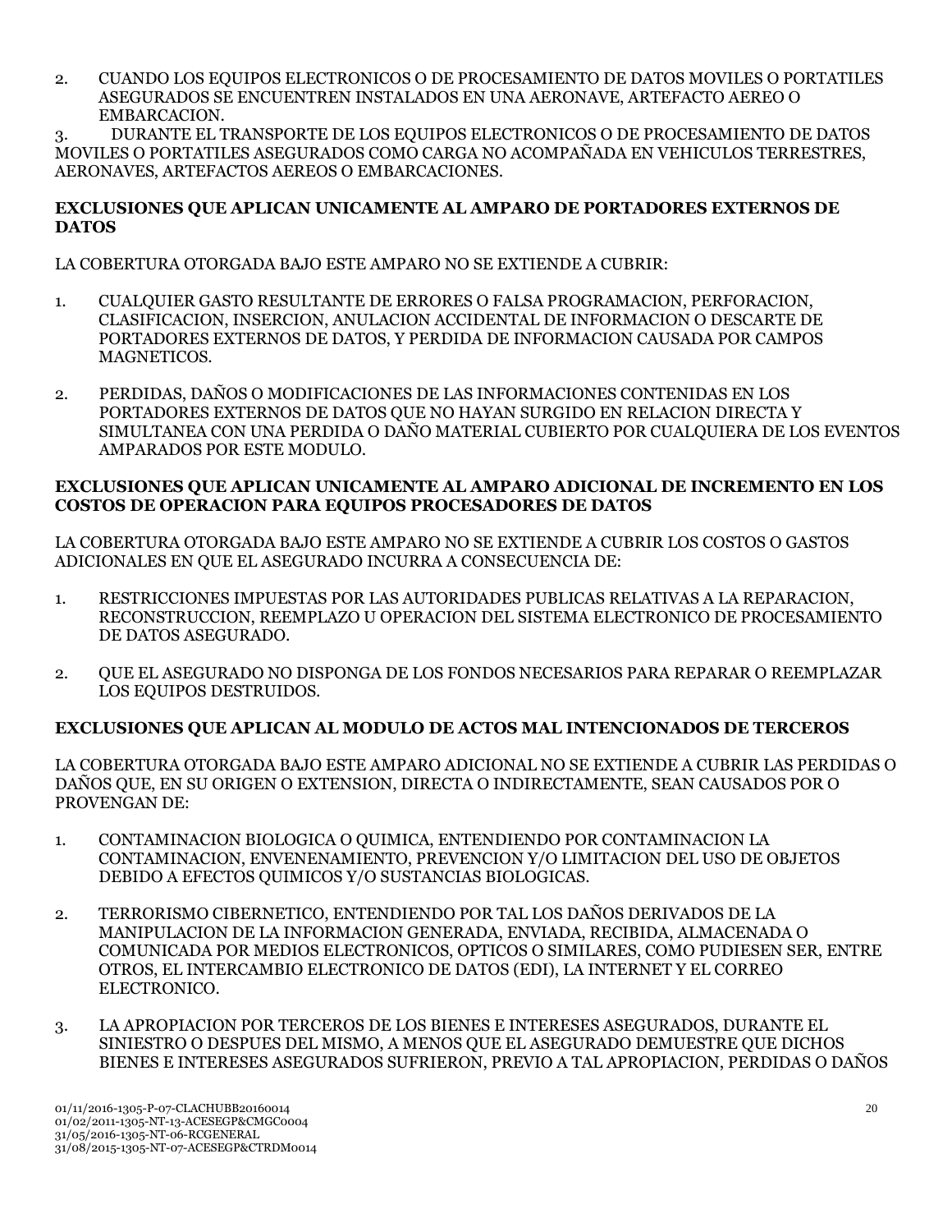2. CUANDO LOS EQUIPOS ELECTRONICOS O DE PROCESAMIENTO DE DATOS MOVILES O PORTATILES ASEGURADOS SE ENCUENTREN INSTALADOS EN UNA AERONAVE, ARTEFACTO AEREO O EMBARCACION.
3. DURANTE EL TRANSPORTE DE LOS EQUIPOS ELECTRONICOS O DE PROCESAMIENTO DE DATOS MOVILES O PORTATILES ASEGURADOS COMO CARGA NO ACOMPAÑADA EN VEHICULOS TERRESTRES, AERONAVES, ARTEFACTOS AEREOS O EMBARCACIONES.

**EXCLUSIONES QUE APLICAN UNICAMENTE AL AMPARO DE PORTADORES EXTERNOS DE DATOS**

LA COBERTURA OTORGADA BAJO ESTE AMPARO NO SE EXTIENDE A CUBRIR:

1. CUALQUIER GASTO RESULTANTE DE ERRORES O FALSA PROGRAMACION, PERFORACION, CLASIFICACION, INSERCION, ANULACION ACCIDENTAL DE INFORMACION O DESCARTE DE PORTADORES EXTERNOS DE DATOS, Y PERDIDA DE INFORMACION CAUSADA POR CAMPOS MAGNETICOS.

2. PERDIDAS, DAÑOS O MODIFICACIONES DE LAS INFORMACIONES CONTENIDAS EN LOS PORTADORES EXTERNOS DE DATOS QUE NO HAYAN SURGIDO EN RELACION DIRECTA Y SIMULTANEA CON UNA PERDIDA O DAÑO MATERIAL CUBIERTO POR CUALQUIERA DE LOS EVENTOS AMPARADOS POR ESTE MODULO.

**EXCLUSIONES QUE APLICAN UNICAMENTE AL AMPARO ADICIONAL DE INCREMENTO EN LOS COSTOS DE OPERACION PARA EQUIPOS PROCESADORES DE DATOS**

LA COBERTURA OTORGADA BAJO ESTE AMPARO NO SE EXTIENDE A CUBRIR LOS COSTOS O GASTOS ADICIONALES EN QUE EL ASEGURADO INCURRA A CONSECUENCIA DE:

1. RESTRICCIONES IMPUESTAS POR LAS AUTORIDADES PUBLICAS RELATIVAS A LA REPARACION, RECONSTRUCCION, REEMPLAZO U OPERACION DEL SISTEMA ELECTRONICO DE PROCESAMIENTO DE DATOS ASEGURADO.

2. QUE EL ASEGURADO NO DISPONGA DE LOS FONDOS NECESARIOS PARA REPARAR O REEMPLAZAR LOS EQUIPOS DESTRUIDOS.

**EXCLUSIONES QUE APLICAN AL MODULO DE ACTOS MAL INTENCIONADOS DE TERCEROS**

LA COBERTURA OTORGADA BAJO ESTE AMPARO ADICIONAL NO SE EXTIENDE A CUBRIR LAS PERDIDAS O DAÑOS QUE, EN SU ORIGEN O EXTENSION, DIRECTA O INDIRECTAMENTE, SEAN CAUSADOS POR O PROVENGAN DE:

1. CONTAMINACION BIOLOGICA O QUIMICA, ENTENDIENDO POR CONTAMINACION LA CONTAMINACION, ENVENENAMIENTO, PREVENCION Y/O LIMITACION DEL USO DE OBJETOS DEBIDO A EFECTOS QUIMICOS Y/O SUSTANCIAS BIOLOGICAS.

2. TERRORISMO CIBERNETICO, ENTENDIENDO POR TAL LOS DAÑOS DERIVADOS DE LA MANIPULACION DE LA INFORMACION GENERADA, ENVIADA, RECIBIDA, ALMACENADA O COMUNICADA POR MEDIOS ELECTRONICOS, OPTICOS O SIMILARES, COMO PUDIESEN SER, ENTRE OTROS, EL INTERCAMBIO ELECTRONICO DE DATOS (EDI), LA INTERNET Y EL CORREO ELECTRONICO.

3. LA APROPIACION POR TERCEROS DE LOS BIENES E INTERESES ASEGURADOS, DURANTE EL SINIESTRO O DESPUES DEL MISMO, A MENOS QUE EL ASEGURADO DEMUESTRE QUE DICHOS BIENES E INTERESES ASEGURADOS SUFRIERON, PREVIO A TAL APROPIACION, PERDIDAS O DAÑOS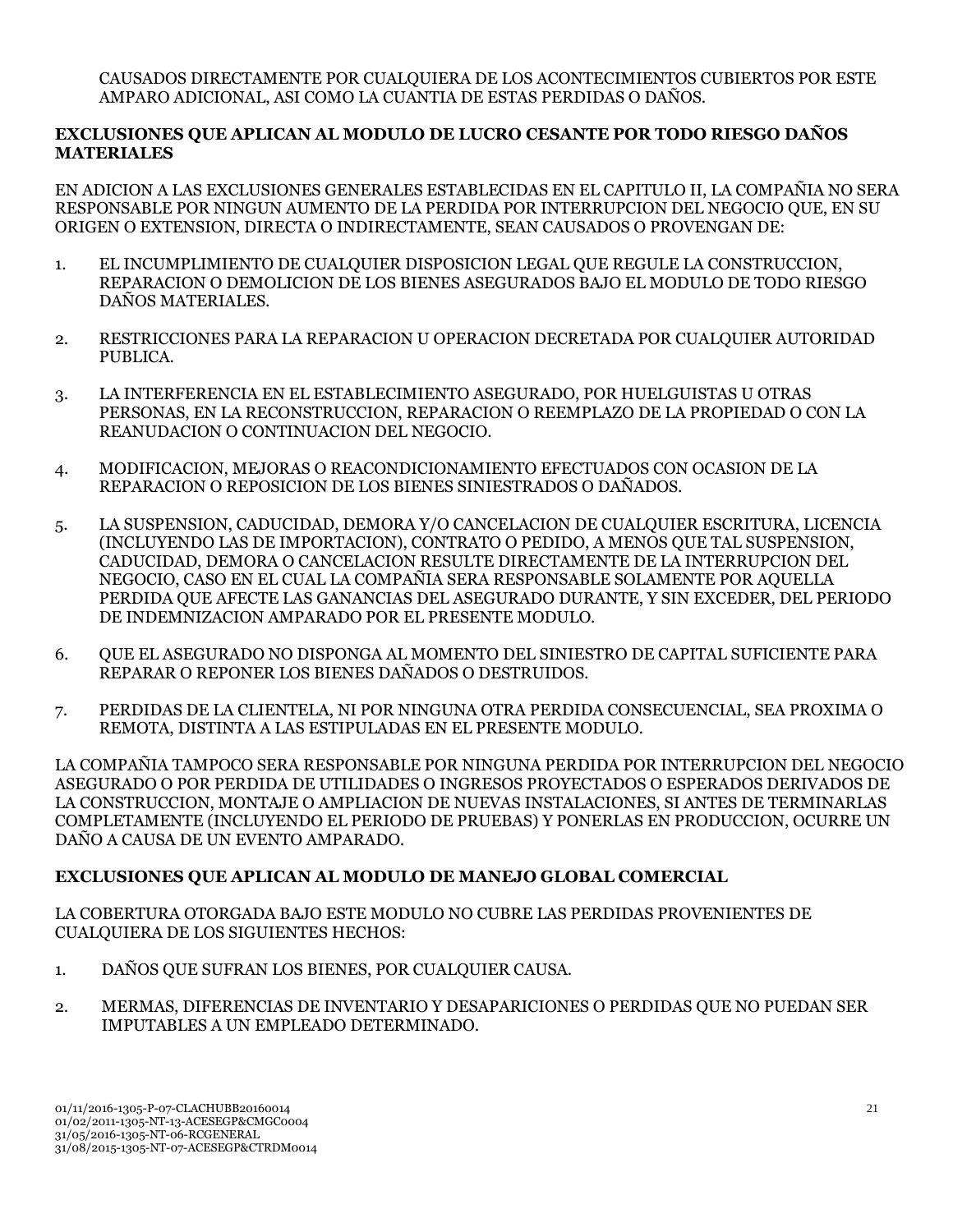CAUSADOS DIRECTAMENTE POR CUALQUIERA DE LOS ACONTECIMIENTOS CUBIERTOS POR ESTE AMPARO ADICIONAL, ASI COMO LA CUANTIA DE ESTAS PERDIDAS O DAÑOS.

**EXCLUSIONES QUE APLICAN AL MODULO DE LUCRO CESANTE POR TODO RIESGO DAÑOS MATERIALES**

EN ADICION A LAS EXCLUSIONES GENERALES ESTABLECIDAS EN EL CAPITULO II, LA COMPAÑIA NO SERA RESPONSABLE POR NINGUN AUMENTO DE LA PERDIDA POR INTERRUPCION DEL NEGOCIO QUE, EN SU ORIGEN O EXTENSION, DIRECTA O INDIRECTAMENTE, SEAN CAUSADOS O PROVENGAN DE:

1. EL INCUMPLIMIENTO DE CUALQUIER DISPOSICION LEGAL QUE REGULE LA CONSTRUCCION, REPARACION O DEMOLICION DE LOS BIENES ASEGURADOS BAJO EL MODULO DE TODO RIESGO DAÑOS MATERIALES.

2. RESTRICCIONES PARA LA REPARACION U OPERACION DECRETADA POR CUALQUIER AUTORIDAD PUBLICA.

3. LA INTERFERENCIA EN EL ESTABLECIMIENTO ASEGURADO, POR HUELGUISTAS U OTRAS PERSONAS, EN LA RECONSTRUCCION, REPARACION O REEMPLAZO DE LA PROPIEDAD O CON LA REANUDACION O CONTINUACION DEL NEGOCIO.

4. MODIFICACION, MEJORAS O REACONDICIONAMIENTO EFECTUADOS CON OCASION DE LA REPARACION O REPOSICION DE LOS BIENES SINIESTRADOS O DAÑADOS.

5. LA SUSPENSION, CADUCIDAD, DEMORA Y/O CANCELACION DE CUALQUIER ESCRITURA, LICENCIA (INCLUYENDO LAS DE IMPORTACION), CONTRATO O PEDIDO, A MENOS QUE TAL SUSPENSION, CADUCIDAD, DEMORA O CANCELACION RESULTE DIRECTAMENTE DE LA INTERRUPCION DEL NEGOCIO, CASO EN EL CUAL LA COMPAÑIA SERA RESPONSABLE SOLAMENTE POR AQUELLA PERDIDA QUE AFECTE LAS GANANCIAS DEL ASEGURADO DURANTE, Y SIN EXCEDER, DEL PERIODO DE INDEMNIZACION AMPARADO POR EL PRESENTE MODULO.

6. QUE EL ASEGURADO NO DISPONGA AL MOMENTO DEL SINIESTRO DE CAPITAL SUFICIENTE PARA REPARAR O REPONER LOS BIENES DAÑADOS O DESTRUIDOS.

7. PERDIDAS DE LA CLIENTELA, NI POR NINGUNA OTRA PERDIDA CONSECUENCIAL, SEA PROXIMA O REMOTA, DISTINTA A LAS ESTIPULADAS EN EL PRESENTE MODULO.

LA COMPAÑIA TAMPOCO SERA RESPONSABLE POR NINGUNA PERDIDA POR INTERRUPCION DEL NEGOCIO ASEGURADO O POR PERDIDA DE UTILIDADES O INGRESOS PROYECTADOS O ESPERADOS DERIVADOS DE LA CONSTRUCCION, MONTAJE O AMPLIACION DE NUEVAS INSTALACIONES, SI ANTES DE TERMINARLAS COMPLETAMENTE (INCLUYENDO EL PERIODO DE PRUEBAS) Y PONERLAS EN PRODUCCION, OCURRE UN DAÑO A CAUSA DE UN EVENTO AMPARADO.

**EXCLUSIONES QUE APLICAN AL MODULO DE MANEJO GLOBAL COMERCIAL**

LA COBERTURA OTORGADA BAJO ESTE MODULO NO CUBRE LAS PERDIDAS PROVENIENTES DE CUALQUIERA DE LOS SIGUIENTES HECHOS:

1. DAÑOS QUE SUFRAN LOS BIENES, POR CUALQUIER CAUSA.

2. MERMAS, DIFERENCIAS DE INVENTARIO Y DESAPARICIONES O PERDIDAS QUE NO PUEDAN SER IMPUTABLES A UN EMPLEADO DETERMINADO.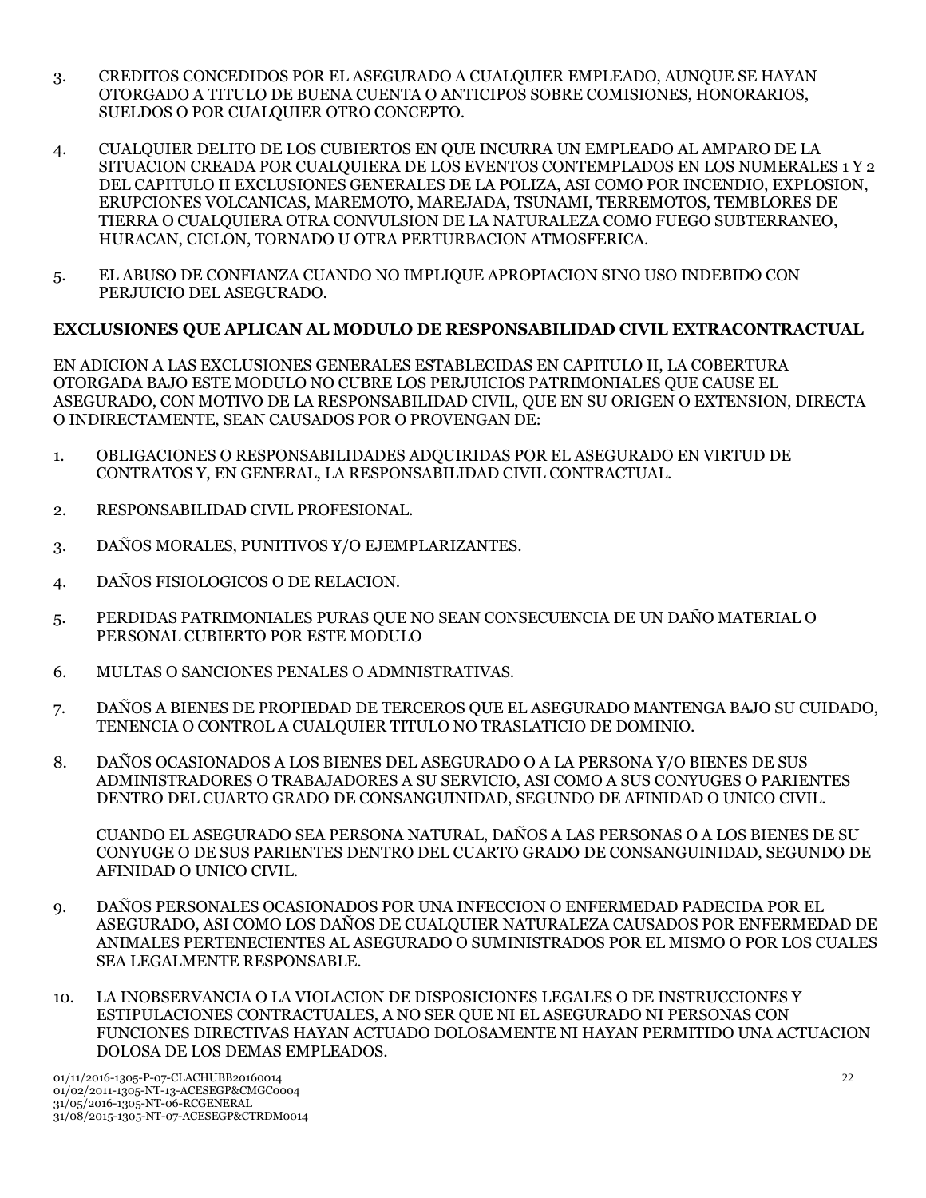3. CREDITOS CONCEDIDOS POR EL ASEGURADO A CUALQUIER EMPLEADO, AUNQUE SE HAYAN OTORGADO A TITULO DE BUENA CUENTA O ANTICIPOS SOBRE COMISIONES, HONORARIOS, SUELDOS O POR CUALQUIER OTRO CONCEPTO.

4. CUALQUIER DELITO DE LOS CUBIERTOS EN QUE INCURRA UN EMPLEADO AL AMPARO DE LA SITUACION CREADA POR CUALQUIERA DE LOS EVENTOS CONTEMPLADOS EN LOS NUMERALES 1 Y 2 DEL CAPITULO II EXCLUSIONES GENERALES DE LA POLIZA, ASI COMO POR INCENDIO, EXPLOSION, ERUPCIONES VOLCANICAS, MAREMOTO, MAREJADA, TSUNAMI, TERREMOTOS, TEMBLORES DE TIERRA O CUALQUIERA OTRA CONVULSION DE LA NATURALEZA COMO FUEGO SUBTERRANEO, HURACAN, CICLON, TORNADO U OTRA PERTURBACION ATMOSFERICA.

5. EL ABUSO DE CONFIANZA CUANDO NO IMPLIQUE APROPIACION SINO USO INDEBIDO CON PERJUICIO DEL ASEGURADO.

**EXCLUSIONES QUE APLICAN AL MODULO DE RESPONSABILIDAD CIVIL EXTRACONTRACTUAL**

EN ADICION A LAS EXCLUSIONES GENERALES ESTABLECIDAS EN CAPITULO II, LA COBERTURA OTORGADA BAJO ESTE MODULO NO CUBRE LOS PERJUICIOS PATRIMONIALES QUE CAUSE EL ASEGURADO, CON MOTIVO DE LA RESPONSABILIDAD CIVIL, QUE EN SU ORIGEN O EXTENSION, DIRECTA O INDIRECTAMENTE, SEAN CAUSADOS POR O PROVENGAN DE:

1. OBLIGACIONES O RESPONSABILIDADES ADQUIRIDAS POR EL ASEGURADO EN VIRTUD DE CONTRATOS Y, EN GENERAL, LA RESPONSABILIDAD CIVIL CONTRACTUAL.

2. RESPONSABILIDAD CIVIL PROFESIONAL.

3. DAÑOS MORALES, PUNITIVOS Y/O EJEMPLARIZANTES.

4. DAÑOS FISIOLOGICOS O DE RELACION.

5. PERDIDAS PATRIMONIALES PURAS QUE NO SEAN CONSECUENCIA DE UN DAÑO MATERIAL O PERSONAL CUBIERTO POR ESTE MODULO

6. MULTAS O SANCIONES PENALES O ADMNISTRATIVAS.

7. DAÑOS A BIENES DE PROPIEDAD DE TERCEROS QUE EL ASEGURADO MANTENGA BAJO SU CUIDADO, TENENCIA O CONTROL A CUALQUIER TITULO NO TRASLATICIO DE DOMINIO.

8. DAÑOS OCASIONADOS A LOS BIENES DEL ASEGURADO O A LA PERSONA Y/O BIENES DE SUS ADMINISTRADORES O TRABAJADORES A SU SERVICIO, ASI COMO A SUS CONYUGES O PARIENTES DENTRO DEL CUARTO GRADO DE CONSANGUINIDAD, SEGUNDO DE AFINIDAD O UNICO CIVIL.

   CUANDO EL ASEGURADO SEA PERSONA NATURAL, DAÑOS A LAS PERSONAS O A LOS BIENES DE SU CONYUGE O DE SUS PARIENTES DENTRO DEL CUARTO GRADO DE CONSANGUINIDAD, SEGUNDO DE AFINIDAD O UNICO CIVIL.

9. DAÑOS PERSONALES OCASIONADOS POR UNA INFECCION O ENFERMEDAD PADECIDA POR EL ASEGURADO, ASI COMO LOS DAÑOS DE CUALQUIER NATURALEZA CAUSADOS POR ENFERMEDAD DE ANIMALES PERTENECIENTES AL ASEGURADO O SUMINISTRADOS POR EL MISMO O POR LOS CUALES SEA LEGALMENTE RESPONSABLE.

10. LA INOBSERVANCIA O LA VIOLACION DE DISPOSICIONES LEGALES O DE INSTRUCCIONES Y ESTIPULACIONES CONTRACTUALES, A NO SER QUE NI EL ASEGURADO NI PERSONAS CON FUNCIONES DIRECTIVAS HAYAN ACTUADO DOLOSAMENTE NI HAYAN PERMITIDO UNA ACTUACION DOLOSA DE LOS DEMAS EMPLEADOS.

01/11/2016-1305-P-07-CLACHUBB20160014
01/02/2011-1305-NT-13-ACESEGP&CMGC0004
31/05/2016-1305-NT-06-RCGENERAL
31/08/2015-1305-NT-07-ACESEGP&CTRDM0014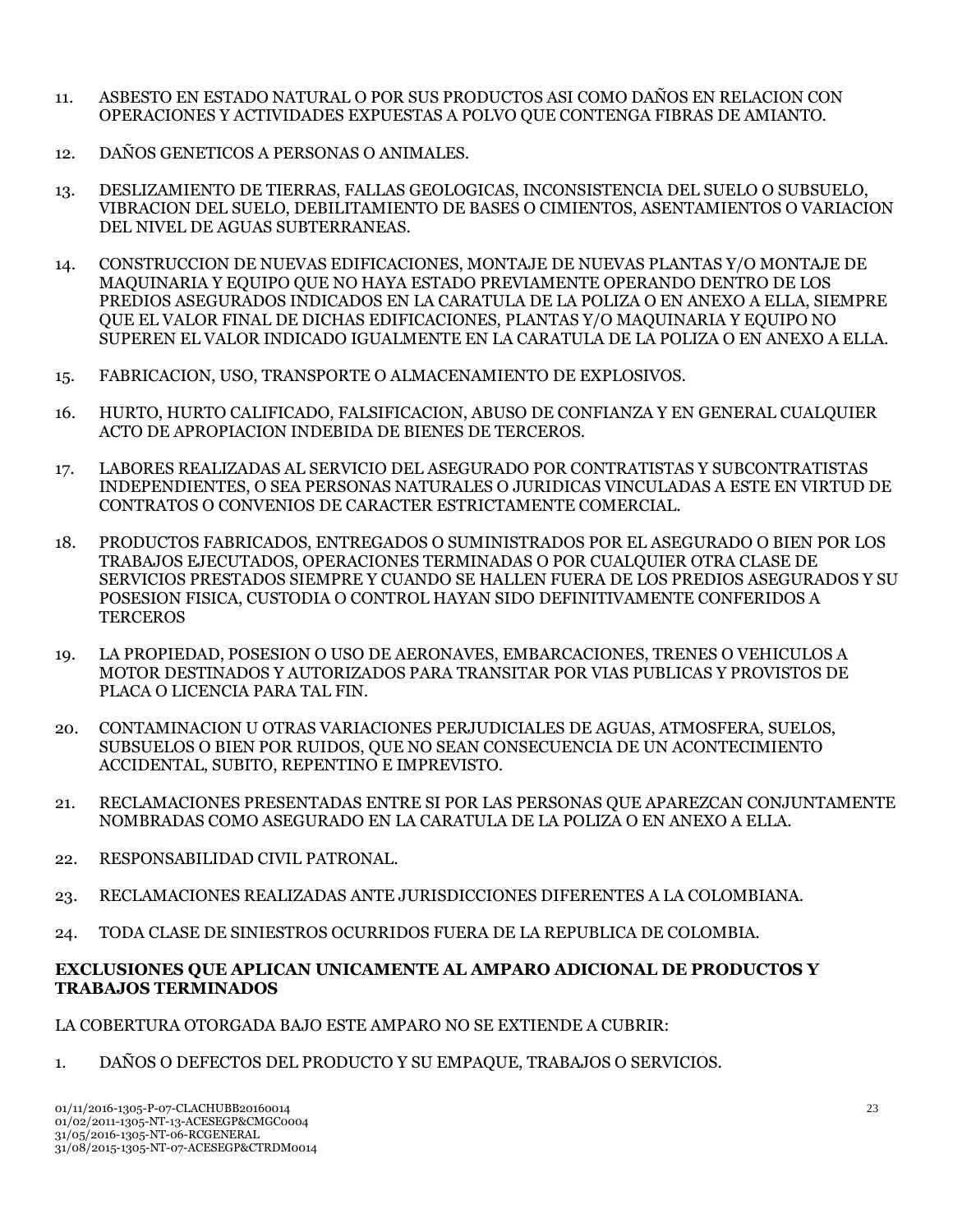11. ASBESTO EN ESTADO NATURAL O POR SUS PRODUCTOS ASI COMO DAÑOS EN RELACION CON OPERACIONES Y ACTIVIDADES EXPUESTAS A POLVO QUE CONTENGA FIBRAS DE AMIANTO.

12. DAÑOS GENETICOS A PERSONAS O ANIMALES.

13. DESLIZAMIENTO DE TIERRAS, FALLAS GEOLOGICAS, INCONSISTENCIA DEL SUELO O SUBSUELO, VIBRACION DEL SUELO, DEBILITAMIENTO DE BASES O CIMIENTOS, ASENTAMIENTOS O VARIACION DEL NIVEL DE AGUAS SUBTERRANEAS.

14. CONSTRUCCION DE NUEVAS EDIFICACIONES, MONTAJE DE NUEVAS PLANTAS Y/O MONTAJE DE MAQUINARIA Y EQUIPO QUE NO HAYA ESTADO PREVIAMENTE OPERANDO DENTRO DE LOS PREDIOS ASEGURADOS INDICADOS EN LA CARATULA DE LA POLIZA O EN ANEXO A ELLA, SIEMPRE QUE EL VALOR FINAL DE DICHAS EDIFICACIONES, PLANTAS Y/O MAQUINARIA Y EQUIPO NO SUPEREN EL VALOR INDICADO IGUALMENTE EN LA CARATULA DE LA POLIZA O EN ANEXO A ELLA.

15. FABRICACION, USO, TRANSPORTE O ALMACENAMIENTO DE EXPLOSIVOS.

16. HURTO, HURTO CALIFICADO, FALSIFICACION, ABUSO DE CONFIANZA Y EN GENERAL CUALQUIER ACTO DE APROPIACION INDEBIDA DE BIENES DE TERCEROS.

17. LABORES REALIZADAS AL SERVICIO DEL ASEGURADO POR CONTRATISTAS Y SUBCONTRATISTAS INDEPENDIENTES, O SEA PERSONAS NATURALES O JURIDICAS VINCULADAS A ESTE EN VIRTUD DE CONTRATOS O CONVENIOS DE CARACTER ESTRICTAMENTE COMERCIAL.

18. PRODUCTOS FABRICADOS, ENTREGADOS O SUMINISTRADOS POR EL ASEGURADO O BIEN POR LOS TRABAJOS EJECUTADOS, OPERACIONES TERMINADAS O POR CUALQUIER OTRA CLASE DE SERVICIOS PRESTADOS SIEMPRE Y CUANDO SE HALLEN FUERA DE LOS PREDIOS ASEGURADOS Y SU POSESION FISICA, CUSTODIA O CONTROL HAYAN SIDO DEFINITIVAMENTE CONFERIDOS A TERCEROS

19. LA PROPIEDAD, POSESION O USO DE AERONAVES, EMBARCACIONES, TRENES O VEHICULOS A MOTOR DESTINADOS Y AUTORIZADOS PARA TRANSITAR POR VIAS PUBLICAS Y PROVISTOS DE PLACA O LICENCIA PARA TAL FIN.

20. CONTAMINACION U OTRAS VARIACIONES PERJUDICIALES DE AGUAS, ATMOSFERA, SUELOS, SUBSUELOS O BIEN POR RUIDOS, QUE NO SEAN CONSECUENCIA DE UN ACONTECIMIENTO ACCIDENTAL, SUBITO, REPENTINO E IMPREVISTO.

21. RECLAMACIONES PRESENTADAS ENTRE SI POR LAS PERSONAS QUE APAREZCAN CONJUNTAMENTE NOMBRADAS COMO ASEGURADO EN LA CARATULA DE LA POLIZA O EN ANEXO A ELLA.

22. RESPONSABILIDAD CIVIL PATRONAL.

23. RECLAMACIONES REALIZADAS ANTE JURISDICCIONES DIFERENTES A LA COLOMBIANA.

24. TODA CLASE DE SINIESTROS OCURRIDOS FUERA DE LA REPUBLICA DE COLOMBIA.

**EXCLUSIONES QUE APLICAN UNICAMENTE AL AMPARO ADICIONAL DE PRODUCTOS Y TRABAJOS TERMINADOS**

LA COBERTURA OTORGADA BAJO ESTE AMPARO NO SE EXTIENDE A CUBRIR:

1. DAÑOS O DEFECTOS DEL PRODUCTO Y SU EMPAQUE, TRABAJOS O SERVICIOS.

01/11/2016-1305-P-07-CLACHUBB20160014
01/02/2011-1305-NT-13-ACESEGP&CMGC0004
31/05/2016-1305-NT-06-RCGENERAL
31/08/2015-1305-NT-07-ACESEGP&CTRDM0014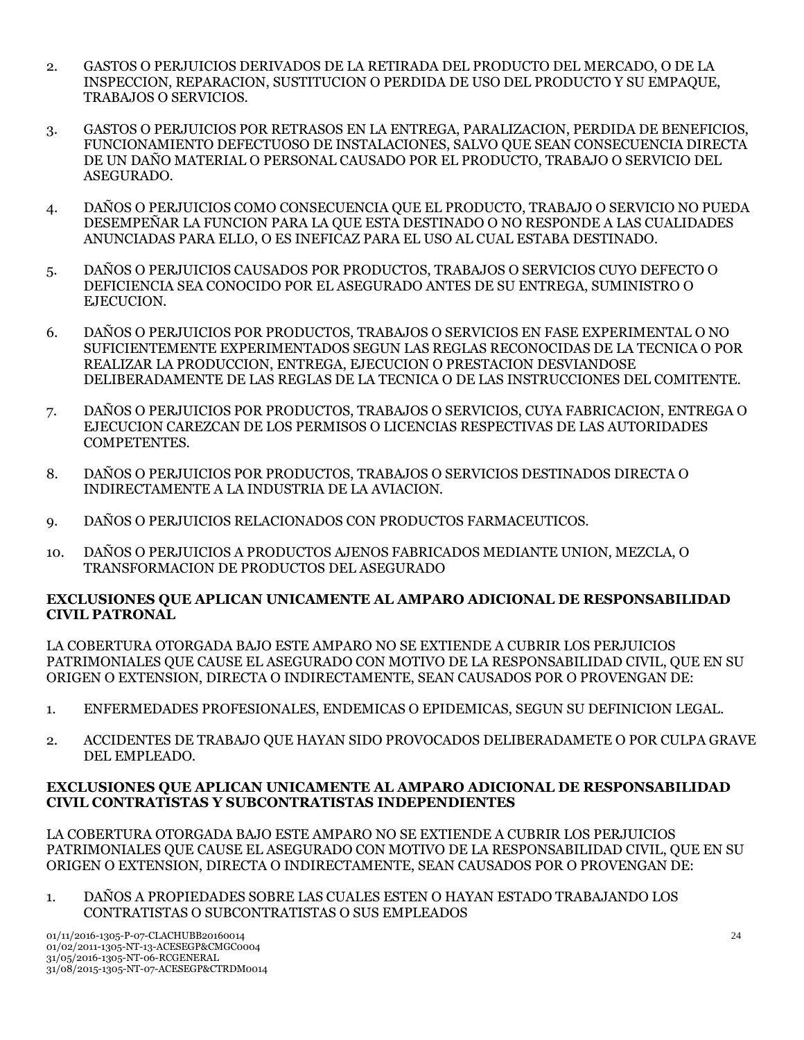2. GASTOS O PERJUICIOS DERIVADOS DE LA RETIRADA DEL PRODUCTO DEL MERCADO, O DE LA INSPECCION, REPARACION, SUSTITUCION O PERDIDA DE USO DEL PRODUCTO Y SU EMPAQUE, TRABAJOS O SERVICIOS.

3. GASTOS O PERJUICIOS POR RETRASOS EN LA ENTREGA, PARALIZACION, PERDIDA DE BENEFICIOS, FUNCIONAMIENTO DEFECTUOSO DE INSTALACIONES, SALVO QUE SEAN CONSECUENCIA DIRECTA DE UN DAÑO MATERIAL O PERSONAL CAUSADO POR EL PRODUCTO, TRABAJO O SERVICIO DEL ASEGURADO.

4. DAÑOS O PERJUICIOS COMO CONSECUENCIA QUE EL PRODUCTO, TRABAJO O SERVICIO NO PUEDA DESEMPEÑAR LA FUNCION PARA LA QUE ESTA DESTINADO O NO RESPONDE A LAS CUALIDADES ANUNCIADAS PARA ELLO, O ES INEFICAZ PARA EL USO AL CUAL ESTABA DESTINADO.

5. DAÑOS O PERJUICIOS CAUSADOS POR PRODUCTOS, TRABAJOS O SERVICIOS CUYO DEFECTO O DEFICIENCIA SEA CONOCIDO POR EL ASEGURADO ANTES DE SU ENTREGA, SUMINISTRO O EJECUCION.

6. DAÑOS O PERJUICIOS POR PRODUCTOS, TRABAJOS O SERVICIOS EN FASE EXPERIMENTAL O NO SUFICIENTEMENTE EXPERIMENTADOS SEGUN LAS REGLAS RECONOCIDAS DE LA TECNICA O POR REALIZAR LA PRODUCCION, ENTREGA, EJECUCION O PRESTACION DESVIANDOSE DELIBERADAMENTE DE LAS REGLAS DE LA TECNICA O DE LAS INSTRUCCIONES DEL COMITENTE.

7. DAÑOS O PERJUICIOS POR PRODUCTOS, TRABAJOS O SERVICIOS, CUYA FABRICACION, ENTREGA O EJECUCION CAREZCAN DE LOS PERMISOS O LICENCIAS RESPECTIVAS DE LAS AUTORIDADES COMPETENTES.

8. DAÑOS O PERJUICIOS POR PRODUCTOS, TRABAJOS O SERVICIOS DESTINADOS DIRECTA O INDIRECTAMENTE A LA INDUSTRIA DE LA AVIACION.

9. DAÑOS O PERJUICIOS RELACIONADOS CON PRODUCTOS FARMACEUTICOS.

10. DAÑOS O PERJUICIOS A PRODUCTOS AJENOS FABRICADOS MEDIANTE UNION, MEZCLA, O TRANSFORMACION DE PRODUCTOS DEL ASEGURADO

**EXCLUSIONES QUE APLICAN UNICAMENTE AL AMPARO ADICIONAL DE RESPONSABILIDAD CIVIL PATRONAL**

LA COBERTURA OTORGADA BAJO ESTE AMPARO NO SE EXTIENDE A CUBRIR LOS PERJUICIOS PATRIMONIALES QUE CAUSE EL ASEGURADO CON MOTIVO DE LA RESPONSABILIDAD CIVIL, QUE EN SU ORIGEN O EXTENSION, DIRECTA O INDIRECTAMENTE, SEAN CAUSADOS POR O PROVENGAN DE:

1. ENFERMEDADES PROFESIONALES, ENDEMICAS O EPIDEMICAS, SEGUN SU DEFINICION LEGAL.

2. ACCIDENTES DE TRABAJO QUE HAYAN SIDO PROVOCADOS DELIBERADAMETE O POR CULPA GRAVE DEL EMPLEADO.

**EXCLUSIONES QUE APLICAN UNICAMENTE AL AMPARO ADICIONAL DE RESPONSABILIDAD CIVIL CONTRATISTAS Y SUBCONTRATISTAS INDEPENDIENTES**

LA COBERTURA OTORGADA BAJO ESTE AMPARO NO SE EXTIENDE A CUBRIR LOS PERJUICIOS PATRIMONIALES QUE CAUSE EL ASEGURADO CON MOTIVO DE LA RESPONSABILIDAD CIVIL, QUE EN SU ORIGEN O EXTENSION, DIRECTA O INDIRECTAMENTE, SEAN CAUSADOS POR O PROVENGAN DE:

1. DAÑOS A PROPIEDADES SOBRE LAS CUALES ESTEN O HAYAN ESTADO TRABAJANDO LOS CONTRATISTAS O SUBCONTRATISTAS O SUS EMPLEADOS

01/11/2016-1305-P-07-CLACHUBB20160014
01/02/2011-1305-NT-13-ACESEGP&CMGC0004
31/05/2016-1305-NT-06-RCGENERAL
31/08/2015-1305-NT-07-ACESEGP&CTRDM0014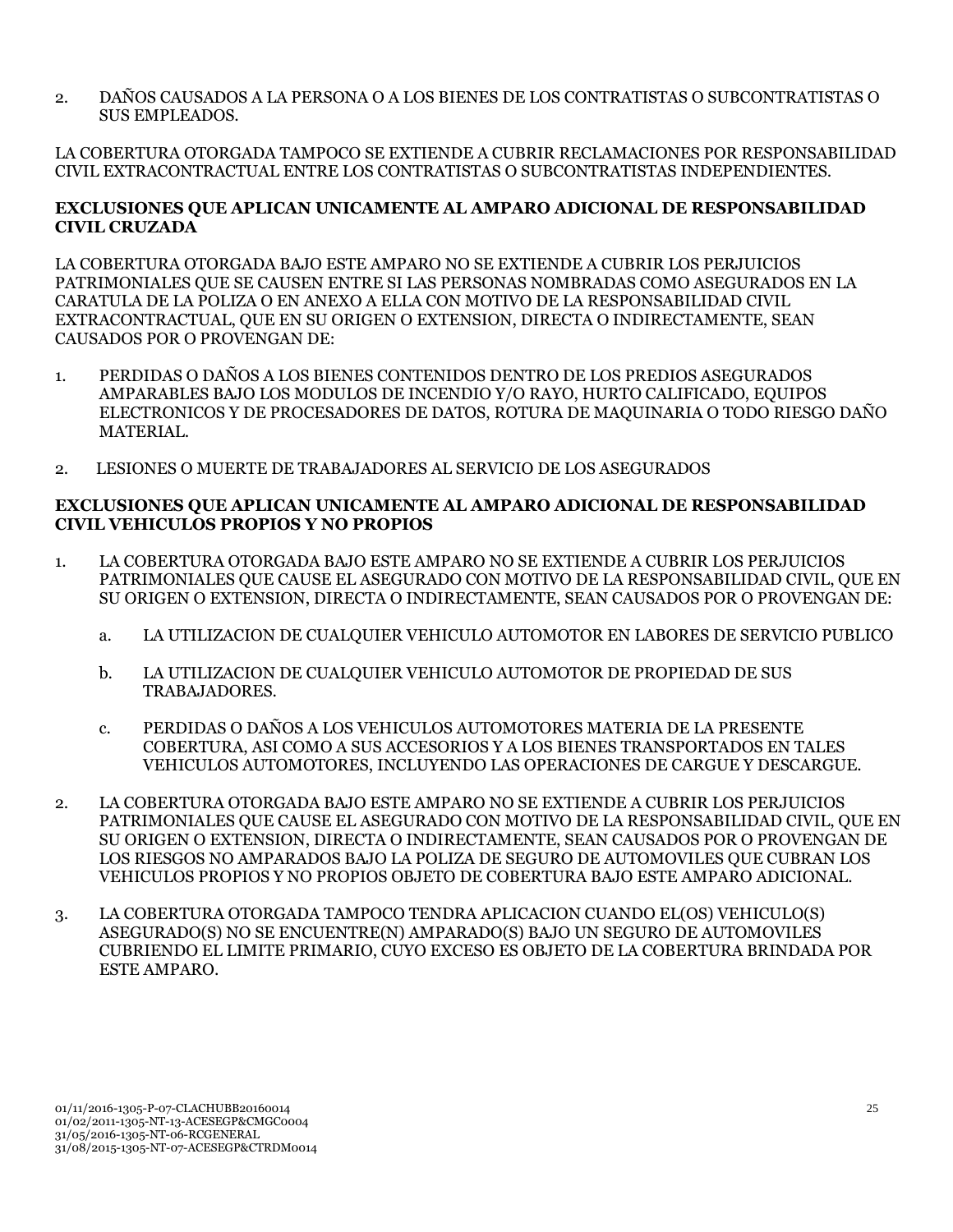2. DAÑOS CAUSADOS A LA PERSONA O A LOS BIENES DE LOS CONTRATISTAS O SUBCONTRATISTAS O SUS EMPLEADOS.

LA COBERTURA OTORGADA TAMPOCO SE EXTIENDE A CUBRIR RECLAMACIONES POR RESPONSABILIDAD CIVIL EXTRACONTRACTUAL ENTRE LOS CONTRATISTAS O SUBCONTRATISTAS INDEPENDIENTES.

**EXCLUSIONES QUE APLICAN UNICAMENTE AL AMPARO ADICIONAL DE RESPONSABILIDAD CIVIL CRUZADA**

LA COBERTURA OTORGADA BAJO ESTE AMPARO NO SE EXTIENDE A CUBRIR LOS PERJUICIOS PATRIMONIALES QUE SE CAUSEN ENTRE SI LAS PERSONAS NOMBRADAS COMO ASEGURADOS EN LA CARATULA DE LA POLIZA O EN ANEXO A ELLA CON MOTIVO DE LA RESPONSABILIDAD CIVIL EXTRACONTRACTUAL, QUE EN SU ORIGEN O EXTENSION, DIRECTA O INDIRECTAMENTE, SEAN CAUSADOS POR O PROVENGAN DE:

1. PERDIDAS O DAÑOS A LOS BIENES CONTENIDOS DENTRO DE LOS PREDIOS ASEGURADOS AMPARABLES BAJO LOS MODULOS DE INCENDIO Y/O RAYO, HURTO CALIFICADO, EQUIPOS ELECTRONICOS Y DE PROCESADORES DE DATOS, ROTURA DE MAQUINARIA O TODO RIESGO DAÑO MATERIAL.

2. LESIONES O MUERTE DE TRABAJADORES AL SERVICIO DE LOS ASEGURADOS

**EXCLUSIONES QUE APLICAN UNICAMENTE AL AMPARO ADICIONAL DE RESPONSABILIDAD CIVIL VEHICULOS PROPIOS Y NO PROPIOS**

1. LA COBERTURA OTORGADA BAJO ESTE AMPARO NO SE EXTIENDE A CUBRIR LOS PERJUICIOS PATRIMONIALES QUE CAUSE EL ASEGURADO CON MOTIVO DE LA RESPONSABILIDAD CIVIL, QUE EN SU ORIGEN O EXTENSION, DIRECTA O INDIRECTAMENTE, SEAN CAUSADOS POR O PROVENGAN DE:

   a. LA UTILIZACION DE CUALQUIER VEHICULO AUTOMOTOR EN LABORES DE SERVICIO PUBLICO

   b. LA UTILIZACION DE CUALQUIER VEHICULO AUTOMOTOR DE PROPIEDAD DE SUS TRABAJADORES.

   c. PERDIDAS O DAÑOS A LOS VEHICULOS AUTOMOTORES MATERIA DE LA PRESENTE COBERTURA, ASI COMO A SUS ACCESORIOS Y A LOS BIENES TRANSPORTADOS EN TALES VEHICULOS AUTOMOTORES, INCLUYENDO LAS OPERACIONES DE CARGUE Y DESCARGUE.

2. LA COBERTURA OTORGADA BAJO ESTE AMPARO NO SE EXTIENDE A CUBRIR LOS PERJUICIOS PATRIMONIALES QUE CAUSE EL ASEGURADO CON MOTIVO DE LA RESPONSABILIDAD CIVIL, QUE EN SU ORIGEN O EXTENSION, DIRECTA O INDIRECTAMENTE, SEAN CAUSADOS POR O PROVENGAN DE LOS RIESGOS NO AMPARADOS BAJO LA POLIZA DE SEGURO DE AUTOMOVILES QUE CUBRAN LOS VEHICULOS PROPIOS Y NO PROPIOS OBJETO DE COBERTURA BAJO ESTE AMPARO ADICIONAL.

3. LA COBERTURA OTORGADA TAMPOCO TENDRA APLICACION CUANDO EL(OS) VEHICULO(S) ASEGURADO(S) NO SE ENCUENTRE(N) AMPARADO(S) BAJO UN SEGURO DE AUTOMOVILES CUBRIENDO EL LIMITE PRIMARIO, CUYO EXCESO ES OBJETO DE LA COBERTURA BRINDADA POR ESTE AMPARO.

01/11/2016-1305-P-07-CLACHUBB20160014
01/02/2011-1305-NT-13-ACESEGP&CMGC0004
31/05/2016-1305-NT-06-RCGENERAL
31/08/2015-1305-NT-07-ACESEGP&CTRDM0014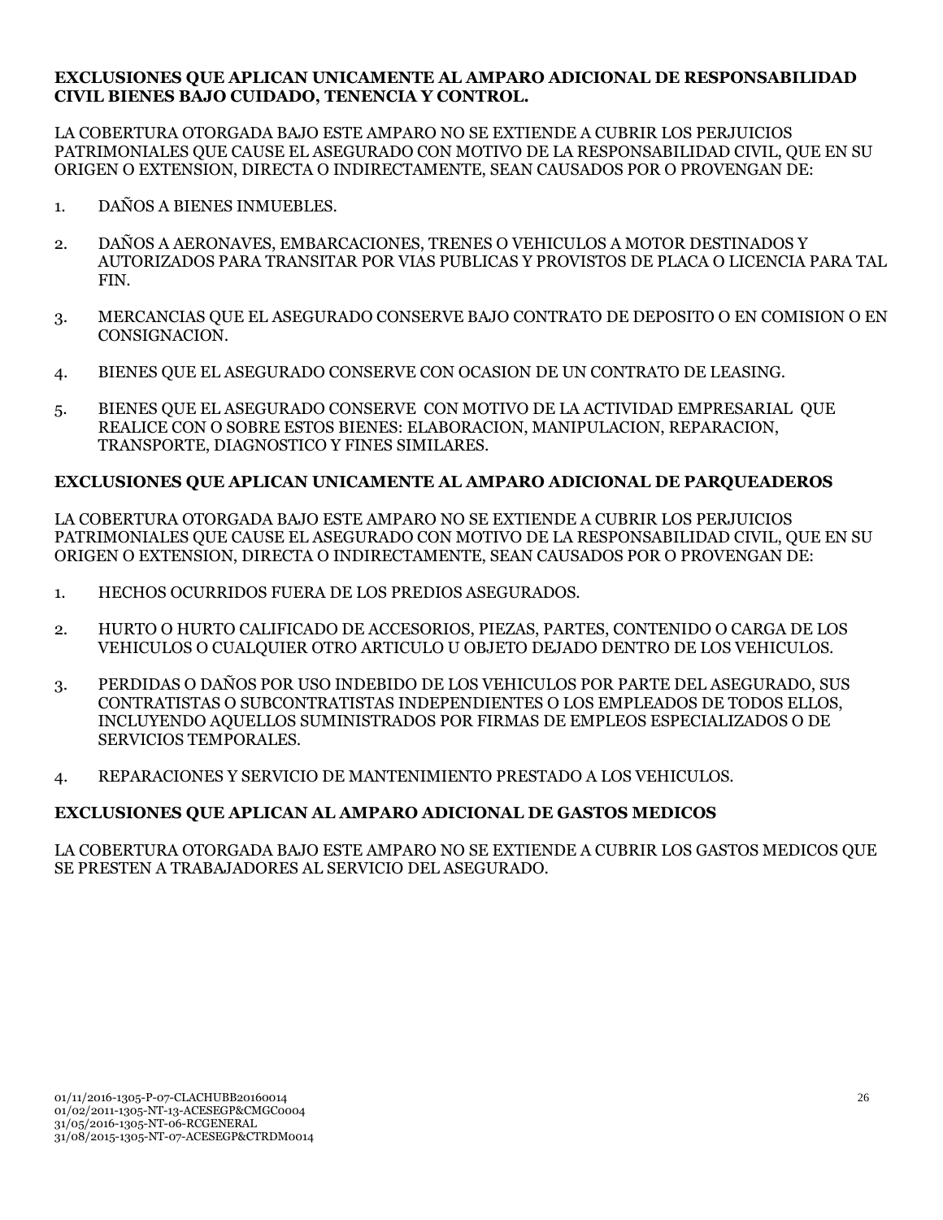**EXCLUSIONES QUE APLICAN UNICAMENTE AL AMPARO ADICIONAL DE RESPONSABILIDAD CIVIL BIENES BAJO CUIDADO, TENENCIA Y CONTROL.**

LA COBERTURA OTORGADA BAJO ESTE AMPARO NO SE EXTIENDE A CUBRIR LOS PERJUICIOS PATRIMONIALES QUE CAUSE EL ASEGURADO CON MOTIVO DE LA RESPONSABILIDAD CIVIL, QUE EN SU ORIGEN O EXTENSION, DIRECTA O INDIRECTAMENTE, SEAN CAUSADOS POR O PROVENGAN DE:

1. DAÑOS A BIENES INMUEBLES.

2. DAÑOS A AERONAVES, EMBARCACIONES, TRENES O VEHICULOS A MOTOR DESTINADOS Y AUTORIZADOS PARA TRANSITAR POR VIAS PUBLICAS Y PROVISTOS DE PLACA O LICENCIA PARA TAL FIN.

3. MERCANCIAS QUE EL ASEGURADO CONSERVE BAJO CONTRATO DE DEPOSITO O EN COMISION O EN CONSIGNACION.

4. BIENES QUE EL ASEGURADO CONSERVE CON OCASION DE UN CONTRATO DE LEASING.

5. BIENES QUE EL ASEGURADO CONSERVE CON MOTIVO DE LA ACTIVIDAD EMPRESARIAL QUE REALICE CON O SOBRE ESTOS BIENES: ELABORACION, MANIPULACION, REPARACION, TRANSPORTE, DIAGNOSTICO Y FINES SIMILARES.

**EXCLUSIONES QUE APLICAN UNICAMENTE AL AMPARO ADICIONAL DE PARQUEADEROS**

LA COBERTURA OTORGADA BAJO ESTE AMPARO NO SE EXTIENDE A CUBRIR LOS PERJUICIOS PATRIMONIALES QUE CAUSE EL ASEGURADO CON MOTIVO DE LA RESPONSABILIDAD CIVIL, QUE EN SU ORIGEN O EXTENSION, DIRECTA O INDIRECTAMENTE, SEAN CAUSADOS POR O PROVENGAN DE:

1. HECHOS OCURRIDOS FUERA DE LOS PREDIOS ASEGURADOS.

2. HURTO O HURTO CALIFICADO DE ACCESORIOS, PIEZAS, PARTES, CONTENIDO O CARGA DE LOS VEHICULOS O CUALQUIER OTRO ARTICULO U OBJETO DEJADO DENTRO DE LOS VEHICULOS.

3. PERDIDAS O DAÑOS POR USO INDEBIDO DE LOS VEHICULOS POR PARTE DEL ASEGURADO, SUS CONTRATISTAS O SUBCONTRATISTAS INDEPENDIENTES O LOS EMPLEADOS DE TODOS ELLOS, INCLUYENDO AQUELLOS SUMINISTRADOS POR FIRMAS DE EMPLEOS ESPECIALIZADOS O DE SERVICIOS TEMPORALES.

4. REPARACIONES Y SERVICIO DE MANTENIMIENTO PRESTADO A LOS VEHICULOS.

**EXCLUSIONES QUE APLICAN AL AMPARO ADICIONAL DE GASTOS MEDICOS**

LA COBERTURA OTORGADA BAJO ESTE AMPARO NO SE EXTIENDE A CUBRIR LOS GASTOS MEDICOS QUE SE PRESTEN A TRABAJADORES AL SERVICIO DEL ASEGURADO.

01/11/2016-1305-P-07-CLACHUBB20160014
01/02/2011-1305-NT-13-ACESEGP&CMGC0004
31/05/2016-1305-NT-06-RCGENERAL
31/08/2015-1305-NT-07-ACESEGP&CTRDM0014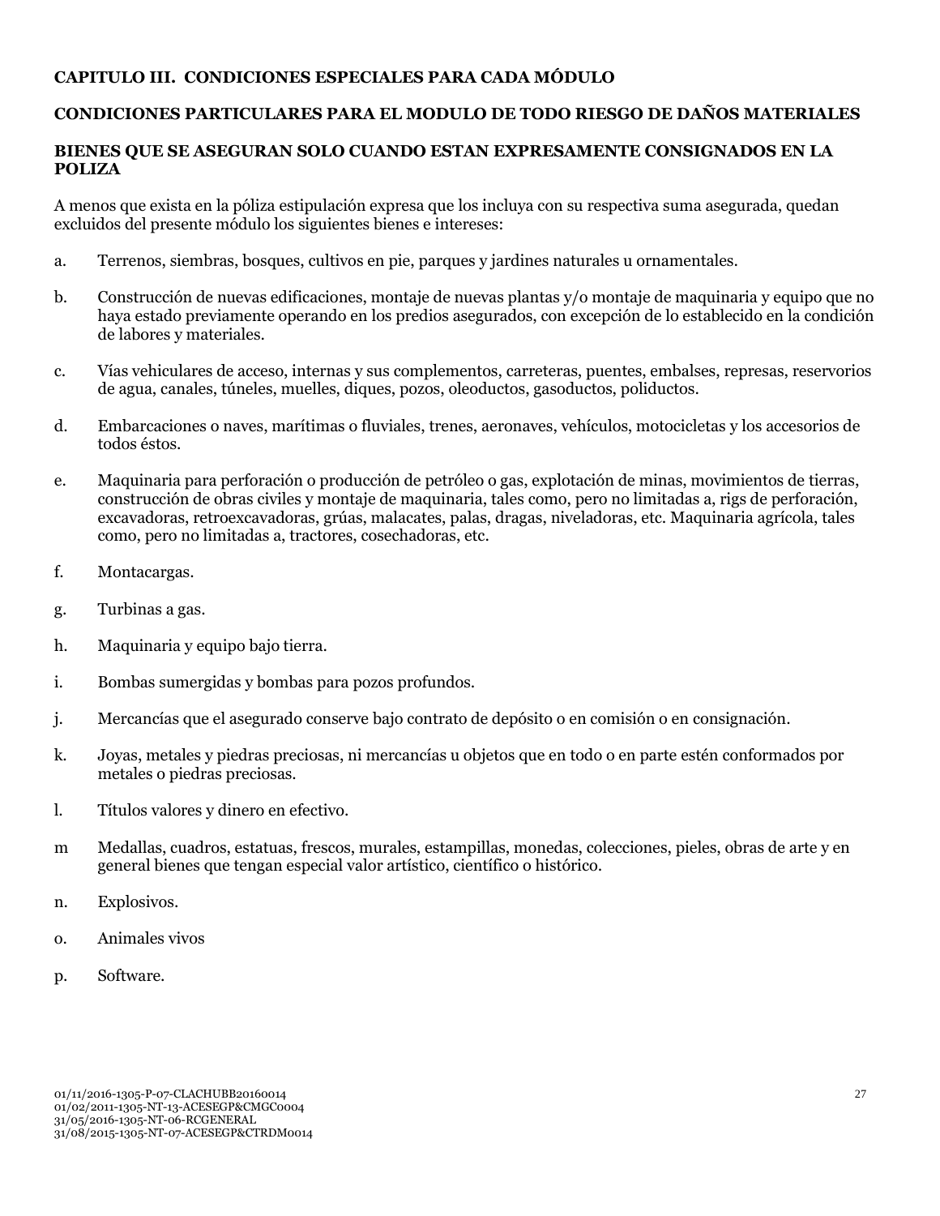## CAPITULO III. CONDICIONES ESPECIALES PARA CADA MÓDULO

### CONDICIONES PARTICULARES PARA EL MODULO DE TODO RIESGO DE DAÑOS MATERIALES

### BIENES QUE SE ASEGURAN SOLO CUANDO ESTAN EXPRESAMENTE CONSIGNADOS EN LA POLIZA

A menos que exista en la póliza estipulación expresa que los incluya con su respectiva suma asegurada, quedan excluidos del presente módulo los siguientes bienes e intereses:

a. Terrenos, siembras, bosques, cultivos en pie, parques y jardines naturales u ornamentales.

b. Construcción de nuevas edificaciones, montaje de nuevas plantas y/o montaje de maquinaria y equipo que no haya estado previamente operando en los predios asegurados, con excepción de lo establecido en la condición de labores y materiales.

c. Vías vehiculares de acceso, internas y sus complementos, carreteras, puentes, embalses, represas, reservorios de agua, canales, túneles, muelles, diques, pozos, oleoductos, gasoductos, poliductos.

d. Embarcaciones o naves, marítimas o fluviales, trenes, aeronaves, vehículos, motocicletas y los accesorios de todos éstos.

e. Maquinaria para perforación o producción de petróleo o gas, explotación de minas, movimientos de tierras, construcción de obras civiles y montaje de maquinaria, tales como, pero no limitadas a, rigs de perforación, excavadoras, retroexcavadoras, grúas, malacates, palas, dragas, niveladoras, etc. Maquinaria agrícola, tales como, pero no limitadas a, tractores, cosechadoras, etc.

f. Montacargas.

g. Turbinas a gas.

h. Maquinaria y equipo bajo tierra.

i. Bombas sumergidas y bombas para pozos profundos.

j. Mercancías que el asegurado conserve bajo contrato de depósito o en comisión o en consignación.

k. Joyas, metales y piedras preciosas, ni mercancías u objetos que en todo o en parte estén conformados por metales o piedras preciosas.

l. Títulos valores y dinero en efectivo.

m Medallas, cuadros, estatuas, frescos, murales, estampillas, monedas, colecciones, pieles, obras de arte y en general bienes que tengan especial valor artístico, científico o histórico.

n. Explosivos.

o. Animales vivos

p. Software.

01/11/2016-1305-P-07-CLACHUBB20160014
01/02/2011-1305-NT-13-ACESEGP&CMGC0004
31/05/2016-1305-NT-06-RCGENERAL
31/08/2015-1305-NT-07-ACESEGP&CTRDM0014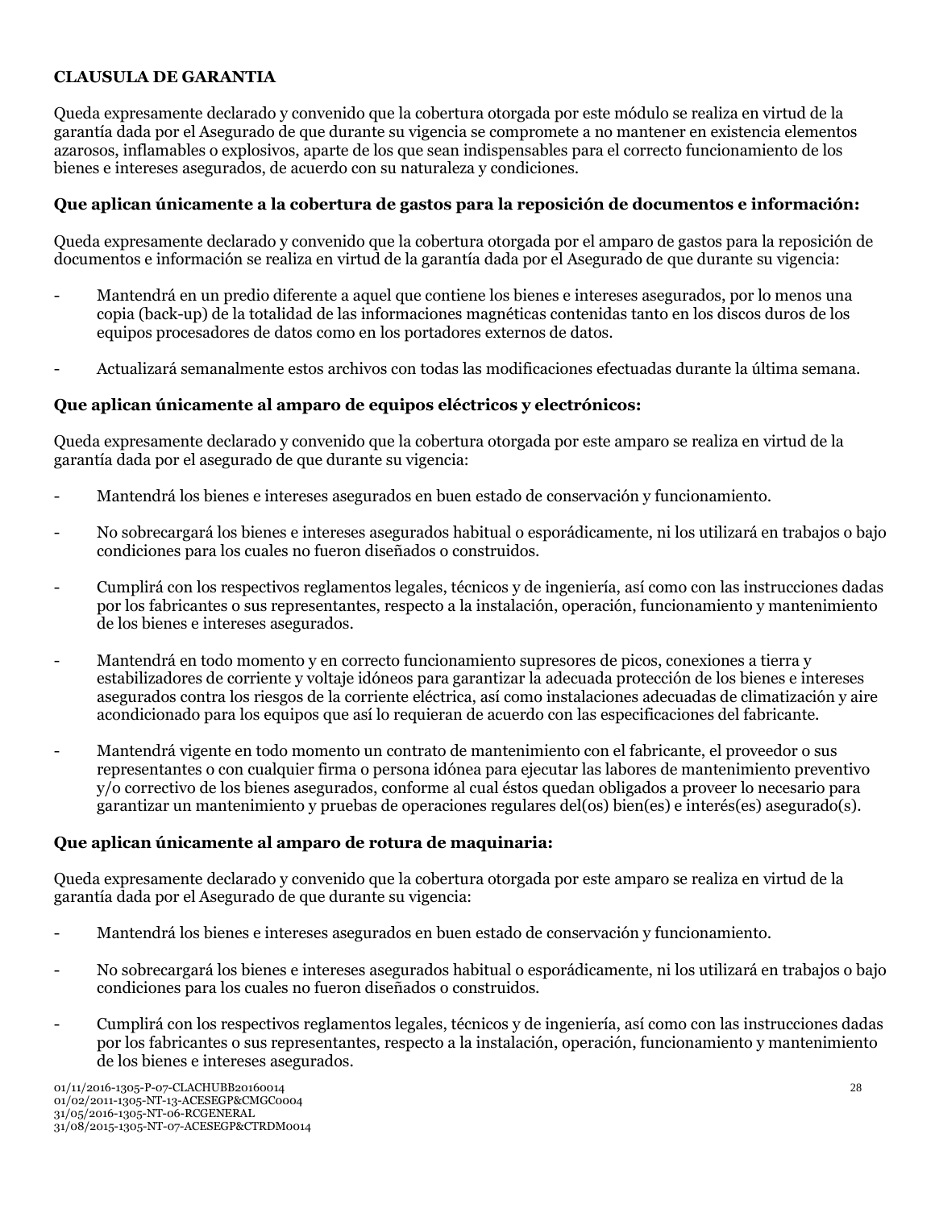**CLAUSULA DE GARANTIA**

Queda expresamente declarado y convenido que la cobertura otorgada por este módulo se realiza en virtud de la garantía dada por el Asegurado de que durante su vigencia se compromete a no mantener en existencia elementos azarosos, inflamables o explosivos, aparte de los que sean indispensables para el correcto funcionamiento de los bienes e intereses asegurados, de acuerdo con su naturaleza y condiciones.

**Que aplican únicamente a la cobertura de gastos para la reposición de documentos e información:**

Queda expresamente declarado y convenido que la cobertura otorgada por el amparo de gastos para la reposición de documentos e información se realiza en virtud de la garantía dada por el Asegurado de que durante su vigencia:

- Mantendrá en un predio diferente a aquel que contiene los bienes e intereses asegurados, por lo menos una copia (back-up) de la totalidad de las informaciones magnéticas contenidas tanto en los discos duros de los equipos procesadores de datos como en los portadores externos de datos.

- Actualizará semanalmente estos archivos con todas las modificaciones efectuadas durante la última semana.

**Que aplican únicamente al amparo de equipos eléctricos y electrónicos:**

Queda expresamente declarado y convenido que la cobertura otorgada por este amparo se realiza en virtud de la garantía dada por el asegurado de que durante su vigencia:

- Mantendrá los bienes e intereses asegurados en buen estado de conservación y funcionamiento.

- No sobrecargará los bienes e intereses asegurados habitual o esporádicamente, ni los utilizará en trabajos o bajo condiciones para los cuales no fueron diseñados o construidos.

- Cumplirá con los respectivos reglamentos legales, técnicos y de ingeniería, así como con las instrucciones dadas por los fabricantes o sus representantes, respecto a la instalación, operación, funcionamiento y mantenimiento de los bienes e intereses asegurados.

- Mantendrá en todo momento y en correcto funcionamiento supresores de picos, conexiones a tierra y estabilizadores de corriente y voltaje idóneos para garantizar la adecuada protección de los bienes e intereses asegurados contra los riesgos de la corriente eléctrica, así como instalaciones adecuadas de climatización y aire acondicionado para los equipos que así lo requieran de acuerdo con las especificaciones del fabricante.

- Mantendrá vigente en todo momento un contrato de mantenimiento con el fabricante, el proveedor o sus representantes o con cualquier firma o persona idónea para ejecutar las labores de mantenimiento preventivo y/o correctivo de los bienes asegurados, conforme al cual éstos quedan obligados a proveer lo necesario para garantizar un mantenimiento y pruebas de operaciones regulares del(os) bien(es) e interés(es) asegurado(s).

**Que aplican únicamente al amparo de rotura de maquinaria:**

Queda expresamente declarado y convenido que la cobertura otorgada por este amparo se realiza en virtud de la garantía dada por el Asegurado de que durante su vigencia:

- Mantendrá los bienes e intereses asegurados en buen estado de conservación y funcionamiento.

- No sobrecargará los bienes e intereses asegurados habitual o esporádicamente, ni los utilizará en trabajos o bajo condiciones para los cuales no fueron diseñados o construidos.

- Cumplirá con los respectivos reglamentos legales, técnicos y de ingeniería, así como con las instrucciones dadas por los fabricantes o sus representantes, respecto a la instalación, operación, funcionamiento y mantenimiento de los bienes e intereses asegurados.

01/11/2016-1305-P-07-CLACHUBB20160014
01/02/2011-1305-NT-13-ACESEGP&CMGC0004
31/05/2016-1305-NT-06-RCGENERAL
31/08/2015-1305-NT-07-ACESEGP&CTRDM0014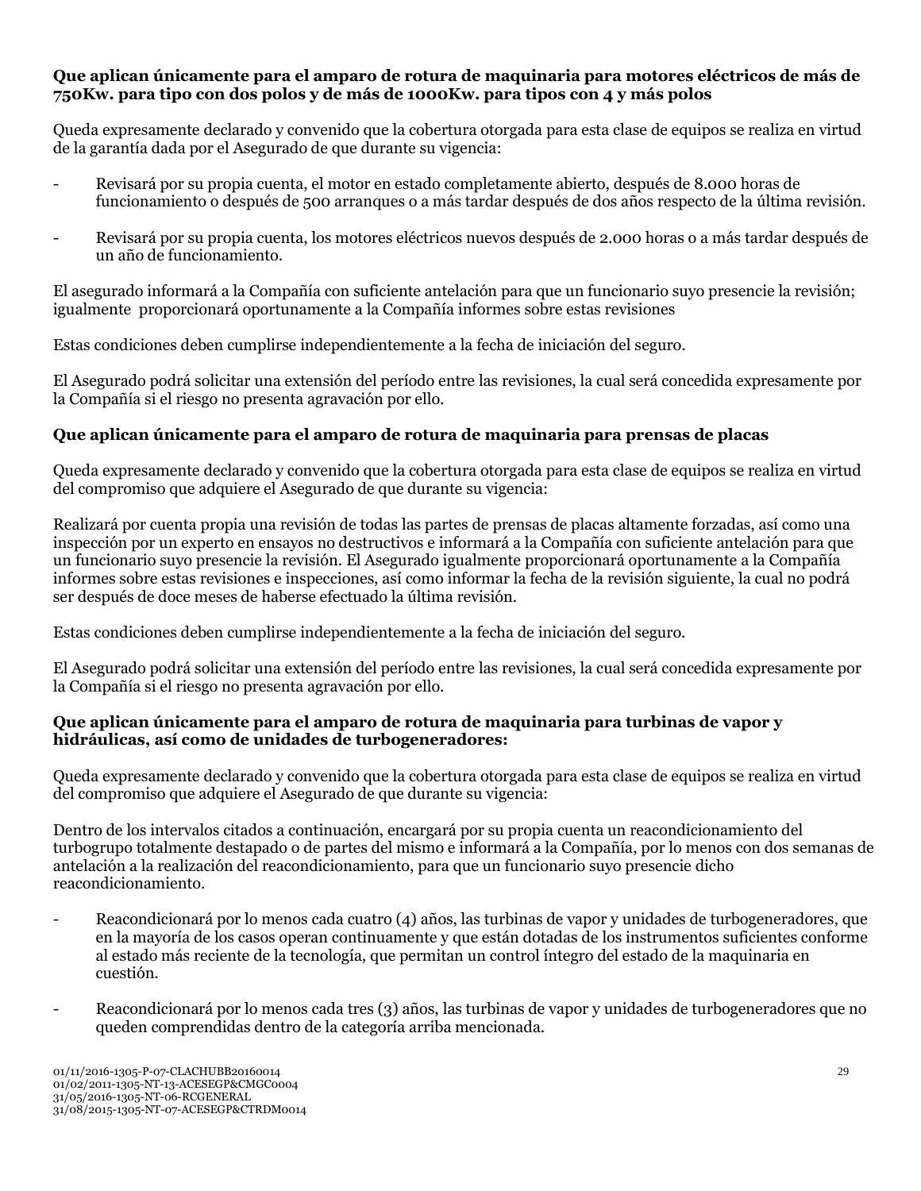**Que aplican únicamente para el amparo de rotura de maquinaria para motores eléctricos de más de 750Kw. para tipo con dos polos y de más de 1000Kw. para tipos con 4 y más polos**

Queda expresamente declarado y convenido que la cobertura otorgada para esta clase de equipos se realiza en virtud de la garantía dada por el Asegurado de que durante su vigencia:

- Revisará por su propia cuenta, el motor en estado completamente abierto, después de 8.000 horas de funcionamiento o después de 500 arranques o a más tardar después de dos años respecto de la última revisión.

- Revisará por su propia cuenta, los motores eléctricos nuevos después de 2.000 horas o a más tardar después de un año de funcionamiento.

El asegurado informará a la Compañía con suficiente antelación para que un funcionario suyo presencie la revisión; igualmente proporcionará oportunamente a la Compañía informes sobre estas revisiones

Estas condiciones deben cumplirse independientemente a la fecha de iniciación del seguro.

El Asegurado podrá solicitar una extensión del período entre las revisiones, la cual será concedida expresamente por la Compañía si el riesgo no presenta agravación por ello.

**Que aplican únicamente para el amparo de rotura de maquinaria para prensas de placas**

Queda expresamente declarado y convenido que la cobertura otorgada para esta clase de equipos se realiza en virtud del compromiso que adquiere el Asegurado de que durante su vigencia:

Realizará por cuenta propia una revisión de todas las partes de prensas de placas altamente forzadas, así como una inspección por un experto en ensayos no destructivos e informará a la Compañía con suficiente antelación para que un funcionario suyo presencie la revisión. El Asegurado igualmente proporcionará oportunamente a la Compañía informes sobre estas revisiones e inspecciones, así como informar la fecha de la revisión siguiente, la cual no podrá ser después de doce meses de haberse efectuado la última revisión.

Estas condiciones deben cumplirse independientemente a la fecha de iniciación del seguro.

El Asegurado podrá solicitar una extensión del período entre las revisiones, la cual será concedida expresamente por la Compañía si el riesgo no presenta agravación por ello.

**Que aplican únicamente para el amparo de rotura de maquinaria para turbinas de vapor y hidráulicas, así como de unidades de turbogeneradores:**

Queda expresamente declarado y convenido que la cobertura otorgada para esta clase de equipos se realiza en virtud del compromiso que adquiere el Asegurado de que durante su vigencia:

Dentro de los intervalos citados a continuación, encargará por su propia cuenta un reacondicionamiento del turbogrupo totalmente destapado o de partes del mismo e informará a la Compañía, por lo menos con dos semanas de antelación a la realización del reacondicionamiento, para que un funcionario suyo presencie dicho reacondicionamiento.

- Reacondicionará por lo menos cada cuatro (4) años, las turbinas de vapor y unidades de turbogeneradores, que en la mayoría de los casos operan continuamente y que están dotadas de los instrumentos suficientes conforme al estado más reciente de la tecnología, que permitan un control íntegro del estado de la maquinaria en cuestión.

- Reacondicionará por lo menos cada tres (3) años, las turbinas de vapor y unidades de turbogeneradores que no queden comprendidas dentro de la categoría arriba mencionada.

01/11/2016-1305-P-07-CLACHUBB20160014
01/02/2011-1305-NT-13-ACESEGP&CMGC0004
31/05/2016-1305-NT-06-RCGENERAL
31/08/2015-1305-NT-07-ACESEGP&CTRDM0014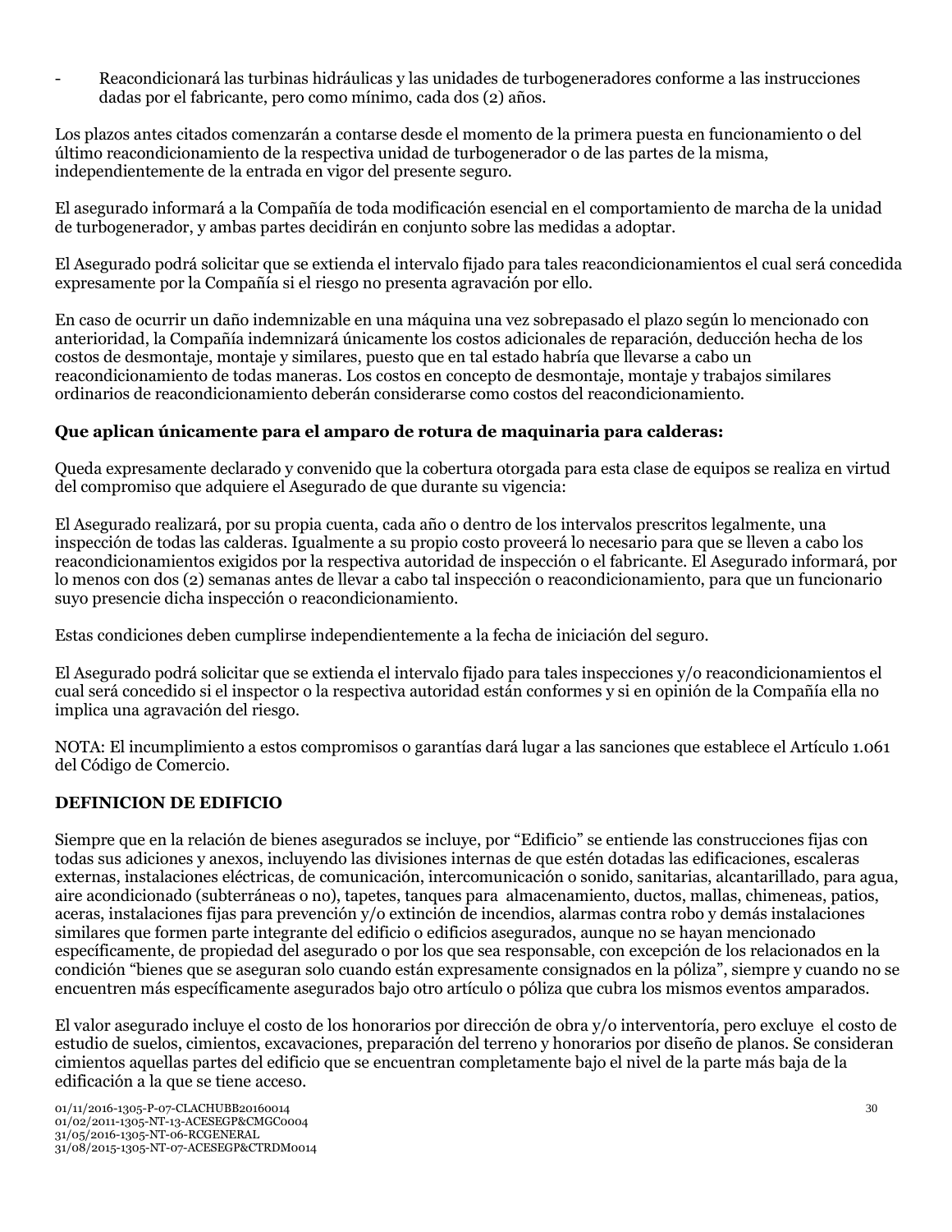- Reacondicionará las turbinas hidráulicas y las unidades de turbogeneradores conforme a las instrucciones dadas por el fabricante, pero como mínimo, cada dos (2) años.

Los plazos antes citados comenzarán a contarse desde el momento de la primera puesta en funcionamiento o del último reacondicionamiento de la respectiva unidad de turbogenerador o de las partes de la misma, independientemente de la entrada en vigor del presente seguro.

El asegurado informará a la Compañía de toda modificación esencial en el comportamiento de marcha de la unidad de turbogenerador, y ambas partes decidirán en conjunto sobre las medidas a adoptar.

El Asegurado podrá solicitar que se extienda el intervalo fijado para tales reacondicionamientos el cual será concedida expresamente por la Compañía si el riesgo no presenta agravación por ello.

En caso de ocurrir un daño indemnizable en una máquina una vez sobrepasado el plazo según lo mencionado con anterioridad, la Compañía indemnizará únicamente los costos adicionales de reparación, deducción hecha de los costos de desmontaje, montaje y similares, puesto que en tal estado habría que llevarse a cabo un reacondicionamiento de todas maneras. Los costos en concepto de desmontaje, montaje y trabajos similares ordinarios de reacondicionamiento deberán considerarse como costos del reacondicionamiento.

**Que aplican únicamente para el amparo de rotura de maquinaria para calderas:**

Queda expresamente declarado y convenido que la cobertura otorgada para esta clase de equipos se realiza en virtud del compromiso que adquiere el Asegurado de que durante su vigencia:

El Asegurado realizará, por su propia cuenta, cada año o dentro de los intervalos prescritos legalmente, una inspección de todas las calderas. Igualmente a su propio costo proveerá lo necesario para que se lleven a cabo los reacondicionamientos exigidos por la respectiva autoridad de inspección o el fabricante. El Asegurado informará, por lo menos con dos (2) semanas antes de llevar a cabo tal inspección o reacondicionamiento, para que un funcionario suyo presencie dicha inspección o reacondicionamiento.

Estas condiciones deben cumplirse independientemente a la fecha de iniciación del seguro.

El Asegurado podrá solicitar que se extienda el intervalo fijado para tales inspecciones y/o reacondicionamientos el cual será concedido si el inspector o la respectiva autoridad están conformes y si en opinión de la Compañía ella no implica una agravación del riesgo.

NOTA: El incumplimiento a estos compromisos o garantías dará lugar a las sanciones que establece el Artículo 1.061 del Código de Comercio.

**DEFINICION DE EDIFICIO**

Siempre que en la relación de bienes asegurados se incluye, por "Edificio" se entiende las construcciones fijas con todas sus adiciones y anexos, incluyendo las divisiones internas de que estén dotadas las edificaciones, escaleras externas, instalaciones eléctricas, de comunicación, intercomunicación o sonido, sanitarias, alcantarillado, para agua, aire acondicionado (subterráneas o no), tapetes, tanques para almacenamiento, ductos, mallas, chimeneas, patios, aceras, instalaciones fijas para prevención y/o extinción de incendios, alarmas contra robo y demás instalaciones similares que formen parte integrante del edificio o edificios asegurados, aunque no se hayan mencionado específicamente, de propiedad del asegurado o por los que sea responsable, con excepción de los relacionados en la condición "bienes que se aseguran solo cuando están expresamente consignados en la póliza", siempre y cuando no se encuentren más específicamente asegurados bajo otro artículo o póliza que cubra los mismos eventos amparados.

El valor asegurado incluye el costo de los honorarios por dirección de obra y/o interventoría, pero excluye el costo de estudio de suelos, cimientos, excavaciones, preparación del terreno y honorarios por diseño de planos. Se consideran cimientos aquellas partes del edificio que se encuentran completamente bajo el nivel de la parte más baja de la edificación a la que se tiene acceso.

01/11/2016-1305-P-07-CLACHUBB20160014
01/02/2011-1305-NT-13-ACESEGP&CMGC0004
31/05/2016-1305-NT-06-RCGENERAL
31/08/2015-1305-NT-07-ACESEGP&CTRDM0014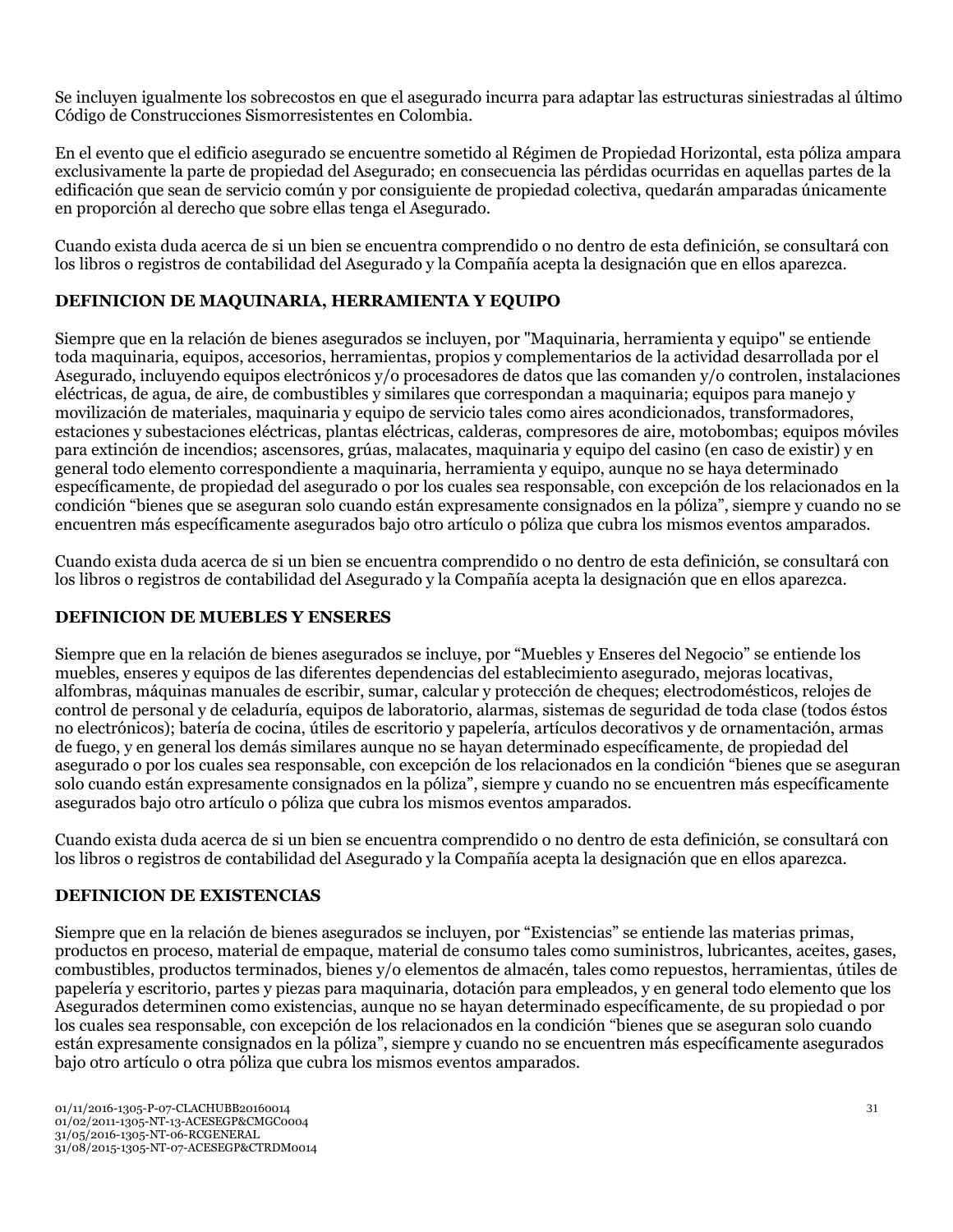Se incluyen igualmente los sobrecostos en que el asegurado incurra para adaptar las estructuras siniestradas al último Código de Construcciones Sismorresistentes en Colombia.

En el evento que el edificio asegurado se encuentre sometido al Régimen de Propiedad Horizontal, esta póliza ampara exclusivamente la parte de propiedad del Asegurado; en consecuencia las pérdidas ocurridas en aquellas partes de la edificación que sean de servicio común y por consiguiente de propiedad colectiva, quedarán amparadas únicamente en proporción al derecho que sobre ellas tenga el Asegurado.

Cuando exista duda acerca de si un bien se encuentra comprendido o no dentro de esta definición, se consultará con los libros o registros de contabilidad del Asegurado y la Compañía acepta la designación que en ellos aparezca.

**DEFINICION DE MAQUINARIA, HERRAMIENTA Y EQUIPO**

Siempre que en la relación de bienes asegurados se incluyen, por "Maquinaria, herramienta y equipo" se entiende toda maquinaria, equipos, accesorios, herramientas, propios y complementarios de la actividad desarrollada por el Asegurado, incluyendo equipos electrónicos y/o procesadores de datos que las comanden y/o controlen, instalaciones eléctricas, de agua, de aire, de combustibles y similares que correspondan a maquinaria; equipos para manejo y movilización de materiales, maquinaria y equipo de servicio tales como aires acondicionados, transformadores, estaciones y subestaciones eléctricas, plantas eléctricas, calderas, compresores de aire, motobombas; equipos móviles para extinción de incendios; ascensores, grúas, malacates, maquinaria y equipo del casino (en caso de existir) y en general todo elemento correspondiente a maquinaria, herramienta y equipo, aunque no se haya determinado específicamente, de propiedad del asegurado o por los cuales sea responsable, con excepción de los relacionados en la condición "bienes que se aseguran solo cuando están expresamente consignados en la póliza", siempre y cuando no se encuentren más específicamente asegurados bajo otro artículo o póliza que cubra los mismos eventos amparados.

Cuando exista duda acerca de si un bien se encuentra comprendido o no dentro de esta definición, se consultará con los libros o registros de contabilidad del Asegurado y la Compañía acepta la designación que en ellos aparezca.

**DEFINICION DE MUEBLES Y ENSERES**

Siempre que en la relación de bienes asegurados se incluye, por "Muebles y Enseres del Negocio" se entiende los muebles, enseres y equipos de las diferentes dependencias del establecimiento asegurado, mejoras locativas, alfombras, máquinas manuales de escribir, sumar, calcular y protección de cheques; electrodomésticos, relojes de control de personal y de celaduría, equipos de laboratorio, alarmas, sistemas de seguridad de toda clase (todos éstos no electrónicos); batería de cocina, útiles de escritorio y papelería, artículos decorativos y de ornamentación, armas de fuego, y en general los demás similares aunque no se hayan determinado específicamente, de propiedad del asegurado o por los cuales sea responsable, con excepción de los relacionados en la condición "bienes que se aseguran solo cuando están expresamente consignados en la póliza", siempre y cuando no se encuentren más específicamente asegurados bajo otro artículo o póliza que cubra los mismos eventos amparados.

Cuando exista duda acerca de si un bien se encuentra comprendido o no dentro de esta definición, se consultará con los libros o registros de contabilidad del Asegurado y la Compañía acepta la designación que en ellos aparezca.

**DEFINICION DE EXISTENCIAS**

Siempre que en la relación de bienes asegurados se incluyen, por "Existencias" se entiende las materias primas, productos en proceso, material de empaque, material de consumo tales como suministros, lubricantes, aceites, gases, combustibles, productos terminados, bienes y/o elementos de almacén, tales como repuestos, herramientas, útiles de papelería y escritorio, partes y piezas para maquinaria, dotación para empleados, y en general todo elemento que los Asegurados determinen como existencias, aunque no se hayan determinado específicamente, de su propiedad o por los cuales sea responsable, con excepción de los relacionados en la condición "bienes que se aseguran solo cuando están expresamente consignados en la póliza", siempre y cuando no se encuentren más específicamente asegurados bajo otro artículo o otra póliza que cubra los mismos eventos amparados.

01/11/2016-1305-P-07-CLACHUBB20160014
01/02/2011-1305-NT-13-ACESEGP&CMGC0004
31/05/2016-1305-NT-06-RCGENERAL
31/08/2015-1305-NT-07-ACESEGP&CTRDM0014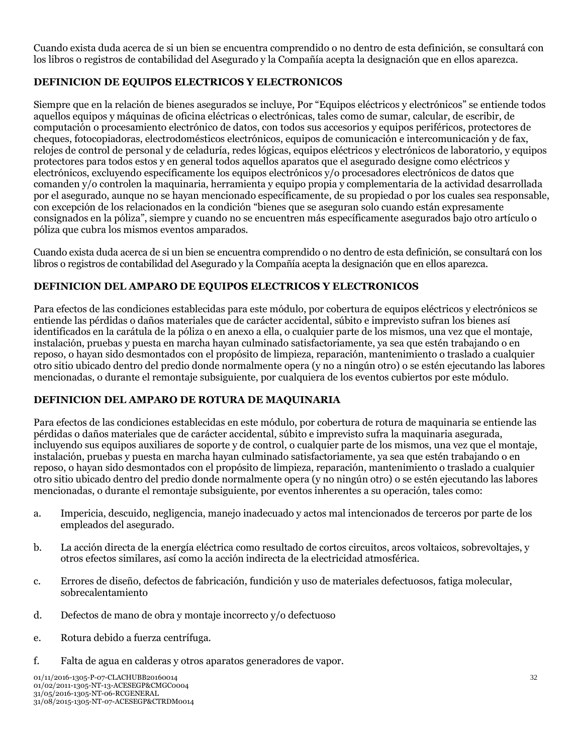Cuando exista duda acerca de si un bien se encuentra comprendido o no dentro de esta definición, se consultará con los libros o registros de contabilidad del Asegurado y la Compañía acepta la designación que en ellos aparezca.

**DEFINICION DE EQUIPOS ELECTRICOS Y ELECTRONICOS**

Siempre que en la relación de bienes asegurados se incluye, Por "Equipos eléctricos y electrónicos" se entiende todos aquellos equipos y máquinas de oficina eléctricas o electrónicas, tales como de sumar, calcular, de escribir, de computación o procesamiento electrónico de datos, con todos sus accesorios y equipos periféricos, protectores de cheques, fotocopiadoras, electrodomésticos electrónicos, equipos de comunicación e intercomunicación y de fax, relojes de control de personal y de celaduría, redes lógicas, equipos eléctricos y electrónicos de laboratorio, y equipos protectores para todos estos y en general todos aquellos aparatos que el asegurado designe como eléctricos y electrónicos, excluyendo específicamente los equipos electrónicos y/o procesadores electrónicos de datos que comanden y/o controlen la maquinaria, herramienta y equipo propia y complementaria de la actividad desarrollada por el asegurado, aunque no se hayan mencionado específicamente, de su propiedad o por los cuales sea responsable, con excepción de los relacionados en la condición "bienes que se aseguran solo cuando están expresamente consignados en la póliza", siempre y cuando no se encuentren más específicamente asegurados bajo otro artículo o póliza que cubra los mismos eventos amparados.

Cuando exista duda acerca de si un bien se encuentra comprendido o no dentro de esta definición, se consultará con los libros o registros de contabilidad del Asegurado y la Compañía acepta la designación que en ellos aparezca.

**DEFINICION DEL AMPARO DE EQUIPOS ELECTRICOS Y ELECTRONICOS**

Para efectos de las condiciones establecidas para este módulo, por cobertura de equipos eléctricos y electrónicos se entiende las pérdidas o daños materiales que de carácter accidental, súbito e imprevisto sufran los bienes así identificados en la carátula de la póliza o en anexo a ella, o cualquier parte de los mismos, una vez que el montaje, instalación, pruebas y puesta en marcha hayan culminado satisfactoriamente, ya sea que estén trabajando o en reposo, o hayan sido desmontados con el propósito de limpieza, reparación, mantenimiento o traslado a cualquier otro sitio ubicado dentro del predio donde normalmente opera (y no a ningún otro) o se estén ejecutando las labores mencionadas, o durante el remontaje subsiguiente, por cualquiera de los eventos cubiertos por este módulo.

**DEFINICION DEL AMPARO DE ROTURA DE MAQUINARIA**

Para efectos de las condiciones establecidas en este módulo, por cobertura de rotura de maquinaria se entiende las pérdidas o daños materiales que de carácter accidental, súbito e imprevisto sufra la maquinaria asegurada, incluyendo sus equipos auxiliares de soporte y de control, o cualquier parte de los mismos, una vez que el montaje, instalación, pruebas y puesta en marcha hayan culminado satisfactoriamente, ya sea que estén trabajando o en reposo, o hayan sido desmontados con el propósito de limpieza, reparación, mantenimiento o traslado a cualquier otro sitio ubicado dentro del predio donde normalmente opera (y no ningún otro) o se estén ejecutando las labores mencionadas, o durante el remontaje subsiguiente, por eventos inherentes a su operación, tales como:

a. Impericia, descuido, negligencia, manejo inadecuado y actos mal intencionados de terceros por parte de los empleados del asegurado.

b. La acción directa de la energía eléctrica como resultado de cortos circuitos, arcos voltaicos, sobrevoltajes, y otros efectos similares, así como la acción indirecta de la electricidad atmosférica.

c. Errores de diseño, defectos de fabricación, fundición y uso de materiales defectuosos, fatiga molecular, sobrecalentamiento

d. Defectos de mano de obra y montaje incorrecto y/o defectuoso

e. Rotura debido a fuerza centrífuga.

f. Falta de agua en calderas y otros aparatos generadores de vapor.

01/11/2016-1305-P-07-CLACHUBB20160014
01/02/2011-1305-NT-13-ACESEGP&CMGC0004
31/05/2016-1305-NT-06-RCGENERAL
31/08/2015-1305-NT-07-ACESEGP&CTRDM0014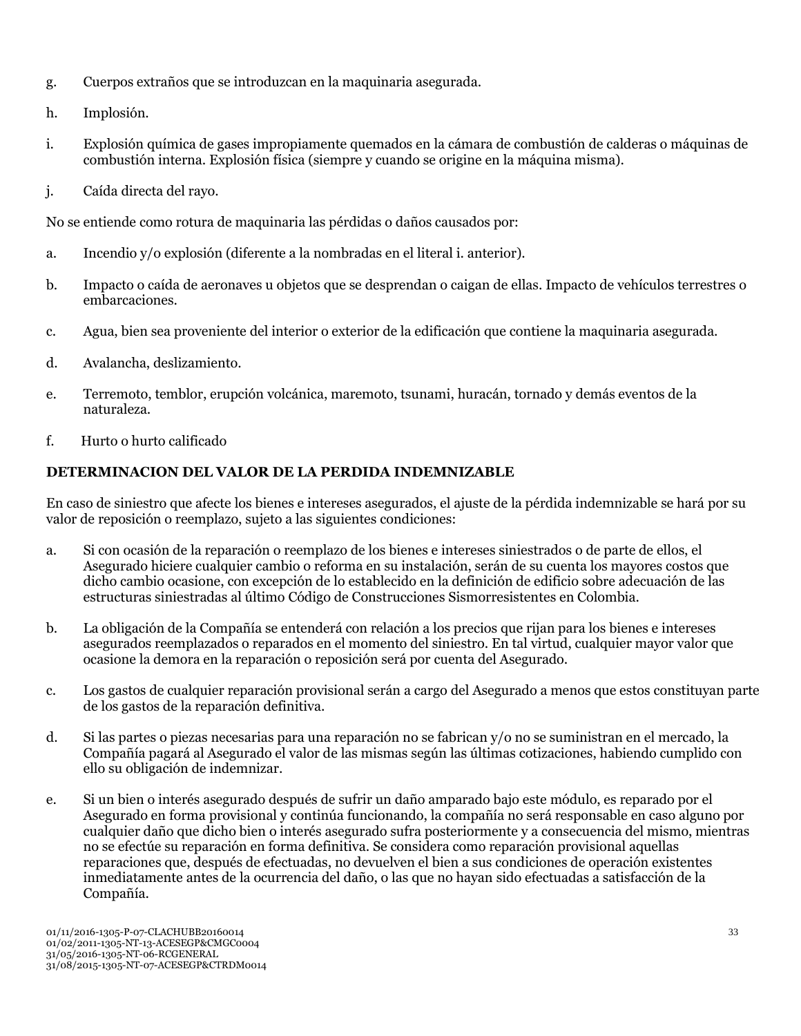g. Cuerpos extraños que se introduzcan en la maquinaria asegurada.

h. Implosión.

i. Explosión química de gases impropiamente quemados en la cámara de combustión de calderas o máquinas de combustión interna. Explosión física (siempre y cuando se origine en la máquina misma).

j. Caída directa del rayo.

No se entiende como rotura de maquinaria las pérdidas o daños causados por:

a. Incendio y/o explosión (diferente a la nombradas en el literal i. anterior).

b. Impacto o caída de aeronaves u objetos que se desprendan o caigan de ellas. Impacto de vehículos terrestres o embarcaciones.

c. Agua, bien sea proveniente del interior o exterior de la edificación que contiene la maquinaria asegurada.

d. Avalancha, deslizamiento.

e. Terremoto, temblor, erupción volcánica, maremoto, tsunami, huracán, tornado y demás eventos de la naturaleza.

f. Hurto o hurto calificado

**DETERMINACION DEL VALOR DE LA PERDIDA INDEMNIZABLE**

En caso de siniestro que afecte los bienes e intereses asegurados, el ajuste de la pérdida indemnizable se hará por su valor de reposición o reemplazo, sujeto a las siguientes condiciones:

a. Si con ocasión de la reparación o reemplazo de los bienes e intereses siniestrados o de parte de ellos, el Asegurado hiciere cualquier cambio o reforma en su instalación, serán de su cuenta los mayores costos que dicho cambio ocasione, con excepción de lo establecido en la definición de edificio sobre adecuación de las estructuras siniestradas al último Código de Construcciones Sismorresistentes en Colombia.

b. La obligación de la Compañía se entenderá con relación a los precios que rijan para los bienes e intereses asegurados reemplazados o reparados en el momento del siniestro. En tal virtud, cualquier mayor valor que ocasione la demora en la reparación o reposición será por cuenta del Asegurado.

c. Los gastos de cualquier reparación provisional serán a cargo del Asegurado a menos que estos constituyan parte de los gastos de la reparación definitiva.

d. Si las partes o piezas necesarias para una reparación no se fabrican y/o no se suministran en el mercado, la Compañía pagará al Asegurado el valor de las mismas según las últimas cotizaciones, habiendo cumplido con ello su obligación de indemnizar.

e. Si un bien o interés asegurado después de sufrir un daño amparado bajo este módulo, es reparado por el Asegurado en forma provisional y continúa funcionando, la compañía no será responsable en caso alguno por cualquier daño que dicho bien o interés asegurado sufra posteriormente y a consecuencia del mismo, mientras no se efectúe su reparación en forma definitiva. Se considera como reparación provisional aquellas reparaciones que, después de efectuadas, no devuelven el bien a sus condiciones de operación existentes inmediatamente antes de la ocurrencia del daño, o las que no hayan sido efectuadas a satisfacción de la Compañía.

01/11/2016-1305-P-07-CLACHUBB20160014
01/02/2011-1305-NT-13-ACESEGP&CMGC0004
31/05/2016-1305-NT-06-RCGENERAL
31/08/2015-1305-NT-07-ACESEGP&CTRDM0014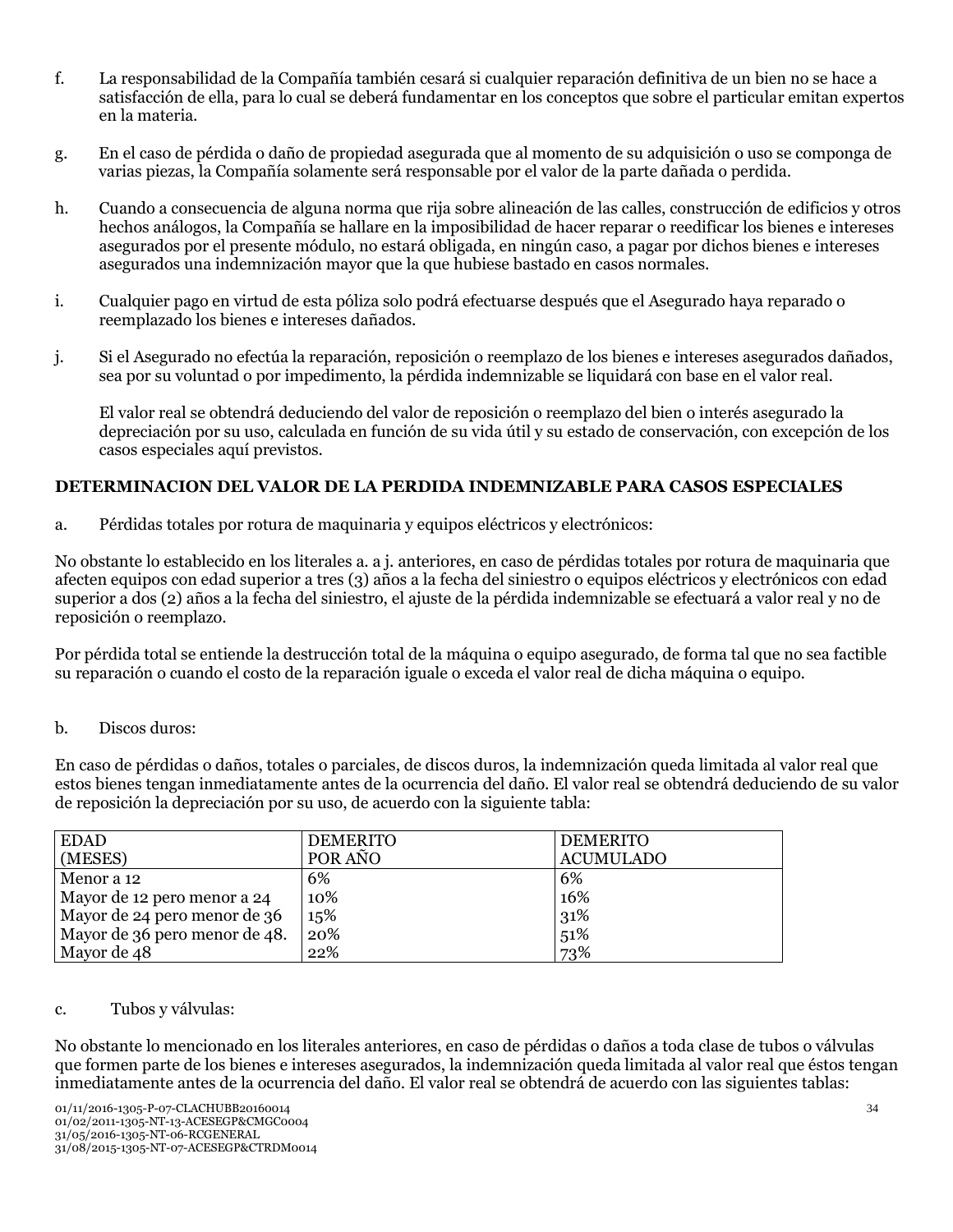f. La responsabilidad de la Compañía también cesará si cualquier reparación definitiva de un bien no se hace a satisfacción de ella, para lo cual se deberá fundamentar en los conceptos que sobre el particular emitan expertos en la materia.

g. En el caso de pérdida o daño de propiedad asegurada que al momento de su adquisición o uso se componga de varias piezas, la Compañía solamente será responsable por el valor de la parte dañada o perdida.

h. Cuando a consecuencia de alguna norma que rija sobre alineación de las calles, construcción de edificios y otros hechos análogos, la Compañía se hallare en la imposibilidad de hacer reparar o reedificar los bienes e intereses asegurados por el presente módulo, no estará obligada, en ningún caso, a pagar por dichos bienes e intereses asegurados una indemnización mayor que la que hubiese bastado en casos normales.

i. Cualquier pago en virtud de esta póliza solo podrá efectuarse después que el Asegurado haya reparado o reemplazado los bienes e intereses dañados.

j. Si el Asegurado no efectúa la reparación, reposición o reemplazo de los bienes e intereses asegurados dañados, sea por su voluntad o por impedimento, la pérdida indemnizable se liquidará con base en el valor real.

El valor real se obtendrá deduciendo del valor de reposición o reemplazo del bien o interés asegurado la depreciación por su uso, calculada en función de su vida útil y su estado de conservación, con excepción de los casos especiales aquí previstos.

**DETERMINACION DEL VALOR DE LA PERDIDA INDEMNIZABLE PARA CASOS ESPECIALES**

a. Pérdidas totales por rotura de maquinaria y equipos eléctricos y electrónicos:

No obstante lo establecido en los literales a. a j. anteriores, en caso de pérdidas totales por rotura de maquinaria que afecten equipos con edad superior a tres (3) años a la fecha del siniestro o equipos eléctricos y electrónicos con edad superior a dos (2) años a la fecha del siniestro, el ajuste de la pérdida indemnizable se efectuará a valor real y no de reposición o reemplazo.

Por pérdida total se entiende la destrucción total de la máquina o equipo asegurado, de forma tal que no sea factible su reparación o cuando el costo de la reparación iguale o exceda el valor real de dicha máquina o equipo.

b. Discos duros:

En caso de pérdidas o daños, totales o parciales, de discos duros, la indemnización queda limitada al valor real que estos bienes tengan inmediatamente antes de la ocurrencia del daño. El valor real se obtendrá deduciendo de su valor de reposición la depreciación por su uso, de acuerdo con la siguiente tabla:

| EDAD (MESES) | DEMERITO POR AÑO | DEMERITO ACUMULADO |
|---|---|---|
| Menor a 12 | 6% | 6% |
| Mayor de 12 pero menor a 24 | 10% | 16% |
| Mayor de 24 pero menor de 36 | 15% | 31% |
| Mayor de 36 pero menor de 48. | 20% | 51% |
| Mayor de 48 | 22% | 73% |

c. Tubos y válvulas:

No obstante lo mencionado en los literales anteriores, en caso de pérdidas o daños a toda clase de tubos o válvulas que formen parte de los bienes e intereses asegurados, la indemnización queda limitada al valor real que éstos tengan inmediatamente antes de la ocurrencia del daño. El valor real se obtendrá de acuerdo con las siguientes tablas:

01/11/2016-1305-P-07-CLACHUBB20160014
01/02/2011-1305-NT-13-ACESEGP&CMGC0004
31/05/2016-1305-NT-06-RCGENERAL
31/08/2015-1305-NT-07-ACESEGP&CTRDM0014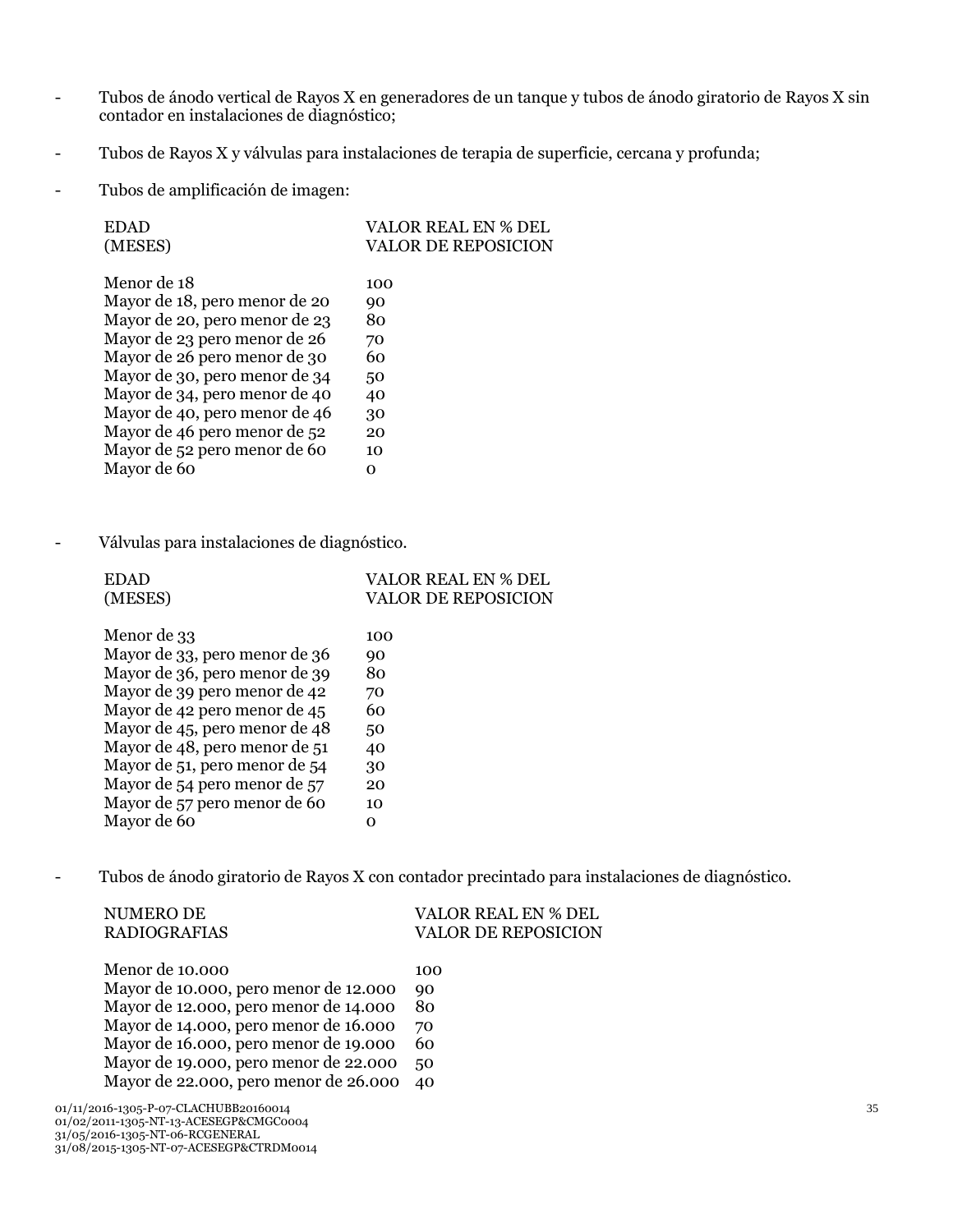- Tubos de ánodo vertical de Rayos X en generadores de un tanque y tubos de ánodo giratorio de Rayos X sin contador en instalaciones de diagnóstico;

- Tubos de Rayos X y válvulas para instalaciones de terapia de superficie, cercana y profunda;

- Tubos de amplificación de imagen:

| EDAD (MESES) | VALOR REAL EN % DEL VALOR DE REPOSICION |
|---|---|
| Menor de 18 | 100 |
| Mayor de 18, pero menor de 20 | 90 |
| Mayor de 20, pero menor de 23 | 80 |
| Mayor de 23 pero menor de 26 | 70 |
| Mayor de 26 pero menor de 30 | 60 |
| Mayor de 30, pero menor de 34 | 50 |
| Mayor de 34, pero menor de 40 | 40 |
| Mayor de 40, pero menor de 46 | 30 |
| Mayor de 46 pero menor de 52 | 20 |
| Mayor de 52 pero menor de 60 | 10 |
| Mayor de 60 | 0 |

- Válvulas para instalaciones de diagnóstico.

| EDAD (MESES) | VALOR REAL EN % DEL VALOR DE REPOSICION |
|---|---|
| Menor de 33 | 100 |
| Mayor de 33, pero menor de 36 | 90 |
| Mayor de 36, pero menor de 39 | 80 |
| Mayor de 39 pero menor de 42 | 70 |
| Mayor de 42 pero menor de 45 | 60 |
| Mayor de 45, pero menor de 48 | 50 |
| Mayor de 48, pero menor de 51 | 40 |
| Mayor de 51, pero menor de 54 | 30 |
| Mayor de 54 pero menor de 57 | 20 |
| Mayor de 57 pero menor de 60 | 10 |
| Mayor de 60 | 0 |

- Tubos de ánodo giratorio de Rayos X con contador precintado para instalaciones de diagnóstico.

| NUMERO DE RADIOGRAFIAS | VALOR REAL EN % DEL VALOR DE REPOSICION |
|---|---|
| Menor de 10.000 | 100 |
| Mayor de 10.000, pero menor de 12.000 | 90 |
| Mayor de 12.000, pero menor de 14.000 | 80 |
| Mayor de 14.000, pero menor de 16.000 | 70 |
| Mayor de 16.000, pero menor de 19.000 | 60 |
| Mayor de 19.000, pero menor de 22.000 | 50 |
| Mayor de 22.000, pero menor de 26.000 | 40 |

01/11/2016-1305-P-07-CLACHUBB20160014
01/02/2011-1305-NT-13-ACESEGP&CMGC0004
31/05/2016-1305-NT-06-RCGENERAL
31/08/2015-1305-NT-07-ACESEGP&CTRDM0014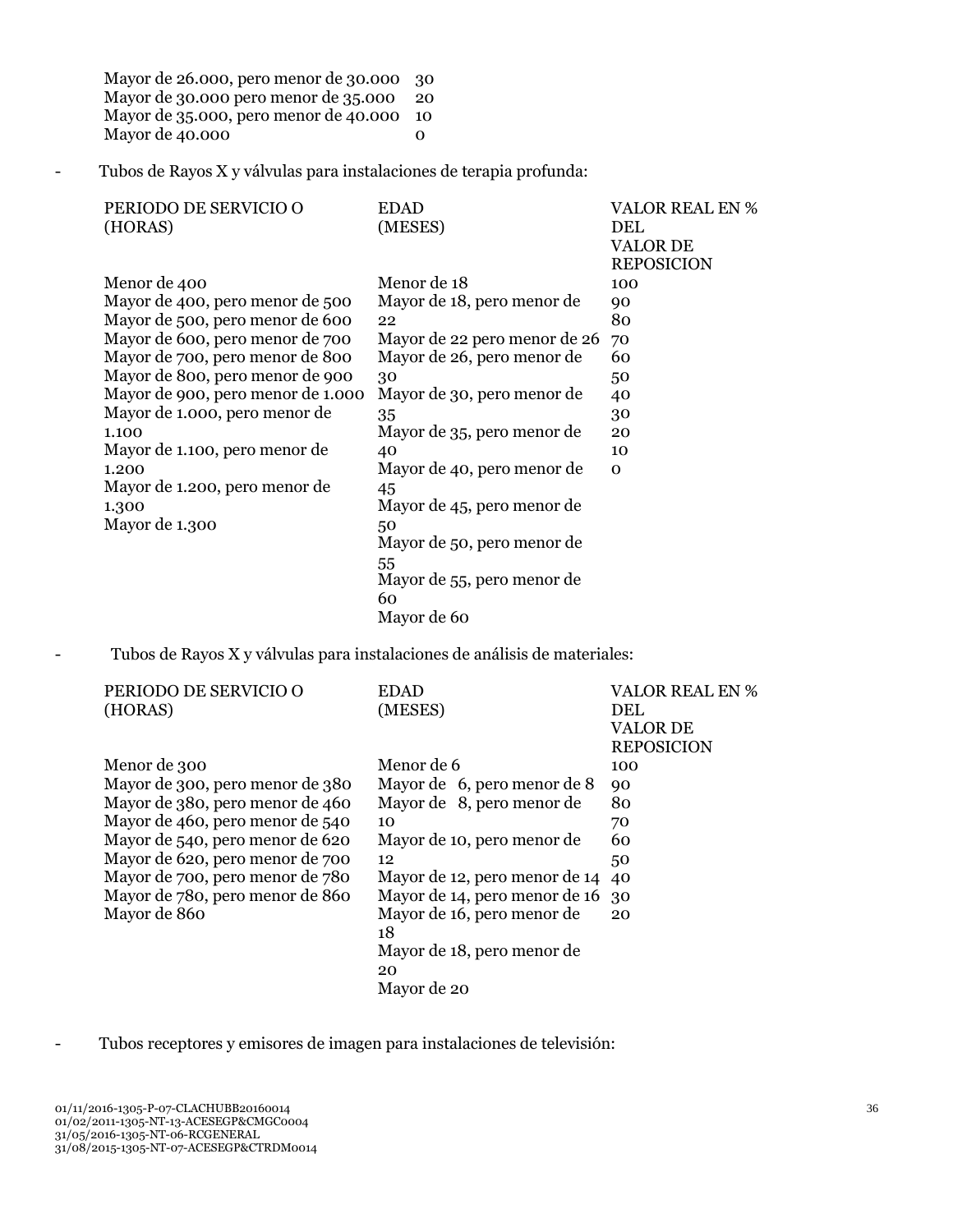| | |
|---|---|
| Mayor de 26.000, pero menor de 30.000 | 30 |
| Mayor de 30.000 pero menor de 35.000 | 20 |
| Mayor de 35.000, pero menor de 40.000 | 10 |
| Mayor de 40.000 | 0 |

- Tubos de Rayos X y válvulas para instalaciones de terapia profunda:

| PERIODO DE SERVICIO O (HORAS) | EDAD (MESES) | VALOR REAL EN % DEL VALOR DE REPOSICION |
|---|---|---|
| Menor de 400 | Menor de 18 | 100 |
| Mayor de 400, pero menor de 500 | Mayor de 18, pero menor de 22 | 90 |
| Mayor de 500, pero menor de 600 | Mayor de 22 pero menor de 26 | 80 |
| Mayor de 600, pero menor de 700 | Mayor de 26, pero menor de 30 | 70 |
| Mayor de 700, pero menor de 800 | Mayor de 30, pero menor de 35 | 60 |
| Mayor de 800, pero menor de 900 | Mayor de 35, pero menor de 40 | 50 |
| Mayor de 900, pero menor de 1.000 | Mayor de 40, pero menor de 45 | 40 |
| Mayor de 1.000, pero menor de 1.100 | Mayor de 45, pero menor de 50 | 30 |
| Mayor de 1.100, pero menor de 1.200 | Mayor de 50, pero menor de 55 | 20 |
| Mayor de 1.200, pero menor de 1.300 | Mayor de 55, pero menor de 60 | 10 |
| Mayor de 1.300 | Mayor de 60 | 0 |

- Tubos de Rayos X y válvulas para instalaciones de análisis de materiales:

| PERIODO DE SERVICIO O (HORAS) | EDAD (MESES) | VALOR REAL EN % DEL VALOR DE REPOSICION |
|---|---|---|
| Menor de 300 | Menor de 6 | 100 |
| Mayor de 300, pero menor de 380 | Mayor de 6, pero menor de 8 | 90 |
| Mayor de 380, pero menor de 460 | Mayor de 8, pero menor de 10 | 80 |
| Mayor de 460, pero menor de 540 | Mayor de 10, pero menor de 12 | 70 |
| Mayor de 540, pero menor de 620 | Mayor de 12, pero menor de 14 | 60 |
| Mayor de 620, pero menor de 700 | Mayor de 14, pero menor de 16 | 50 |
| Mayor de 700, pero menor de 780 | Mayor de 16, pero menor de 18 | 40 |
| Mayor de 780, pero menor de 860 | Mayor de 18, pero menor de 20 | 30 |
| Mayor de 860 | Mayor de 20 | 20 |

- Tubos receptores y emisores de imagen para instalaciones de televisión: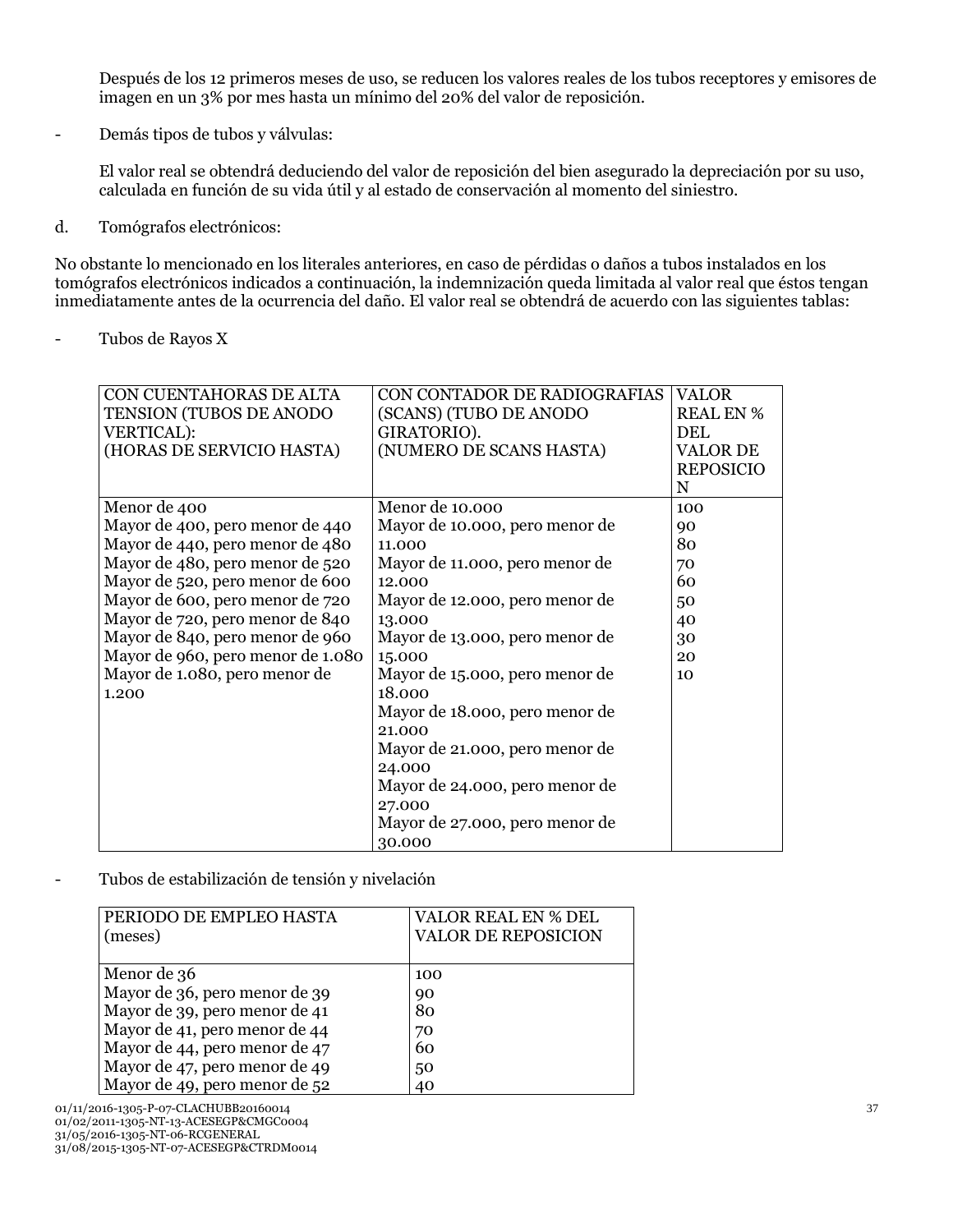Después de los 12 primeros meses de uso, se reducen los valores reales de los tubos receptores y emisores de imagen en un 3% por mes hasta un mínimo del 20% del valor de reposición.

- Demás tipos de tubos y válvulas:

  El valor real se obtendrá deduciendo del valor de reposición del bien asegurado la depreciación por su uso, calculada en función de su vida útil y al estado de conservación al momento del siniestro.

d. Tomógrafos electrónicos:

No obstante lo mencionado en los literales anteriores, en caso de pérdidas o daños a tubos instalados en los tomógrafos electrónicos indicados a continuación, la indemnización queda limitada al valor real que éstos tengan inmediatamente antes de la ocurrencia del daño. El valor real se obtendrá de acuerdo con las siguientes tablas:

- Tubos de Rayos X

| CON CUENTAHORAS DE ALTA TENSION (TUBOS DE ANODO VERTICAL): (HORAS DE SERVICIO HASTA) | CON CONTADOR DE RADIOGRAFIAS (SCANS) (TUBO DE ANODO GIRATORIO). (NUMERO DE SCANS HASTA) | VALOR REAL EN % DEL VALOR DE REPOSICION |
|---|---|---|
| Menor de 400 | Menor de 10.000 | 100 |
| Mayor de 400, pero menor de 440 | Mayor de 10.000, pero menor de 11.000 | 90 |
| Mayor de 440, pero menor de 480 | Mayor de 11.000, pero menor de 12.000 | 80 |
| Mayor de 480, pero menor de 520 | Mayor de 12.000, pero menor de 13.000 | 70 |
| Mayor de 520, pero menor de 600 | Mayor de 13.000, pero menor de 15.000 | 60 |
| Mayor de 600, pero menor de 720 | Mayor de 15.000, pero menor de 18.000 | 50 |
| Mayor de 720, pero menor de 840 | Mayor de 18.000, pero menor de 21.000 | 40 |
| Mayor de 840, pero menor de 960 | Mayor de 21.000, pero menor de 24.000 | 30 |
| Mayor de 960, pero menor de 1.080 | Mayor de 24.000, pero menor de 27.000 | 20 |
| Mayor de 1.080, pero menor de 1.200 | Mayor de 27.000, pero menor de 30.000 | 10 |

- Tubos de estabilización de tensión y nivelación

| PERIODO DE EMPLEO HASTA (meses) | VALOR REAL EN % DEL VALOR DE REPOSICION |
|---|---|
| Menor de 36 | 100 |
| Mayor de 36, pero menor de 39 | 90 |
| Mayor de 39, pero menor de 41 | 80 |
| Mayor de 41, pero menor de 44 | 70 |
| Mayor de 44, pero menor de 47 | 60 |
| Mayor de 47, pero menor de 49 | 50 |
| Mayor de 49, pero menor de 52 | 40 |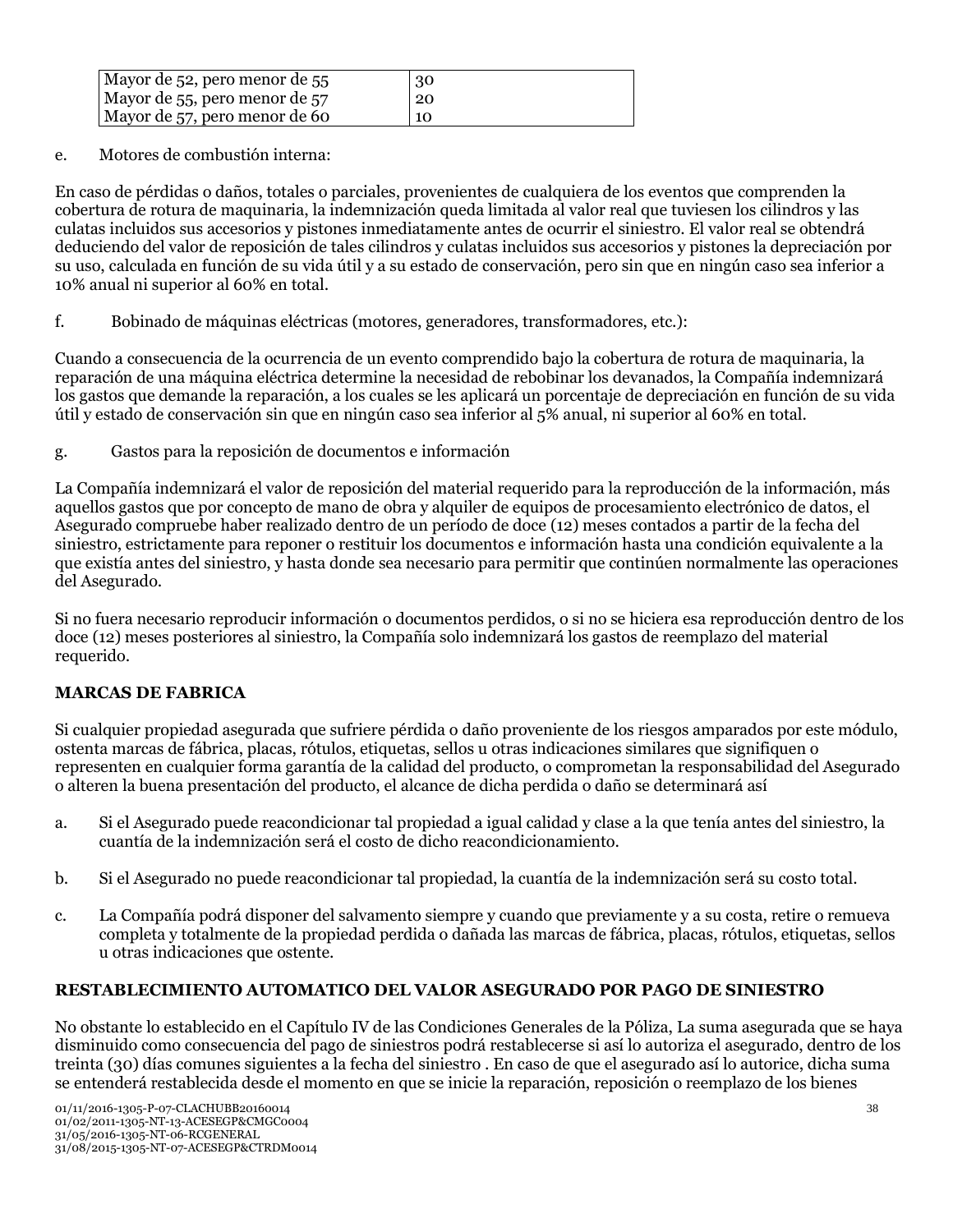| Mayor de 52, pero menor de 55 | 30 |
| --- | --- |
| Mayor de 55, pero menor de 57 | 20 |
| Mayor de 57, pero menor de 60 | 10 |

e. Motores de combustión interna:

En caso de pérdidas o daños, totales o parciales, provenientes de cualquiera de los eventos que comprenden la cobertura de rotura de maquinaria, la indemnización queda limitada al valor real que tuviesen los cilindros y las culatas incluidos sus accesorios y pistones inmediatamente antes de ocurrir el siniestro. El valor real se obtendrá deduciendo del valor de reposición de tales cilindros y culatas incluidos sus accesorios y pistones la depreciación por su uso, calculada en función de su vida útil y a su estado de conservación, pero sin que en ningún caso sea inferior a 10% anual ni superior al 60% en total.

f. Bobinado de máquinas eléctricas (motores, generadores, transformadores, etc.):

Cuando a consecuencia de la ocurrencia de un evento comprendido bajo la cobertura de rotura de maquinaria, la reparación de una máquina eléctrica determine la necesidad de rebobinar los devanados, la Compañía indemnizará los gastos que demande la reparación, a los cuales se les aplicará un porcentaje de depreciación en función de su vida útil y estado de conservación sin que en ningún caso sea inferior al 5% anual, ni superior al 60% en total.

g. Gastos para la reposición de documentos e información

La Compañía indemnizará el valor de reposición del material requerido para la reproducción de la información, más aquellos gastos que por concepto de mano de obra y alquiler de equipos de procesamiento electrónico de datos, el Asegurado compruebe haber realizado dentro de un período de doce (12) meses contados a partir de la fecha del siniestro, estrictamente para reponer o restituir los documentos e información hasta una condición equivalente a la que existía antes del siniestro, y hasta donde sea necesario para permitir que continúen normalmente las operaciones del Asegurado.

Si no fuera necesario reproducir información o documentos perdidos, o si no se hiciera esa reproducción dentro de los doce (12) meses posteriores al siniestro, la Compañía solo indemnizará los gastos de reemplazo del material requerido.

**MARCAS DE FABRICA**

Si cualquier propiedad asegurada que sufriere pérdida o daño proveniente de los riesgos amparados por este módulo, ostenta marcas de fábrica, placas, rótulos, etiquetas, sellos u otras indicaciones similares que signifiquen o representen en cualquier forma garantía de la calidad del producto, o comprometan la responsabilidad del Asegurado o alteren la buena presentación del producto, el alcance de dicha perdida o daño se determinará así

a. Si el Asegurado puede reacondicionar tal propiedad a igual calidad y clase a la que tenía antes del siniestro, la cuantía de la indemnización será el costo de dicho reacondicionamiento.

b. Si el Asegurado no puede reacondicionar tal propiedad, la cuantía de la indemnización será su costo total.

c. La Compañía podrá disponer del salvamento siempre y cuando que previamente y a su costa, retire o remueva completa y totalmente de la propiedad perdida o dañada las marcas de fábrica, placas, rótulos, etiquetas, sellos u otras indicaciones que ostente.

**RESTABLECIMIENTO AUTOMATICO DEL VALOR ASEGURADO POR PAGO DE SINIESTRO**

No obstante lo establecido en el Capítulo IV de las Condiciones Generales de la Póliza, La suma asegurada que se haya disminuido como consecuencia del pago de siniestros podrá restablecerse si así lo autoriza el asegurado, dentro de los treinta (30) días comunes siguientes a la fecha del siniestro . En caso de que el asegurado así lo autorice, dicha suma se entenderá restablecida desde el momento en que se inicie la reparación, reposición o reemplazo de los bienes

01/11/2016-1305-P-07-CLACHUBB20160014
01/02/2011-1305-NT-13-ACESEGP&CMGC0004
31/05/2016-1305-NT-06-RCGENERAL
31/08/2015-1305-NT-07-ACESEGP&CTRDM0014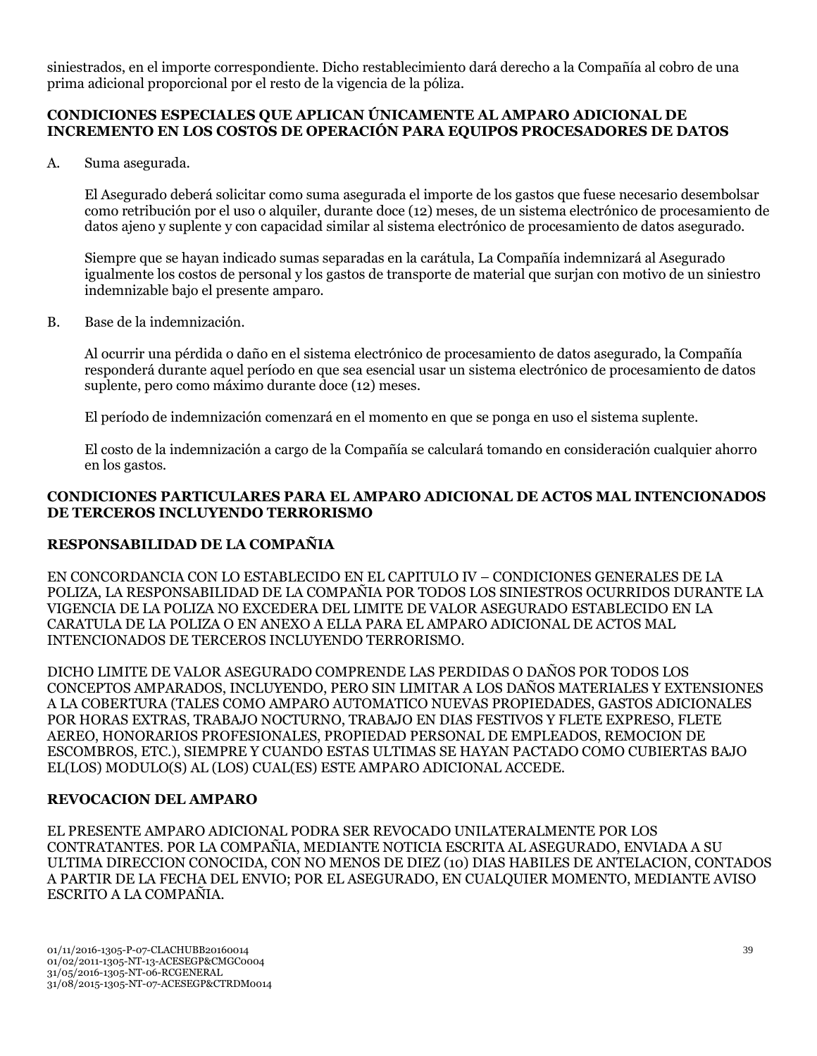siniestrados, en el importe correspondiente. Dicho restablecimiento dará derecho a la Compañía al cobro de una prima adicional proporcional por el resto de la vigencia de la póliza.

**CONDICIONES ESPECIALES QUE APLICAN ÚNICAMENTE AL AMPARO ADICIONAL DE INCREMENTO EN LOS COSTOS DE OPERACIÓN PARA EQUIPOS PROCESADORES DE DATOS**

A. Suma asegurada.

El Asegurado deberá solicitar como suma asegurada el importe de los gastos que fuese necesario desembolsar como retribución por el uso o alquiler, durante doce (12) meses, de un sistema electrónico de procesamiento de datos ajeno y suplente y con capacidad similar al sistema electrónico de procesamiento de datos asegurado.

Siempre que se hayan indicado sumas separadas en la carátula, La Compañía indemnizará al Asegurado igualmente los costos de personal y los gastos de transporte de material que surjan con motivo de un siniestro indemnizable bajo el presente amparo.

B. Base de la indemnización.

Al ocurrir una pérdida o daño en el sistema electrónico de procesamiento de datos asegurado, la Compañía responderá durante aquel período en que sea esencial usar un sistema electrónico de procesamiento de datos suplente, pero como máximo durante doce (12) meses.

El período de indemnización comenzará en el momento en que se ponga en uso el sistema suplente.

El costo de la indemnización a cargo de la Compañía se calculará tomando en consideración cualquier ahorro en los gastos.

**CONDICIONES PARTICULARES PARA EL AMPARO ADICIONAL DE ACTOS MAL INTENCIONADOS DE TERCEROS INCLUYENDO TERRORISMO**

**RESPONSABILIDAD DE LA COMPAÑIA**

EN CONCORDANCIA CON LO ESTABLECIDO EN EL CAPITULO IV – CONDICIONES GENERALES DE LA POLIZA, LA RESPONSABILIDAD DE LA COMPAÑIA POR TODOS LOS SINIESTROS OCURRIDOS DURANTE LA VIGENCIA DE LA POLIZA NO EXCEDERA DEL LIMITE DE VALOR ASEGURADO ESTABLECIDO EN LA CARATULA DE LA POLIZA O EN ANEXO A ELLA PARA EL AMPARO ADICIONAL DE ACTOS MAL INTENCIONADOS DE TERCEROS INCLUYENDO TERRORISMO.

DICHO LIMITE DE VALOR ASEGURADO COMPRENDE LAS PERDIDAS O DAÑOS POR TODOS LOS CONCEPTOS AMPARADOS, INCLUYENDO, PERO SIN LIMITAR A LOS DAÑOS MATERIALES Y EXTENSIONES A LA COBERTURA (TALES COMO AMPARO AUTOMATICO NUEVAS PROPIEDADES, GASTOS ADICIONALES POR HORAS EXTRAS, TRABAJO NOCTURNO, TRABAJO EN DIAS FESTIVOS Y FLETE EXPRESO, FLETE AEREO, HONORARIOS PROFESIONALES, PROPIEDAD PERSONAL DE EMPLEADOS, REMOCION DE ESCOMBROS, ETC.), SIEMPRE Y CUANDO ESTAS ULTIMAS SE HAYAN PACTADO COMO CUBIERTAS BAJO EL(LOS) MODULO(S) AL (LOS) CUAL(ES) ESTE AMPARO ADICIONAL ACCEDE.

**REVOCACION DEL AMPARO**

EL PRESENTE AMPARO ADICIONAL PODRA SER REVOCADO UNILATERALMENTE POR LOS CONTRATANTES. POR LA COMPAÑIA, MEDIANTE NOTICIA ESCRITA AL ASEGURADO, ENVIADA A SU ULTIMA DIRECCION CONOCIDA, CON NO MENOS DE DIEZ (10) DIAS HABILES DE ANTELACION, CONTADOS A PARTIR DE LA FECHA DEL ENVIO; POR EL ASEGURADO, EN CUALQUIER MOMENTO, MEDIANTE AVISO ESCRITO A LA COMPAÑIA.

01/11/2016-1305-P-07-CLACHUBB20160014
01/02/2011-1305-NT-13-ACESEGP&CMGC0004
31/05/2016-1305-NT-06-RCGENERAL
31/08/2015-1305-NT-07-ACESEGP&CTRDM0014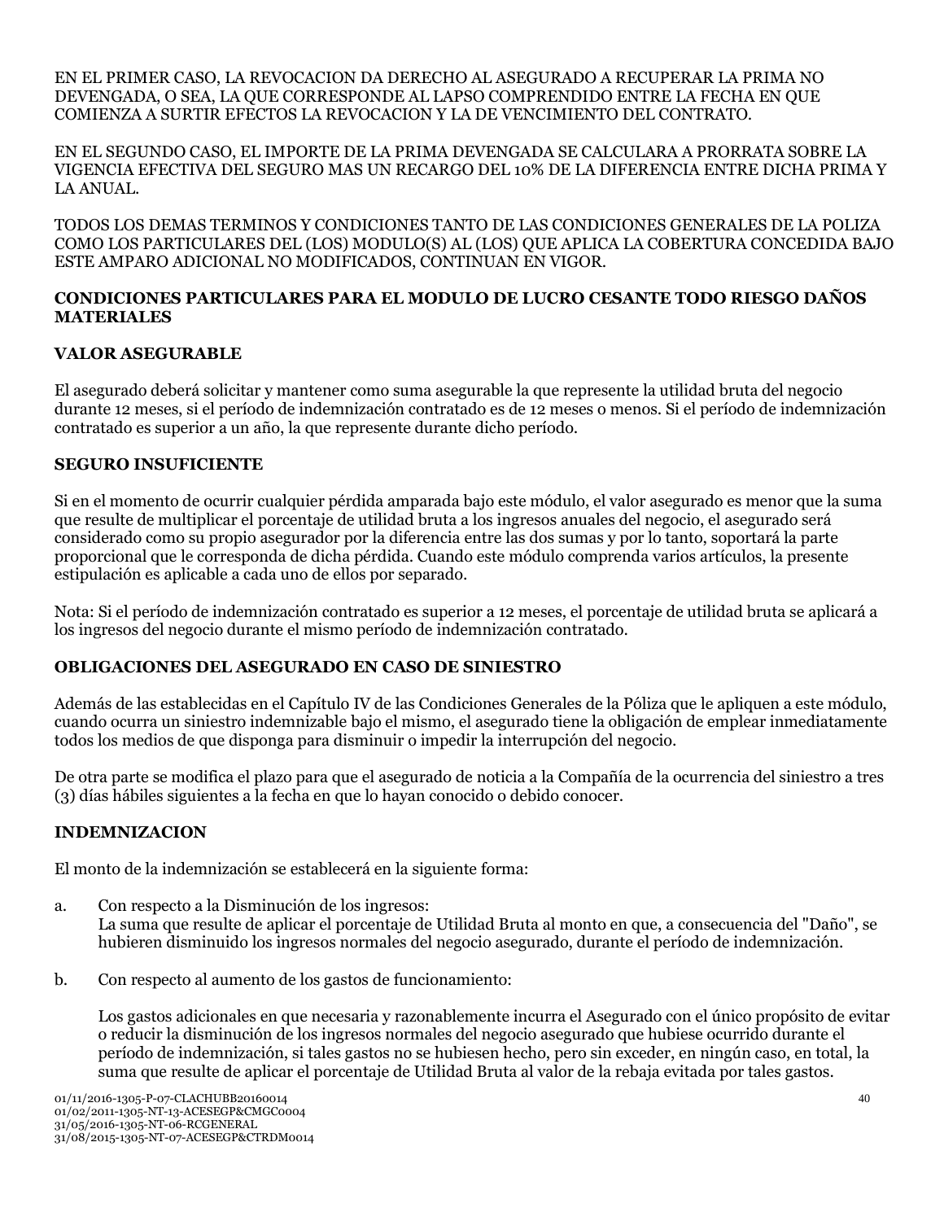EN EL PRIMER CASO, LA REVOCACION DA DERECHO AL ASEGURADO A RECUPERAR LA PRIMA NO DEVENGADA, O SEA, LA QUE CORRESPONDE AL LAPSO COMPRENDIDO ENTRE LA FECHA EN QUE COMIENZA A SURTIR EFECTOS LA REVOCACION Y LA DE VENCIMIENTO DEL CONTRATO.

EN EL SEGUNDO CASO, EL IMPORTE DE LA PRIMA DEVENGADA SE CALCULARA A PRORRATA SOBRE LA VIGENCIA EFECTIVA DEL SEGURO MAS UN RECARGO DEL 10% DE LA DIFERENCIA ENTRE DICHA PRIMA Y LA ANUAL.

TODOS LOS DEMAS TERMINOS Y CONDICIONES TANTO DE LAS CONDICIONES GENERALES DE LA POLIZA COMO LOS PARTICULARES DEL (LOS) MODULO(S) AL (LOS) QUE APLICA LA COBERTURA CONCEDIDA BAJO ESTE AMPARO ADICIONAL NO MODIFICADOS, CONTINUAN EN VIGOR.

**CONDICIONES PARTICULARES PARA EL MODULO DE LUCRO CESANTE TODO RIESGO DAÑOS MATERIALES**

**VALOR ASEGURABLE**

El asegurado deberá solicitar y mantener como suma asegurable la que represente la utilidad bruta del negocio durante 12 meses, si el período de indemnización contratado es de 12 meses o menos. Si el período de indemnización contratado es superior a un año, la que represente durante dicho período.

**SEGURO INSUFICIENTE**

Si en el momento de ocurrir cualquier pérdida amparada bajo este módulo, el valor asegurado es menor que la suma que resulte de multiplicar el porcentaje de utilidad bruta a los ingresos anuales del negocio, el asegurado será considerado como su propio asegurador por la diferencia entre las dos sumas y por lo tanto, soportará la parte proporcional que le corresponda de dicha pérdida. Cuando este módulo comprenda varios artículos, la presente estipulación es aplicable a cada uno de ellos por separado.

Nota: Si el período de indemnización contratado es superior a 12 meses, el porcentaje de utilidad bruta se aplicará a los ingresos del negocio durante el mismo período de indemnización contratado.

**OBLIGACIONES DEL ASEGURADO EN CASO DE SINIESTRO**

Además de las establecidas en el Capítulo IV de las Condiciones Generales de la Póliza que le apliquen a este módulo, cuando ocurra un siniestro indemnizable bajo el mismo, el asegurado tiene la obligación de emplear inmediatamente todos los medios de que disponga para disminuir o impedir la interrupción del negocio.

De otra parte se modifica el plazo para que el asegurado de noticia a la Compañía de la ocurrencia del siniestro a tres (3) días hábiles siguientes a la fecha en que lo hayan conocido o debido conocer.

**INDEMNIZACION**

El monto de la indemnización se establecerá en la siguiente forma:

a. Con respecto a la Disminución de los ingresos:
   La suma que resulte de aplicar el porcentaje de Utilidad Bruta al monto en que, a consecuencia del "Daño", se hubieren disminuido los ingresos normales del negocio asegurado, durante el período de indemnización.

b. Con respecto al aumento de los gastos de funcionamiento:

   Los gastos adicionales en que necesaria y razonablemente incurra el Asegurado con el único propósito de evitar o reducir la disminución de los ingresos normales del negocio asegurado que hubiese ocurrido durante el período de indemnización, si tales gastos no se hubiesen hecho, pero sin exceder, en ningún caso, en total, la suma que resulte de aplicar el porcentaje de Utilidad Bruta al valor de la rebaja evitada por tales gastos.

01/11/2016-1305-P-07-CLACHUBB20160014
01/02/2011-1305-NT-13-ACESEGP&CMGC0004
31/05/2016-1305-NT-06-RCGENERAL
31/08/2015-1305-NT-07-ACESEGP&CTRDM0014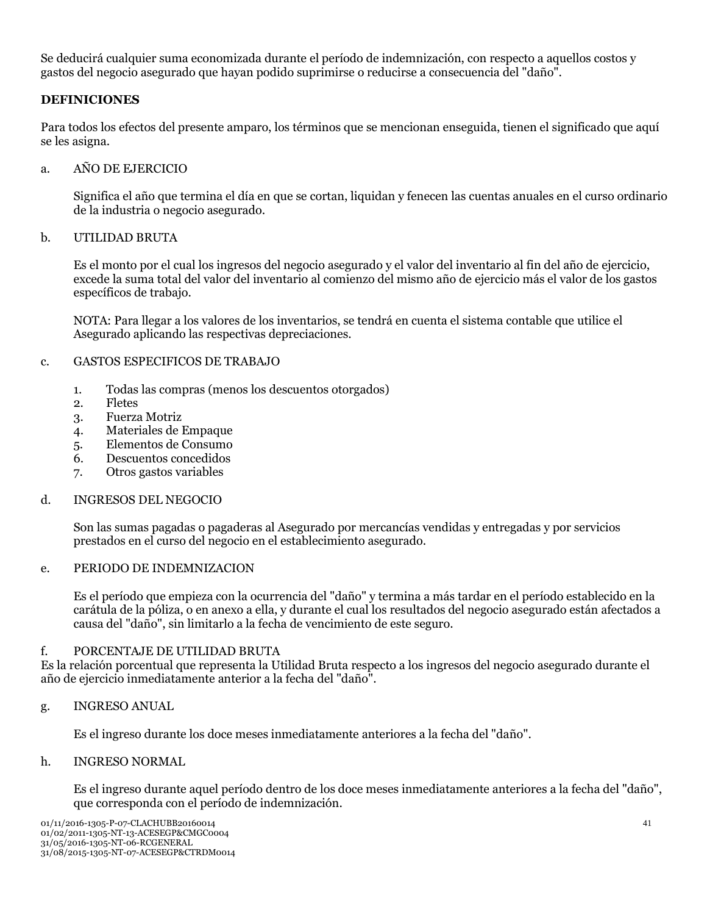Se deducirá cualquier suma economizada durante el período de indemnización, con respecto a aquellos costos y gastos del negocio asegurado que hayan podido suprimirse o reducirse a consecuencia del "daño".

**DEFINICIONES**

Para todos los efectos del presente amparo, los términos que se mencionan enseguida, tienen el significado que aquí se les asigna.

a. AÑO DE EJERCICIO

Significa el año que termina el día en que se cortan, liquidan y fenecen las cuentas anuales en el curso ordinario de la industria o negocio asegurado.

b. UTILIDAD BRUTA

Es el monto por el cual los ingresos del negocio asegurado y el valor del inventario al fin del año de ejercicio, excede la suma total del valor del inventario al comienzo del mismo año de ejercicio más el valor de los gastos específicos de trabajo.

NOTA: Para llegar a los valores de los inventarios, se tendrá en cuenta el sistema contable que utilice el Asegurado aplicando las respectivas depreciaciones.

c. GASTOS ESPECIFICOS DE TRABAJO

1. Todas las compras (menos los descuentos otorgados)
2. Fletes
3. Fuerza Motriz
4. Materiales de Empaque
5. Elementos de Consumo
6. Descuentos concedidos
7. Otros gastos variables

d. INGRESOS DEL NEGOCIO

Son las sumas pagadas o pagaderas al Asegurado por mercancías vendidas y entregadas y por servicios prestados en el curso del negocio en el establecimiento asegurado.

e. PERIODO DE INDEMNIZACION

Es el período que empieza con la ocurrencia del "daño" y termina a más tardar en el período establecido en la carátula de la póliza, o en anexo a ella, y durante el cual los resultados del negocio asegurado están afectados a causa del "daño", sin limitarlo a la fecha de vencimiento de este seguro.

f. PORCENTAJE DE UTILIDAD BRUTA

Es la relación porcentual que representa la Utilidad Bruta respecto a los ingresos del negocio asegurado durante el año de ejercicio inmediatamente anterior a la fecha del "daño".

g. INGRESO ANUAL

Es el ingreso durante los doce meses inmediatamente anteriores a la fecha del "daño".

h. INGRESO NORMAL

Es el ingreso durante aquel período dentro de los doce meses inmediatamente anteriores a la fecha del "daño", que corresponda con el período de indemnización.

01/11/2016-1305-P-07-CLACHUBB20160014
01/02/2011-1305-NT-13-ACESEGP&CMGC0004
31/05/2016-1305-NT-06-RCGENERAL
31/08/2015-1305-NT-07-ACESEGP&CTRDM0014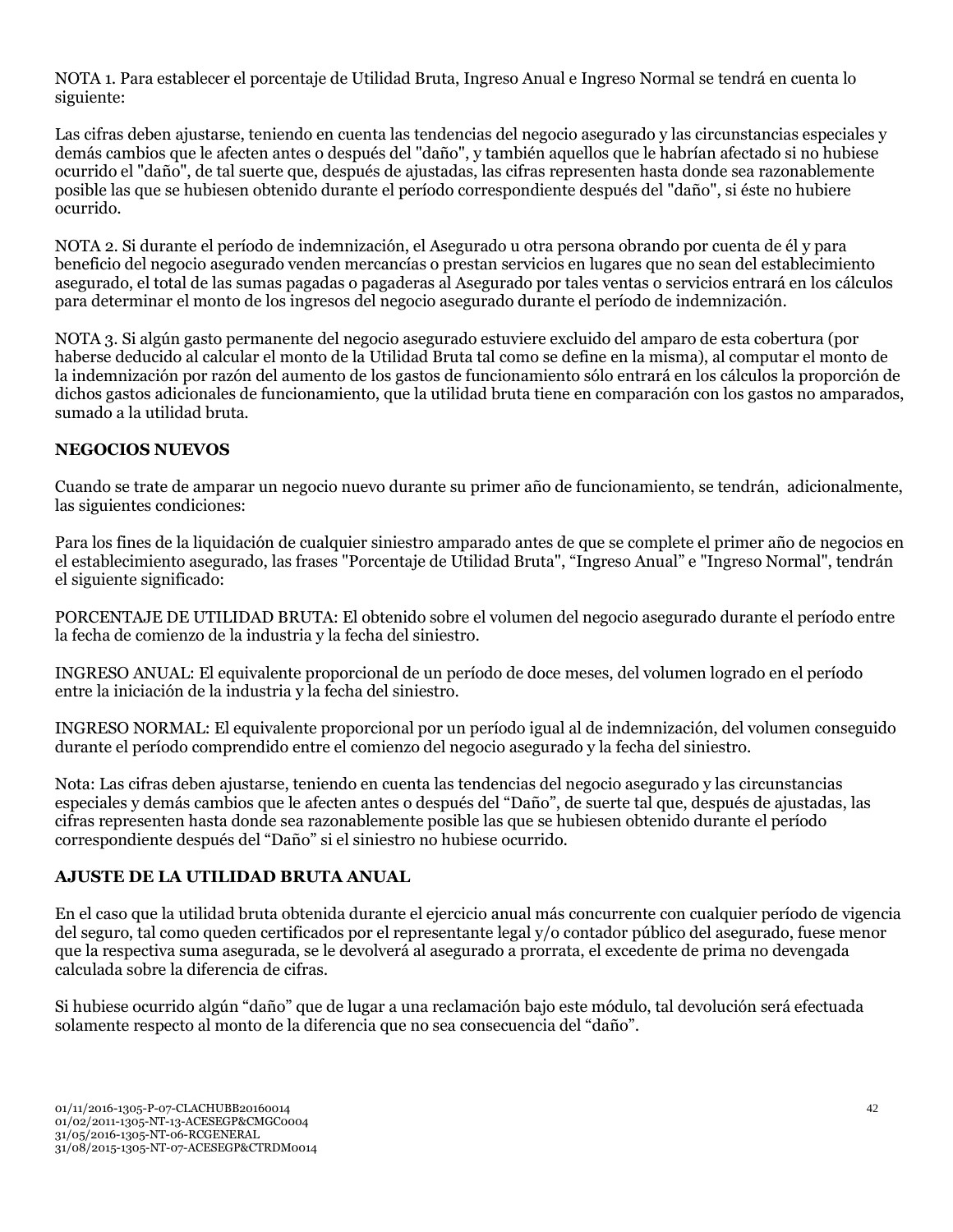NOTA 1. Para establecer el porcentaje de Utilidad Bruta, Ingreso Anual e Ingreso Normal se tendrá en cuenta lo siguiente:

Las cifras deben ajustarse, teniendo en cuenta las tendencias del negocio asegurado y las circunstancias especiales y demás cambios que le afecten antes o después del "daño", y también aquellos que le habrían afectado si no hubiese ocurrido el "daño", de tal suerte que, después de ajustadas, las cifras representen hasta donde sea razonablemente posible las que se hubiesen obtenido durante el período correspondiente después del "daño", si éste no hubiere ocurrido.

NOTA 2. Si durante el período de indemnización, el Asegurado u otra persona obrando por cuenta de él y para beneficio del negocio asegurado venden mercancías o prestan servicios en lugares que no sean del establecimiento asegurado, el total de las sumas pagadas o pagaderas al Asegurado por tales ventas o servicios entrará en los cálculos para determinar el monto de los ingresos del negocio asegurado durante el período de indemnización.

NOTA 3. Si algún gasto permanente del negocio asegurado estuviere excluido del amparo de esta cobertura (por haberse deducido al calcular el monto de la Utilidad Bruta tal como se define en la misma), al computar el monto de la indemnización por razón del aumento de los gastos de funcionamiento sólo entrará en los cálculos la proporción de dichos gastos adicionales de funcionamiento, que la utilidad bruta tiene en comparación con los gastos no amparados, sumado a la utilidad bruta.

**NEGOCIOS NUEVOS**

Cuando se trate de amparar un negocio nuevo durante su primer año de funcionamiento, se tendrán, adicionalmente, las siguientes condiciones:

Para los fines de la liquidación de cualquier siniestro amparado antes de que se complete el primer año de negocios en el establecimiento asegurado, las frases "Porcentaje de Utilidad Bruta", "Ingreso Anual" e "Ingreso Normal", tendrán el siguiente significado:

PORCENTAJE DE UTILIDAD BRUTA: El obtenido sobre el volumen del negocio asegurado durante el período entre la fecha de comienzo de la industria y la fecha del siniestro.

INGRESO ANUAL: El equivalente proporcional de un período de doce meses, del volumen logrado en el período entre la iniciación de la industria y la fecha del siniestro.

INGRESO NORMAL: El equivalente proporcional por un período igual al de indemnización, del volumen conseguido durante el período comprendido entre el comienzo del negocio asegurado y la fecha del siniestro.

Nota: Las cifras deben ajustarse, teniendo en cuenta las tendencias del negocio asegurado y las circunstancias especiales y demás cambios que le afecten antes o después del "Daño", de suerte tal que, después de ajustadas, las cifras representen hasta donde sea razonablemente posible las que se hubiesen obtenido durante el período correspondiente después del "Daño" si el siniestro no hubiese ocurrido.

**AJUSTE DE LA UTILIDAD BRUTA ANUAL**

En el caso que la utilidad bruta obtenida durante el ejercicio anual más concurrente con cualquier período de vigencia del seguro, tal como queden certificados por el representante legal y/o contador público del asegurado, fuese menor que la respectiva suma asegurada, se le devolverá al asegurado a prorrata, el excedente de prima no devengada calculada sobre la diferencia de cifras.

Si hubiese ocurrido algún "daño" que de lugar a una reclamación bajo este módulo, tal devolución será efectuada solamente respecto al monto de la diferencia que no sea consecuencia del "daño".

01/11/2016-1305-P-07-CLACHUBB20160014
01/02/2011-1305-NT-13-ACESEGP&CMGC0004
31/05/2016-1305-NT-06-RCGENERAL
31/08/2015-1305-NT-07-ACESEGP&CTRDM0014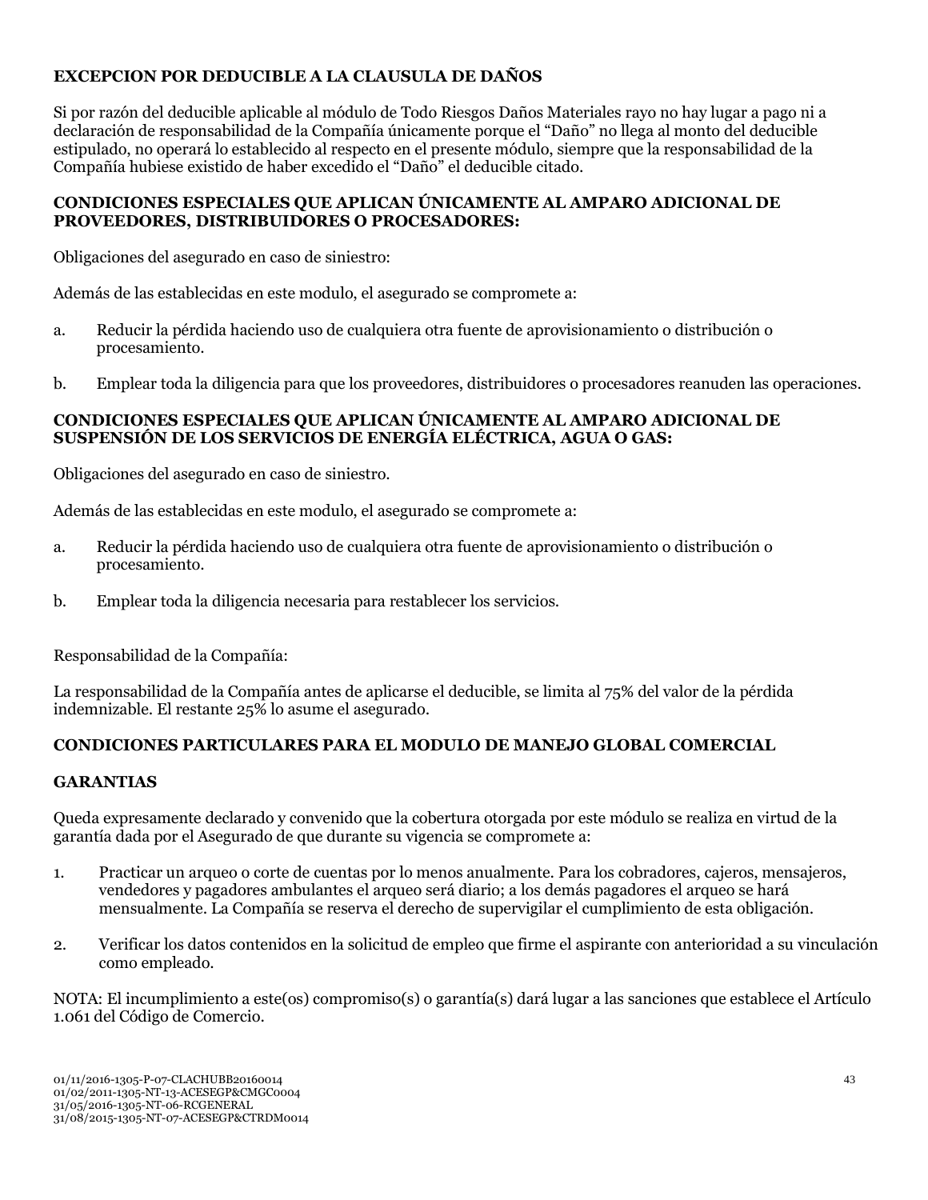**EXCEPCION POR DEDUCIBLE A LA CLAUSULA DE DAÑOS**

Si por razón del deducible aplicable al módulo de Todo Riesgos Daños Materiales rayo no hay lugar a pago ni a declaración de responsabilidad de la Compañía únicamente porque el "Daño" no llega al monto del deducible estipulado, no operará lo establecido al respecto en el presente módulo, siempre que la responsabilidad de la Compañía hubiese existido de haber excedido el "Daño" el deducible citado.

**CONDICIONES ESPECIALES QUE APLICAN ÚNICAMENTE AL AMPARO ADICIONAL DE PROVEEDORES, DISTRIBUIDORES O PROCESADORES:**

Obligaciones del asegurado en caso de siniestro:

Además de las establecidas en este modulo, el asegurado se compromete a:

a. Reducir la pérdida haciendo uso de cualquiera otra fuente de aprovisionamiento o distribución o procesamiento.

b. Emplear toda la diligencia para que los proveedores, distribuidores o procesadores reanuden las operaciones.

**CONDICIONES ESPECIALES QUE APLICAN ÚNICAMENTE AL AMPARO ADICIONAL DE SUSPENSIÓN DE LOS SERVICIOS DE ENERGÍA ELÉCTRICA, AGUA O GAS:**

Obligaciones del asegurado en caso de siniestro.

Además de las establecidas en este modulo, el asegurado se compromete a:

a. Reducir la pérdida haciendo uso de cualquiera otra fuente de aprovisionamiento o distribución o procesamiento.

b. Emplear toda la diligencia necesaria para restablecer los servicios.

Responsabilidad de la Compañía:

La responsabilidad de la Compañía antes de aplicarse el deducible, se limita al 75% del valor de la pérdida indemnizable. El restante 25% lo asume el asegurado.

**CONDICIONES PARTICULARES PARA EL MODULO DE MANEJO GLOBAL COMERCIAL**

**GARANTIAS**

Queda expresamente declarado y convenido que la cobertura otorgada por este módulo se realiza en virtud de la garantía dada por el Asegurado de que durante su vigencia se compromete a:

1. Practicar un arqueo o corte de cuentas por lo menos anualmente. Para los cobradores, cajeros, mensajeros, vendedores y pagadores ambulantes el arqueo será diario; a los demás pagadores el arqueo se hará mensualmente. La Compañía se reserva el derecho de supervigilar el cumplimiento de esta obligación.

2. Verificar los datos contenidos en la solicitud de empleo que firme el aspirante con anterioridad a su vinculación como empleado.

NOTA: El incumplimiento a este(os) compromiso(s) o garantía(s) dará lugar a las sanciones que establece el Artículo 1.061 del Código de Comercio.

01/11/2016-1305-P-07-CLACHUBB20160014
01/02/2011-1305-NT-13-ACESEGP&CMGC0004
31/05/2016-1305-NT-06-RCGENERAL
31/08/2015-1305-NT-07-ACESEGP&CTRDM0014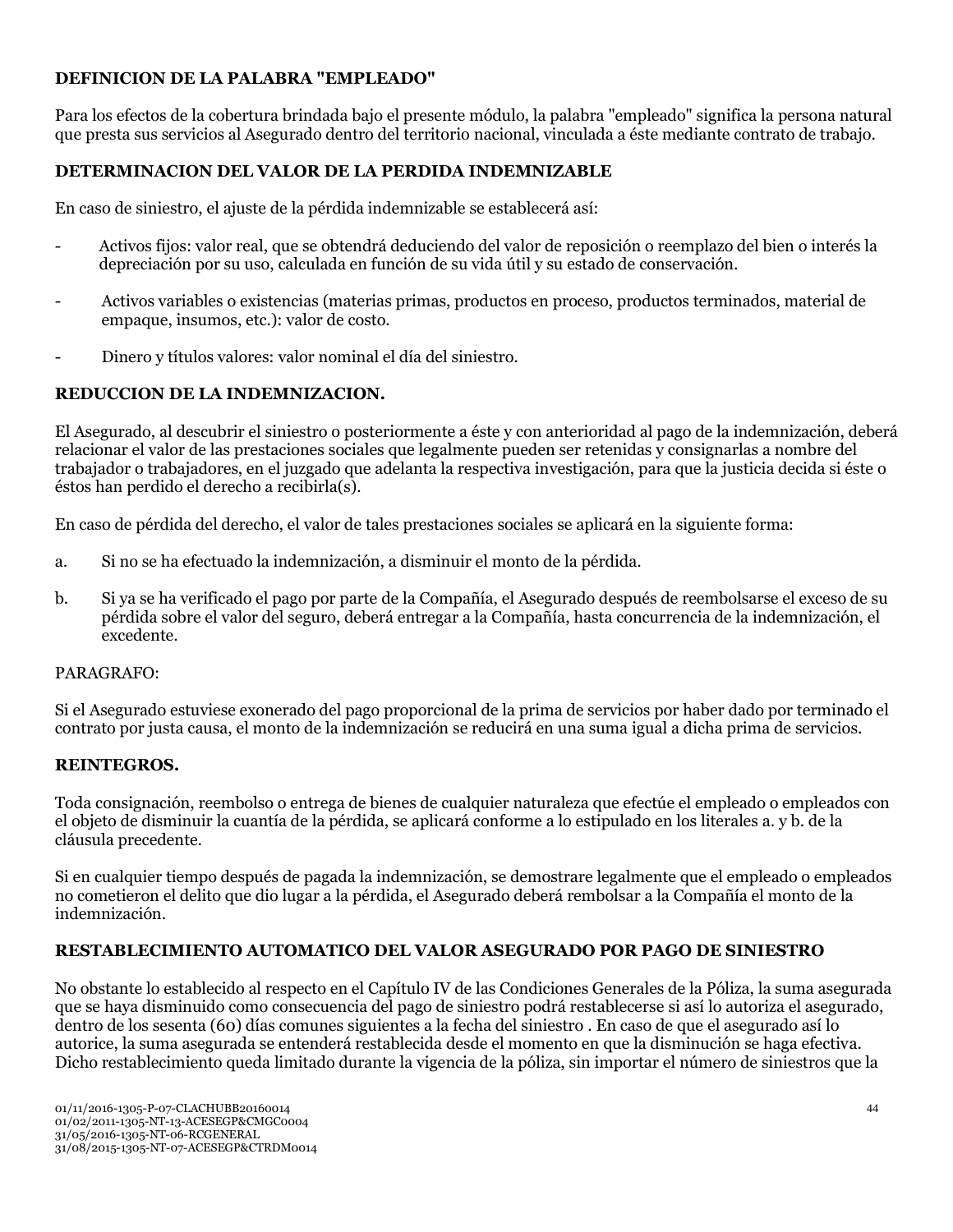**DEFINICION DE LA PALABRA "EMPLEADO"**

Para los efectos de la cobertura brindada bajo el presente módulo, la palabra "empleado" significa la persona natural que presta sus servicios al Asegurado dentro del territorio nacional, vinculada a éste mediante contrato de trabajo.

**DETERMINACION DEL VALOR DE LA PERDIDA INDEMNIZABLE**

En caso de siniestro, el ajuste de la pérdida indemnizable se establecerá así:

- Activos fijos: valor real, que se obtendrá deduciendo del valor de reposición o reemplazo del bien o interés la depreciación por su uso, calculada en función de su vida útil y su estado de conservación.

- Activos variables o existencias (materias primas, productos en proceso, productos terminados, material de empaque, insumos, etc.): valor de costo.

- Dinero y títulos valores: valor nominal el día del siniestro.

**REDUCCION DE LA INDEMNIZACION.**

El Asegurado, al descubrir el siniestro o posteriormente a éste y con anterioridad al pago de la indemnización, deberá relacionar el valor de las prestaciones sociales que legalmente pueden ser retenidas y consignarlas a nombre del trabajador o trabajadores, en el juzgado que adelanta la respectiva investigación, para que la justicia decida si éste o éstos han perdido el derecho a recibirla(s).

En caso de pérdida del derecho, el valor de tales prestaciones sociales se aplicará en la siguiente forma:

a. Si no se ha efectuado la indemnización, a disminuir el monto de la pérdida.

b. Si ya se ha verificado el pago por parte de la Compañía, el Asegurado después de reembolsarse el exceso de su pérdida sobre el valor del seguro, deberá entregar a la Compañía, hasta concurrencia de la indemnización, el excedente.

PARAGRAFO:

Si el Asegurado estuviese exonerado del pago proporcional de la prima de servicios por haber dado por terminado el contrato por justa causa, el monto de la indemnización se reducirá en una suma igual a dicha prima de servicios.

**REINTEGROS.**

Toda consignación, reembolso o entrega de bienes de cualquier naturaleza que efectúe el empleado o empleados con el objeto de disminuir la cuantía de la pérdida, se aplicará conforme a lo estipulado en los literales a. y b. de la cláusula precedente.

Si en cualquier tiempo después de pagada la indemnización, se demostrare legalmente que el empleado o empleados no cometieron el delito que dio lugar a la pérdida, el Asegurado deberá rembolsar a la Compañía el monto de la indemnización.

**RESTABLECIMIENTO AUTOMATICO DEL VALOR ASEGURADO POR PAGO DE SINIESTRO**

No obstante lo establecido al respecto en el Capítulo IV de las Condiciones Generales de la Póliza, la suma asegurada que se haya disminuido como consecuencia del pago de siniestro podrá restablecerse si así lo autoriza el asegurado, dentro de los sesenta (60) días comunes siguientes a la fecha del siniestro . En caso de que el asegurado así lo autorice, la suma asegurada se entenderá restablecida desde el momento en que la disminución se haga efectiva. Dicho restablecimiento queda limitado durante la vigencia de la póliza, sin importar el número de siniestros que la

01/11/2016-1305-P-07-CLACHUBB20160014
01/02/2011-1305-NT-13-ACESEGP&CMGC0004
31/05/2016-1305-NT-06-RCGENERAL
31/08/2015-1305-NT-07-ACESEGP&CTRDM0014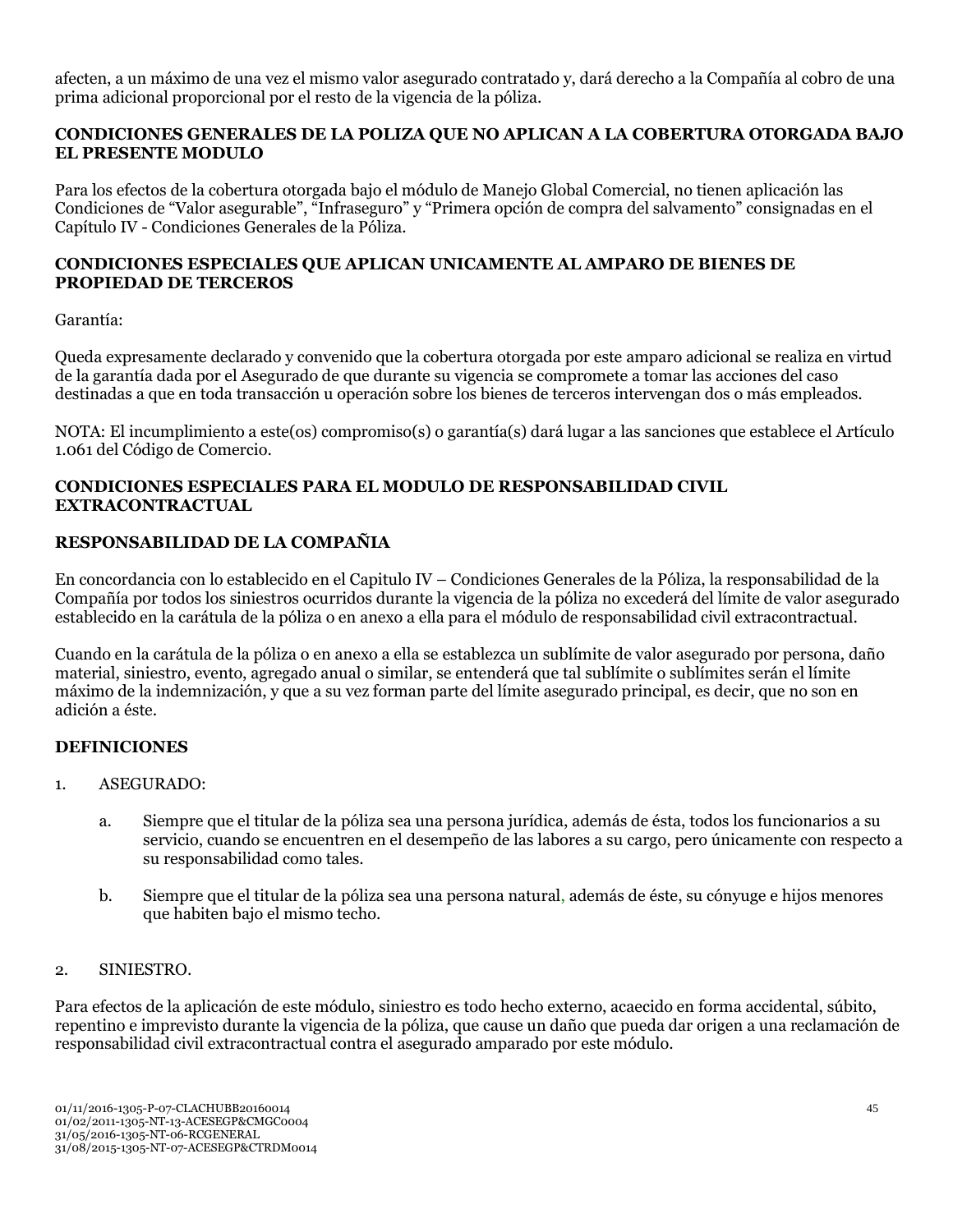afecten, a un máximo de una vez el mismo valor asegurado contratado y, dará derecho a la Compañía al cobro de una prima adicional proporcional por el resto de la vigencia de la póliza.

**CONDICIONES GENERALES DE LA POLIZA QUE NO APLICAN A LA COBERTURA OTORGADA BAJO EL PRESENTE MODULO**

Para los efectos de la cobertura otorgada bajo el módulo de Manejo Global Comercial, no tienen aplicación las Condiciones de "Valor asegurable", "Infraseguro" y "Primera opción de compra del salvamento" consignadas en el Capítulo IV - Condiciones Generales de la Póliza.

**CONDICIONES ESPECIALES QUE APLICAN UNICAMENTE AL AMPARO DE BIENES DE PROPIEDAD DE TERCEROS**

Garantía:

Queda expresamente declarado y convenido que la cobertura otorgada por este amparo adicional se realiza en virtud de la garantía dada por el Asegurado de que durante su vigencia se compromete a tomar las acciones del caso destinadas a que en toda transacción u operación sobre los bienes de terceros intervengan dos o más empleados.

NOTA: El incumplimiento a este(os) compromiso(s) o garantía(s) dará lugar a las sanciones que establece el Artículo 1.061 del Código de Comercio.

**CONDICIONES ESPECIALES PARA EL MODULO DE RESPONSABILIDAD CIVIL EXTRACONTRACTUAL**

**RESPONSABILIDAD DE LA COMPAÑIA**

En concordancia con lo establecido en el Capitulo IV – Condiciones Generales de la Póliza, la responsabilidad de la Compañía por todos los siniestros ocurridos durante la vigencia de la póliza no excederá del límite de valor asegurado establecido en la carátula de la póliza o en anexo a ella para el módulo de responsabilidad civil extracontractual.

Cuando en la carátula de la póliza o en anexo a ella se establezca un sublímite de valor asegurado por persona, daño material, siniestro, evento, agregado anual o similar, se entenderá que tal sublímite o sublímites serán el límite máximo de la indemnización, y que a su vez forman parte del límite asegurado principal, es decir, que no son en adición a éste.

**DEFINICIONES**

1. ASEGURADO:

   a. Siempre que el titular de la póliza sea una persona jurídica, además de ésta, todos los funcionarios a su servicio, cuando se encuentren en el desempeño de las labores a su cargo, pero únicamente con respecto a su responsabilidad como tales.

   b. Siempre que el titular de la póliza sea una persona natural, además de éste, su cónyuge e hijos menores que habiten bajo el mismo techo.

2. SINIESTRO.

Para efectos de la aplicación de este módulo, siniestro es todo hecho externo, acaecido en forma accidental, súbito, repentino e imprevisto durante la vigencia de la póliza, que cause un daño que pueda dar origen a una reclamación de responsabilidad civil extracontractual contra el asegurado amparado por este módulo.

01/11/2016-1305-P-07-CLACHUBB20160014
01/02/2011-1305-NT-13-ACESEGP&CMGC0004
31/05/2016-1305-NT-06-RCGENERAL
31/08/2015-1305-NT-07-ACESEGP&CTRDM0014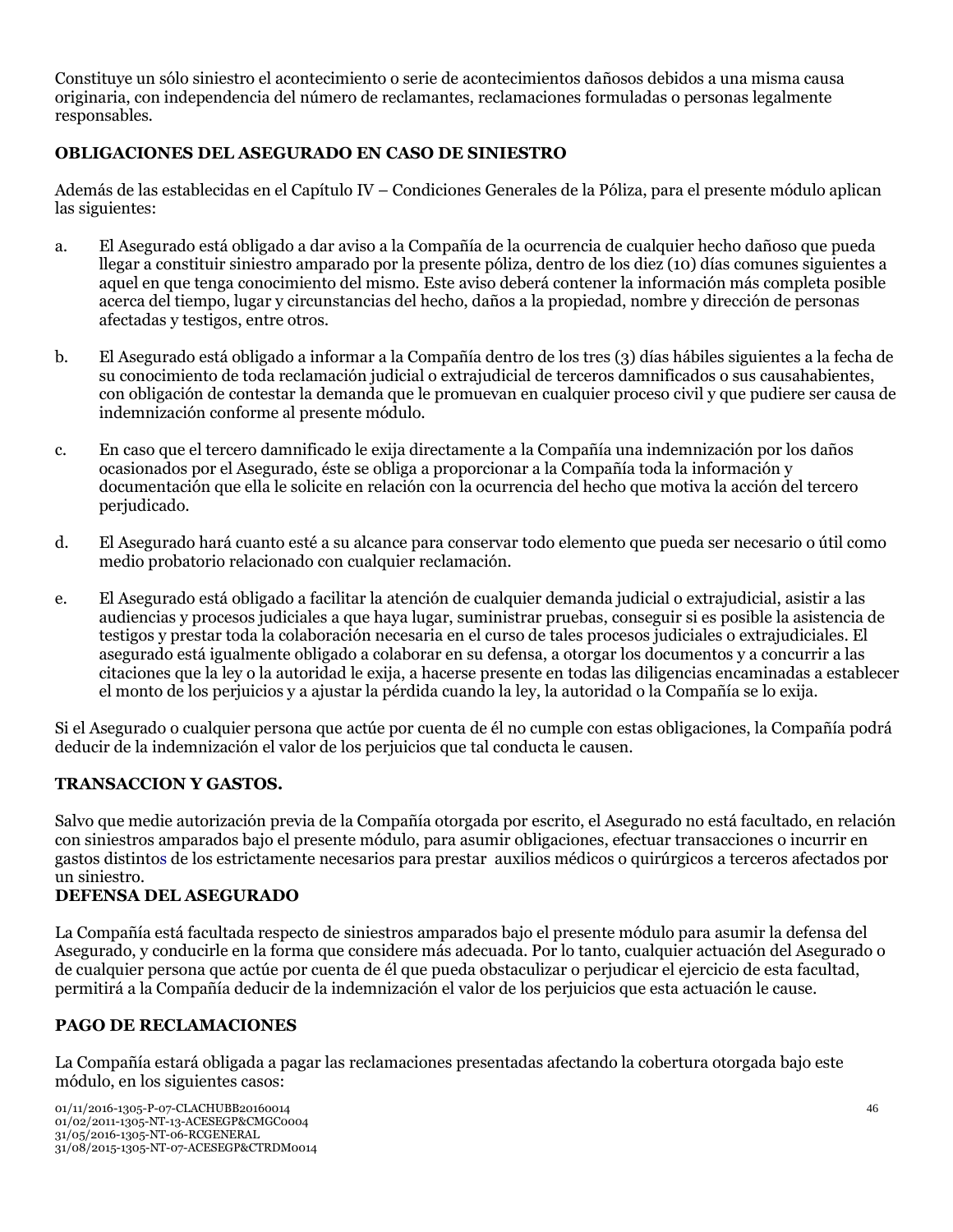Constituye un sólo siniestro el acontecimiento o serie de acontecimientos dañosos debidos a una misma causa originaria, con independencia del número de reclamantes, reclamaciones formuladas o personas legalmente responsables.

**OBLIGACIONES DEL ASEGURADO EN CASO DE SINIESTRO**

Además de las establecidas en el Capítulo IV – Condiciones Generales de la Póliza, para el presente módulo aplican las siguientes:

a. El Asegurado está obligado a dar aviso a la Compañía de la ocurrencia de cualquier hecho dañoso que pueda llegar a constituir siniestro amparado por la presente póliza, dentro de los diez (10) días comunes siguientes a aquel en que tenga conocimiento del mismo. Este aviso deberá contener la información más completa posible acerca del tiempo, lugar y circunstancias del hecho, daños a la propiedad, nombre y dirección de personas afectadas y testigos, entre otros.

b. El Asegurado está obligado a informar a la Compañía dentro de los tres (3) días hábiles siguientes a la fecha de su conocimiento de toda reclamación judicial o extrajudicial de terceros damnificados o sus causahabientes, con obligación de contestar la demanda que le promuevan en cualquier proceso civil y que pudiere ser causa de indemnización conforme al presente módulo.

c. En caso que el tercero damnificado le exija directamente a la Compañía una indemnización por los daños ocasionados por el Asegurado, éste se obliga a proporcionar a la Compañía toda la información y documentación que ella le solicite en relación con la ocurrencia del hecho que motiva la acción del tercero perjudicado.

d. El Asegurado hará cuanto esté a su alcance para conservar todo elemento que pueda ser necesario o útil como medio probatorio relacionado con cualquier reclamación.

e. El Asegurado está obligado a facilitar la atención de cualquier demanda judicial o extrajudicial, asistir a las audiencias y procesos judiciales a que haya lugar, suministrar pruebas, conseguir si es posible la asistencia de testigos y prestar toda la colaboración necesaria en el curso de tales procesos judiciales o extrajudiciales. El asegurado está igualmente obligado a colaborar en su defensa, a otorgar los documentos y a concurrir a las citaciones que la ley o la autoridad le exija, a hacerse presente en todas las diligencias encaminadas a establecer el monto de los perjuicios y a ajustar la pérdida cuando la ley, la autoridad o la Compañía se lo exija.

Si el Asegurado o cualquier persona que actúe por cuenta de él no cumple con estas obligaciones, la Compañía podrá deducir de la indemnización el valor de los perjuicios que tal conducta le causen.

**TRANSACCION Y GASTOS.**

Salvo que medie autorización previa de la Compañía otorgada por escrito, el Asegurado no está facultado, en relación con siniestros amparados bajo el presente módulo, para asumir obligaciones, efectuar transacciones o incurrir en gastos distintos de los estrictamente necesarios para prestar auxilios médicos o quirúrgicos a terceros afectados por un siniestro.

**DEFENSA DEL ASEGURADO**

La Compañía está facultada respecto de siniestros amparados bajo el presente módulo para asumir la defensa del Asegurado, y conducirle en la forma que considere más adecuada. Por lo tanto, cualquier actuación del Asegurado o de cualquier persona que actúe por cuenta de él que pueda obstaculizar o perjudicar el ejercicio de esta facultad, permitirá a la Compañía deducir de la indemnización el valor de los perjuicios que esta actuación le cause.

**PAGO DE RECLAMACIONES**

La Compañía estará obligada a pagar las reclamaciones presentadas afectando la cobertura otorgada bajo este módulo, en los siguientes casos:

01/11/2016-1305-P-07-CLACHUBB20160014
01/02/2011-1305-NT-13-ACESEGP&CMGC0004
31/05/2016-1305-NT-06-RCGENERAL
31/08/2015-1305-NT-07-ACESEGP&CTRDM0014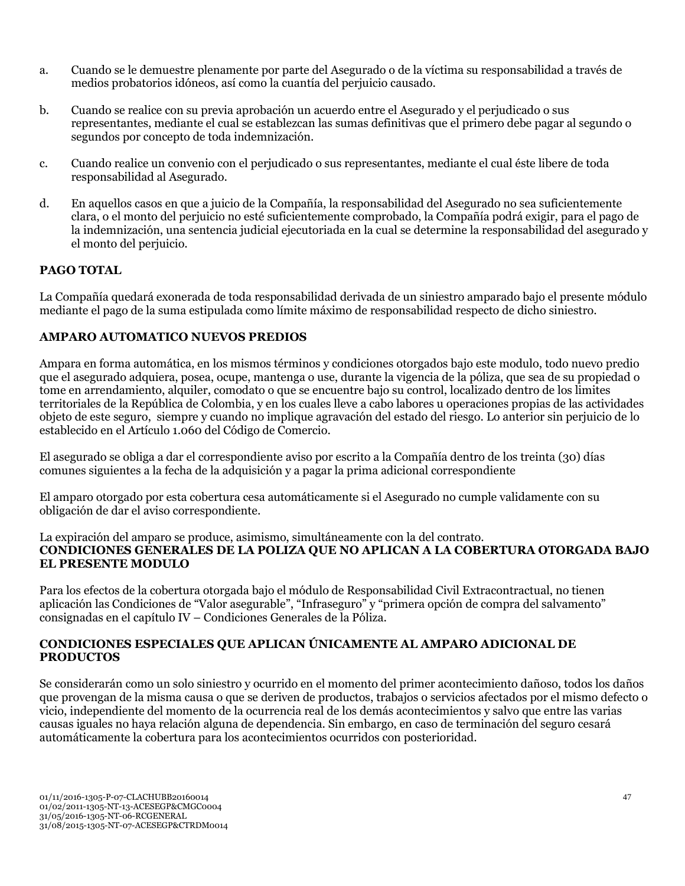a. Cuando se le demuestre plenamente por parte del Asegurado o de la víctima su responsabilidad a través de medios probatorios idóneos, así como la cuantía del perjuicio causado.

b. Cuando se realice con su previa aprobación un acuerdo entre el Asegurado y el perjudicado o sus representantes, mediante el cual se establezcan las sumas definitivas que el primero debe pagar al segundo o segundos por concepto de toda indemnización.

c. Cuando realice un convenio con el perjudicado o sus representantes, mediante el cual éste libere de toda responsabilidad al Asegurado.

d. En aquellos casos en que a juicio de la Compañía, la responsabilidad del Asegurado no sea suficientemente clara, o el monto del perjuicio no esté suficientemente comprobado, la Compañía podrá exigir, para el pago de la indemnización, una sentencia judicial ejecutoriada en la cual se determine la responsabilidad del asegurado y el monto del perjuicio.

**PAGO TOTAL**

La Compañía quedará exonerada de toda responsabilidad derivada de un siniestro amparado bajo el presente módulo mediante el pago de la suma estipulada como límite máximo de responsabilidad respecto de dicho siniestro.

**AMPARO AUTOMATICO NUEVOS PREDIOS**

Ampara en forma automática, en los mismos términos y condiciones otorgados bajo este modulo, todo nuevo predio que el asegurado adquiera, posea, ocupe, mantenga o use, durante la vigencia de la póliza, que sea de su propiedad o tome en arrendamiento, alquiler, comodato o que se encuentre bajo su control, localizado dentro de los limites territoriales de la República de Colombia, y en los cuales lleve a cabo labores u operaciones propias de las actividades objeto de este seguro, siempre y cuando no implique agravación del estado del riesgo. Lo anterior sin perjuicio de lo establecido en el Artículo 1.060 del Código de Comercio.

El asegurado se obliga a dar el correspondiente aviso por escrito a la Compañía dentro de los treinta (30) días comunes siguientes a la fecha de la adquisición y a pagar la prima adicional correspondiente

El amparo otorgado por esta cobertura cesa automáticamente si el Asegurado no cumple validamente con su obligación de dar el aviso correspondiente.

La expiración del amparo se produce, asimismo, simultáneamente con la del contrato.

**CONDICIONES GENERALES DE LA POLIZA QUE NO APLICAN A LA COBERTURA OTORGADA BAJO EL PRESENTE MODULO**

Para los efectos de la cobertura otorgada bajo el módulo de Responsabilidad Civil Extracontractual, no tienen aplicación las Condiciones de "Valor asegurable", "Infraseguro" y "primera opción de compra del salvamento" consignadas en el capítulo IV – Condiciones Generales de la Póliza.

**CONDICIONES ESPECIALES QUE APLICAN ÚNICAMENTE AL AMPARO ADICIONAL DE PRODUCTOS**

Se considerarán como un solo siniestro y ocurrido en el momento del primer acontecimiento dañoso, todos los daños que provengan de la misma causa o que se deriven de productos, trabajos o servicios afectados por el mismo defecto o vicio, independiente del momento de la ocurrencia real de los demás acontecimientos y salvo que entre las varias causas iguales no haya relación alguna de dependencia. Sin embargo, en caso de terminación del seguro cesará automáticamente la cobertura para los acontecimientos ocurridos con posterioridad.

01/11/2016-1305-P-07-CLACHUBB20160014
01/02/2011-1305-NT-13-ACESEGP&CMGC0004
31/05/2016-1305-NT-06-RCGENERAL
31/08/2015-1305-NT-07-ACESEGP&CTRDM0014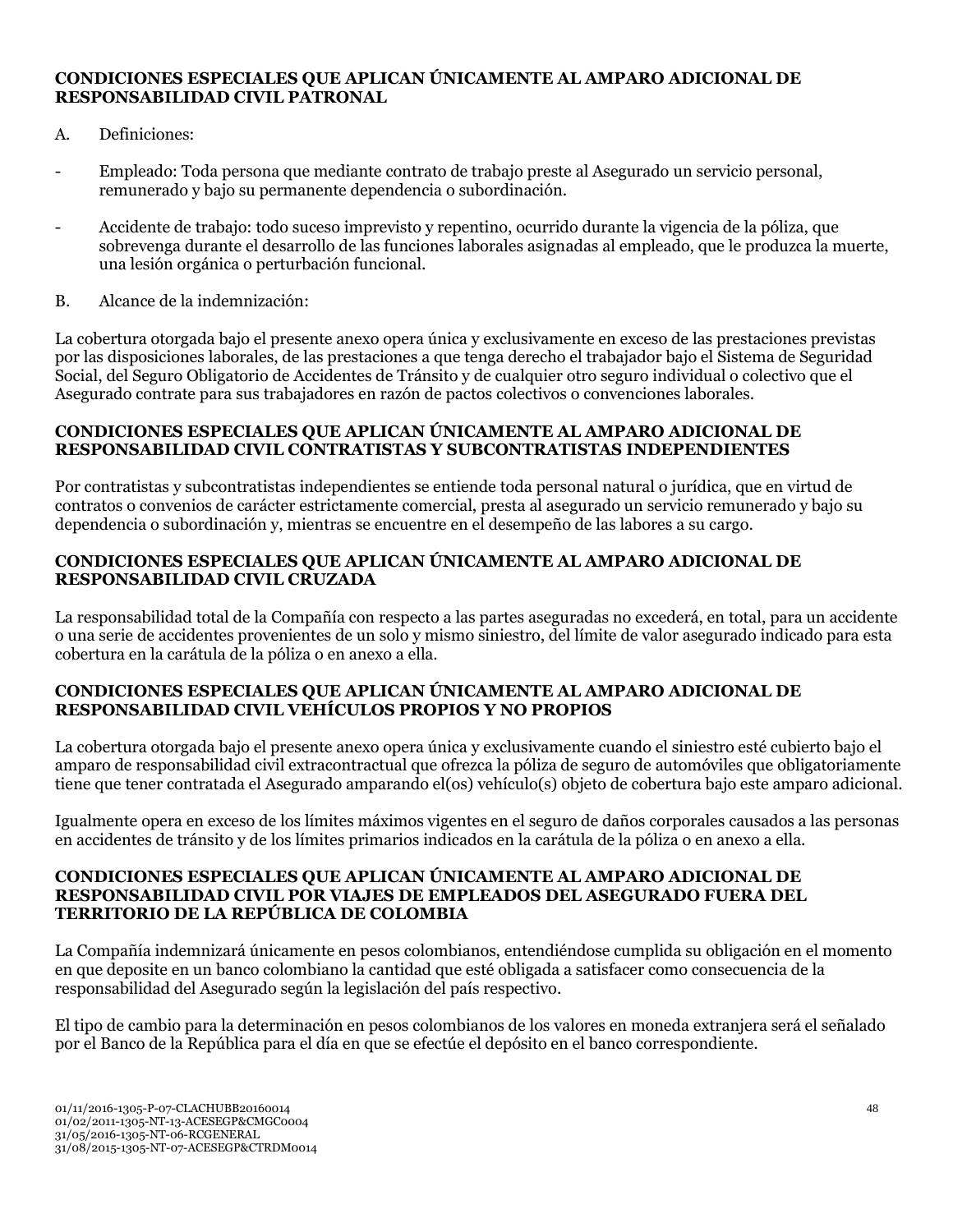**CONDICIONES ESPECIALES QUE APLICAN ÚNICAMENTE AL AMPARO ADICIONAL DE RESPONSABILIDAD CIVIL PATRONAL**

A. Definiciones:

- Empleado: Toda persona que mediante contrato de trabajo preste al Asegurado un servicio personal, remunerado y bajo su permanente dependencia o subordinación.

- Accidente de trabajo: todo suceso imprevisto y repentino, ocurrido durante la vigencia de la póliza, que sobrevenga durante el desarrollo de las funciones laborales asignadas al empleado, que le produzca la muerte, una lesión orgánica o perturbación funcional.

B. Alcance de la indemnización:

La cobertura otorgada bajo el presente anexo opera única y exclusivamente en exceso de las prestaciones previstas por las disposiciones laborales, de las prestaciones a que tenga derecho el trabajador bajo el Sistema de Seguridad Social, del Seguro Obligatorio de Accidentes de Tránsito y de cualquier otro seguro individual o colectivo que el Asegurado contrate para sus trabajadores en razón de pactos colectivos o convenciones laborales.

**CONDICIONES ESPECIALES QUE APLICAN ÚNICAMENTE AL AMPARO ADICIONAL DE RESPONSABILIDAD CIVIL CONTRATISTAS Y SUBCONTRATISTAS INDEPENDIENTES**

Por contratistas y subcontratistas independientes se entiende toda personal natural o jurídica, que en virtud de contratos o convenios de carácter estrictamente comercial, presta al asegurado un servicio remunerado y bajo su dependencia o subordinación y, mientras se encuentre en el desempeño de las labores a su cargo.

**CONDICIONES ESPECIALES QUE APLICAN ÚNICAMENTE AL AMPARO ADICIONAL DE RESPONSABILIDAD CIVIL CRUZADA**

La responsabilidad total de la Compañía con respecto a las partes aseguradas no excederá, en total, para un accidente o una serie de accidentes provenientes de un solo y mismo siniestro, del límite de valor asegurado indicado para esta cobertura en la carátula de la póliza o en anexo a ella.

**CONDICIONES ESPECIALES QUE APLICAN ÚNICAMENTE AL AMPARO ADICIONAL DE RESPONSABILIDAD CIVIL VEHÍCULOS PROPIOS Y NO PROPIOS**

La cobertura otorgada bajo el presente anexo opera única y exclusivamente cuando el siniestro esté cubierto bajo el amparo de responsabilidad civil extracontractual que ofrezca la póliza de seguro de automóviles que obligatoriamente tiene que tener contratada el Asegurado amparando el(os) vehículo(s) objeto de cobertura bajo este amparo adicional.

Igualmente opera en exceso de los límites máximos vigentes en el seguro de daños corporales causados a las personas en accidentes de tránsito y de los límites primarios indicados en la carátula de la póliza o en anexo a ella.

**CONDICIONES ESPECIALES QUE APLICAN ÚNICAMENTE AL AMPARO ADICIONAL DE RESPONSABILIDAD CIVIL POR VIAJES DE EMPLEADOS DEL ASEGURADO FUERA DEL TERRITORIO DE LA REPÚBLICA DE COLOMBIA**

La Compañía indemnizará únicamente en pesos colombianos, entendiéndose cumplida su obligación en el momento en que deposite en un banco colombiano la cantidad que esté obligada a satisfacer como consecuencia de la responsabilidad del Asegurado según la legislación del país respectivo.

El tipo de cambio para la determinación en pesos colombianos de los valores en moneda extranjera será el señalado por el Banco de la República para el día en que se efectúe el depósito en el banco correspondiente.

01/11/2016-1305-P-07-CLACHUBB20160014
01/02/2011-1305-NT-13-ACESEGP&CMGC0004
31/05/2016-1305-NT-06-RCGENERAL
31/08/2015-1305-NT-07-ACESEGP&CTRDM0014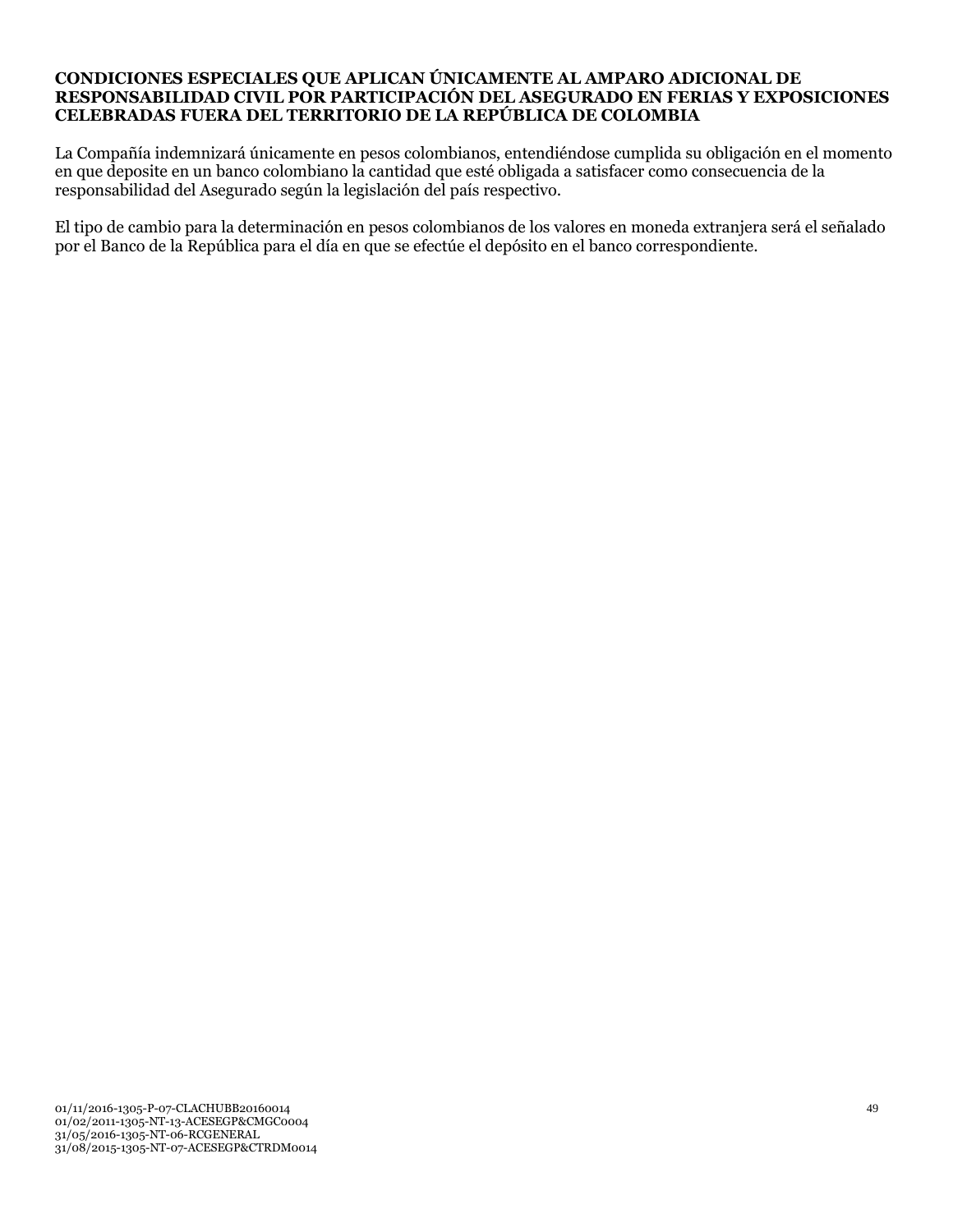**CONDICIONES ESPECIALES QUE APLICAN ÚNICAMENTE AL AMPARO ADICIONAL DE RESPONSABILIDAD CIVIL POR PARTICIPACIÓN DEL ASEGURADO EN FERIAS Y EXPOSICIONES CELEBRADAS FUERA DEL TERRITORIO DE LA REPÚBLICA DE COLOMBIA**

La Compañía indemnizará únicamente en pesos colombianos, entendiéndose cumplida su obligación en el momento en que deposite en un banco colombiano la cantidad que esté obligada a satisfacer como consecuencia de la responsabilidad del Asegurado según la legislación del país respectivo.

El tipo de cambio para la determinación en pesos colombianos de los valores en moneda extranjera será el señalado por el Banco de la República para el día en que se efectúe el depósito en el banco correspondiente.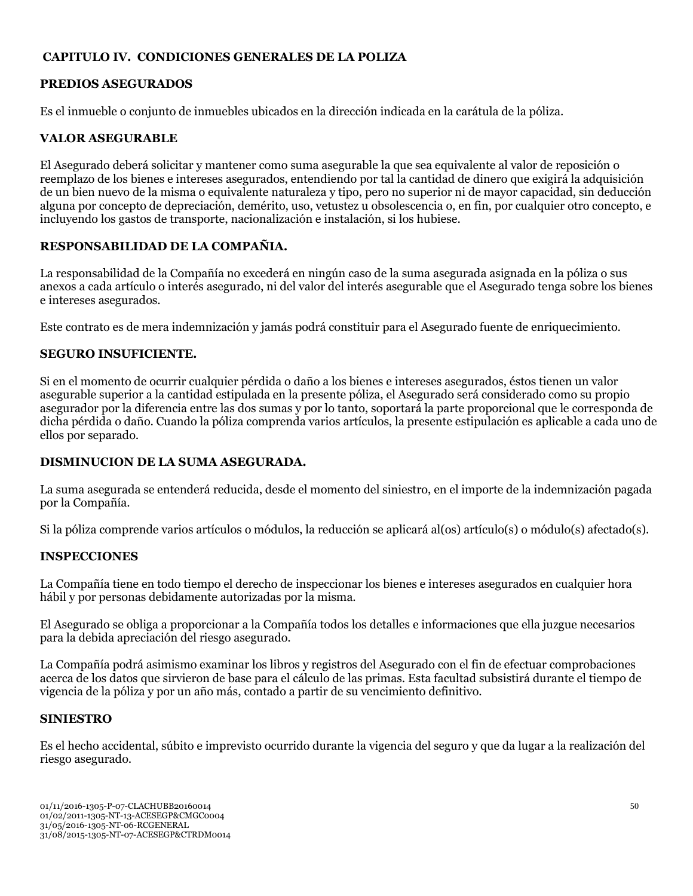## CAPITULO IV. CONDICIONES GENERALES DE LA POLIZA

### PREDIOS ASEGURADOS

Es el inmueble o conjunto de inmuebles ubicados en la dirección indicada en la carátula de la póliza.

### VALOR ASEGURABLE

El Asegurado deberá solicitar y mantener como suma asegurable la que sea equivalente al valor de reposición o reemplazo de los bienes e intereses asegurados, entendiendo por tal la cantidad de dinero que exigirá la adquisición de un bien nuevo de la misma o equivalente naturaleza y tipo, pero no superior ni de mayor capacidad, sin deducción alguna por concepto de depreciación, demérito, uso, vetustez u obsolescencia o, en fin, por cualquier otro concepto, e incluyendo los gastos de transporte, nacionalización e instalación, si los hubiese.

### RESPONSABILIDAD DE LA COMPAÑIA.

La responsabilidad de la Compañía no excederá en ningún caso de la suma asegurada asignada en la póliza o sus anexos a cada artículo o interés asegurado, ni del valor del interés asegurable que el Asegurado tenga sobre los bienes e intereses asegurados.

Este contrato es de mera indemnización y jamás podrá constituir para el Asegurado fuente de enriquecimiento.

### SEGURO INSUFICIENTE.

Si en el momento de ocurrir cualquier pérdida o daño a los bienes e intereses asegurados, éstos tienen un valor asegurable superior a la cantidad estipulada en la presente póliza, el Asegurado será considerado como su propio asegurador por la diferencia entre las dos sumas y por lo tanto, soportará la parte proporcional que le corresponda de dicha pérdida o daño. Cuando la póliza comprenda varios artículos, la presente estipulación es aplicable a cada uno de ellos por separado.

### DISMINUCION DE LA SUMA ASEGURADA.

La suma asegurada se entenderá reducida, desde el momento del siniestro, en el importe de la indemnización pagada por la Compañía.

Si la póliza comprende varios artículos o módulos, la reducción se aplicará al(os) artículo(s) o módulo(s) afectado(s).

### INSPECCIONES

La Compañía tiene en todo tiempo el derecho de inspeccionar los bienes e intereses asegurados en cualquier hora hábil y por personas debidamente autorizadas por la misma.

El Asegurado se obliga a proporcionar a la Compañía todos los detalles e informaciones que ella juzgue necesarios para la debida apreciación del riesgo asegurado.

La Compañía podrá asimismo examinar los libros y registros del Asegurado con el fin de efectuar comprobaciones acerca de los datos que sirvieron de base para el cálculo de las primas. Esta facultad subsistirá durante el tiempo de vigencia de la póliza y por un año más, contado a partir de su vencimiento definitivo.

### SINIESTRO

Es el hecho accidental, súbito e imprevisto ocurrido durante la vigencia del seguro y que da lugar a la realización del riesgo asegurado.

01/11/2016-1305-P-07-CLACHUBB20160014
01/02/2011-1305-NT-13-ACESEGP&CMGC0004
31/05/2016-1305-NT-06-RCGENERAL
31/08/2015-1305-NT-07-ACESEGP&CTRDM0014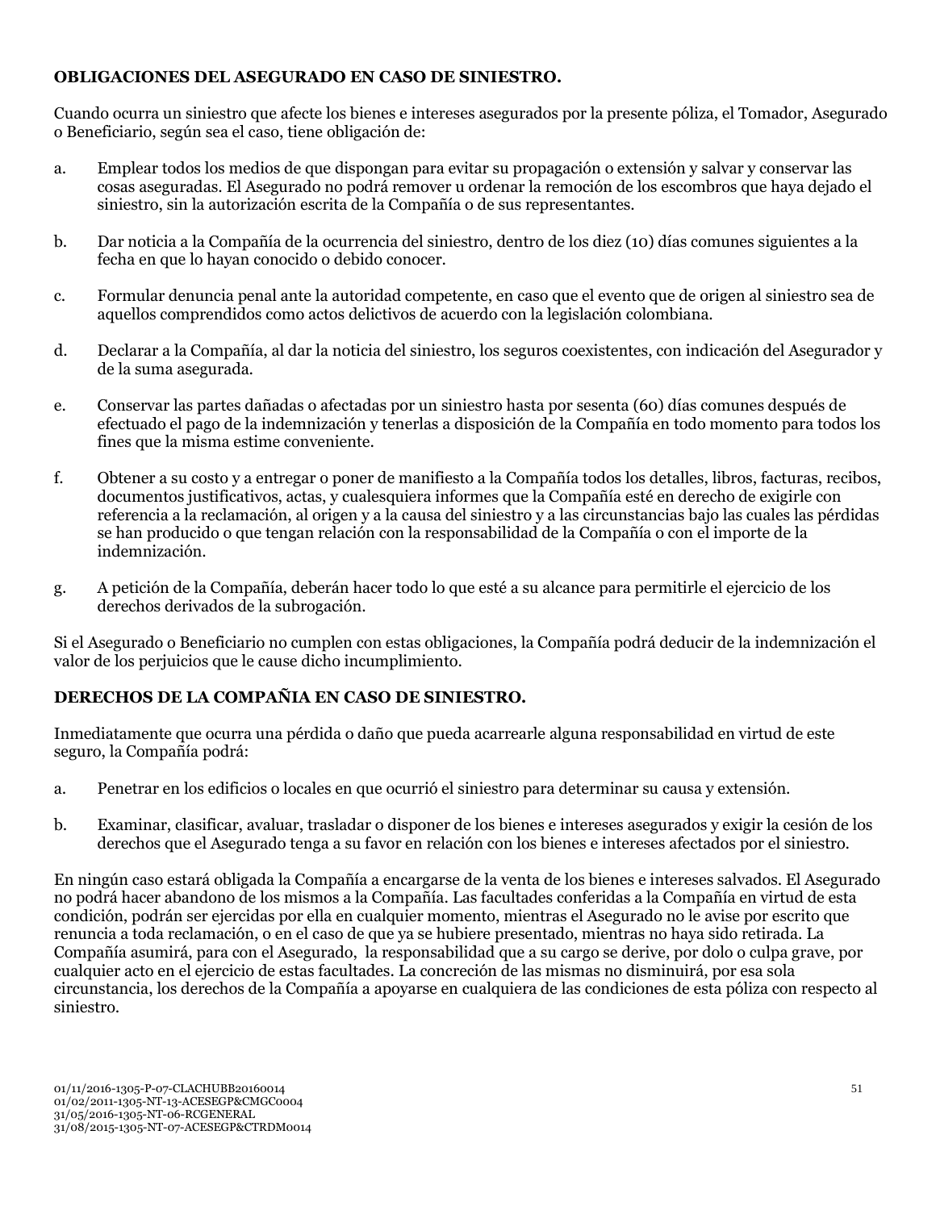**OBLIGACIONES DEL ASEGURADO EN CASO DE SINIESTRO.**

Cuando ocurra un siniestro que afecte los bienes e intereses asegurados por la presente póliza, el Tomador, Asegurado o Beneficiario, según sea el caso, tiene obligación de:

a. Emplear todos los medios de que dispongan para evitar su propagación o extensión y salvar y conservar las cosas aseguradas. El Asegurado no podrá remover u ordenar la remoción de los escombros que haya dejado el siniestro, sin la autorización escrita de la Compañía o de sus representantes.

b. Dar noticia a la Compañía de la ocurrencia del siniestro, dentro de los diez (10) días comunes siguientes a la fecha en que lo hayan conocido o debido conocer.

c. Formular denuncia penal ante la autoridad competente, en caso que el evento que de origen al siniestro sea de aquellos comprendidos como actos delictivos de acuerdo con la legislación colombiana.

d. Declarar a la Compañía, al dar la noticia del siniestro, los seguros coexistentes, con indicación del Asegurador y de la suma asegurada.

e. Conservar las partes dañadas o afectadas por un siniestro hasta por sesenta (60) días comunes después de efectuado el pago de la indemnización y tenerlas a disposición de la Compañía en todo momento para todos los fines que la misma estime conveniente.

f. Obtener a su costo y a entregar o poner de manifiesto a la Compañía todos los detalles, libros, facturas, recibos, documentos justificativos, actas, y cualesquiera informes que la Compañía esté en derecho de exigirle con referencia a la reclamación, al origen y a la causa del siniestro y a las circunstancias bajo las cuales las pérdidas se han producido o que tengan relación con la responsabilidad de la Compañía o con el importe de la indemnización.

g. A petición de la Compañía, deberán hacer todo lo que esté a su alcance para permitirle el ejercicio de los derechos derivados de la subrogación.

Si el Asegurado o Beneficiario no cumplen con estas obligaciones, la Compañía podrá deducir de la indemnización el valor de los perjuicios que le cause dicho incumplimiento.

**DERECHOS DE LA COMPAÑIA EN CASO DE SINIESTRO.**

Inmediatamente que ocurra una pérdida o daño que pueda acarrearle alguna responsabilidad en virtud de este seguro, la Compañía podrá:

a. Penetrar en los edificios o locales en que ocurrió el siniestro para determinar su causa y extensión.

b. Examinar, clasificar, avaluar, trasladar o disponer de los bienes e intereses asegurados y exigir la cesión de los derechos que el Asegurado tenga a su favor en relación con los bienes e intereses afectados por el siniestro.

En ningún caso estará obligada la Compañía a encargarse de la venta de los bienes e intereses salvados. El Asegurado no podrá hacer abandono de los mismos a la Compañía. Las facultades conferidas a la Compañía en virtud de esta condición, podrán ser ejercidas por ella en cualquier momento, mientras el Asegurado no le avise por escrito que renuncia a toda reclamación, o en el caso de que ya se hubiere presentado, mientras no haya sido retirada. La Compañía asumirá, para con el Asegurado, la responsabilidad que a su cargo se derive, por dolo o culpa grave, por cualquier acto en el ejercicio de estas facultades. La concreción de las mismas no disminuirá, por esa sola circunstancia, los derechos de la Compañía a apoyarse en cualquiera de las condiciones de esta póliza con respecto al siniestro.

01/11/2016-1305-P-07-CLACHUBB20160014
01/02/2011-1305-NT-13-ACESEGP&CMGC0004
31/05/2016-1305-NT-06-RCGENERAL
31/08/2015-1305-NT-07-ACESEGP&CTRDM0014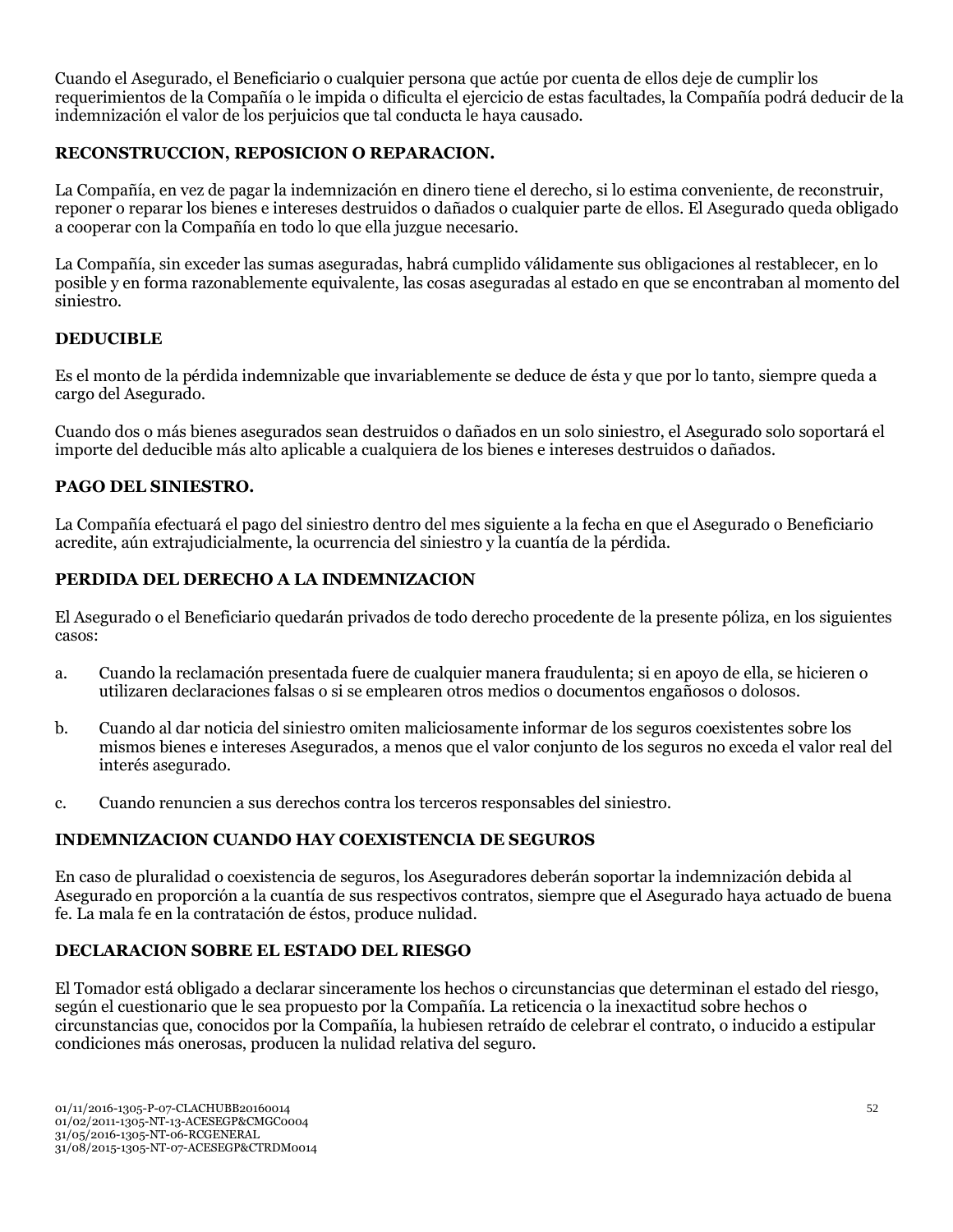Cuando el Asegurado, el Beneficiario o cualquier persona que actúe por cuenta de ellos deje de cumplir los requerimientos de la Compañía o le impida o dificulta el ejercicio de estas facultades, la Compañía podrá deducir de la indemnización el valor de los perjuicios que tal conducta le haya causado.

**RECONSTRUCCION, REPOSICION O REPARACION.**

La Compañía, en vez de pagar la indemnización en dinero tiene el derecho, si lo estima conveniente, de reconstruir, reponer o reparar los bienes e intereses destruidos o dañados o cualquier parte de ellos. El Asegurado queda obligado a cooperar con la Compañía en todo lo que ella juzgue necesario.

La Compañía, sin exceder las sumas aseguradas, habrá cumplido válidamente sus obligaciones al restablecer, en lo posible y en forma razonablemente equivalente, las cosas aseguradas al estado en que se encontraban al momento del siniestro.

**DEDUCIBLE**

Es el monto de la pérdida indemnizable que invariablemente se deduce de ésta y que por lo tanto, siempre queda a cargo del Asegurado.

Cuando dos o más bienes asegurados sean destruidos o dañados en un solo siniestro, el Asegurado solo soportará el importe del deducible más alto aplicable a cualquiera de los bienes e intereses destruidos o dañados.

**PAGO DEL SINIESTRO.**

La Compañía efectuará el pago del siniestro dentro del mes siguiente a la fecha en que el Asegurado o Beneficiario acredite, aún extrajudicialmente, la ocurrencia del siniestro y la cuantía de la pérdida.

**PERDIDA DEL DERECHO A LA INDEMNIZACION**

El Asegurado o el Beneficiario quedarán privados de todo derecho procedente de la presente póliza, en los siguientes casos:

a. Cuando la reclamación presentada fuere de cualquier manera fraudulenta; si en apoyo de ella, se hicieren o utilizaren declaraciones falsas o si se emplearen otros medios o documentos engañosos o dolosos.

b. Cuando al dar noticia del siniestro omiten maliciosamente informar de los seguros coexistentes sobre los mismos bienes e intereses Asegurados, a menos que el valor conjunto de los seguros no exceda el valor real del interés asegurado.

c. Cuando renuncien a sus derechos contra los terceros responsables del siniestro.

**INDEMNIZACION CUANDO HAY COEXISTENCIA DE SEGUROS**

En caso de pluralidad o coexistencia de seguros, los Aseguradores deberán soportar la indemnización debida al Asegurado en proporción a la cuantía de sus respectivos contratos, siempre que el Asegurado haya actuado de buena fe. La mala fe en la contratación de éstos, produce nulidad.

**DECLARACION SOBRE EL ESTADO DEL RIESGO**

El Tomador está obligado a declarar sinceramente los hechos o circunstancias que determinan el estado del riesgo, según el cuestionario que le sea propuesto por la Compañía. La reticencia o la inexactitud sobre hechos o circunstancias que, conocidos por la Compañía, la hubiesen retraído de celebrar el contrato, o inducido a estipular condiciones más onerosas, producen la nulidad relativa del seguro.

01/11/2016-1305-P-07-CLACHUBB20160014
01/02/2011-1305-NT-13-ACESEGP&CMGC0004
31/05/2016-1305-NT-06-RCGENERAL
31/08/2015-1305-NT-07-ACESEGP&CTRDM0014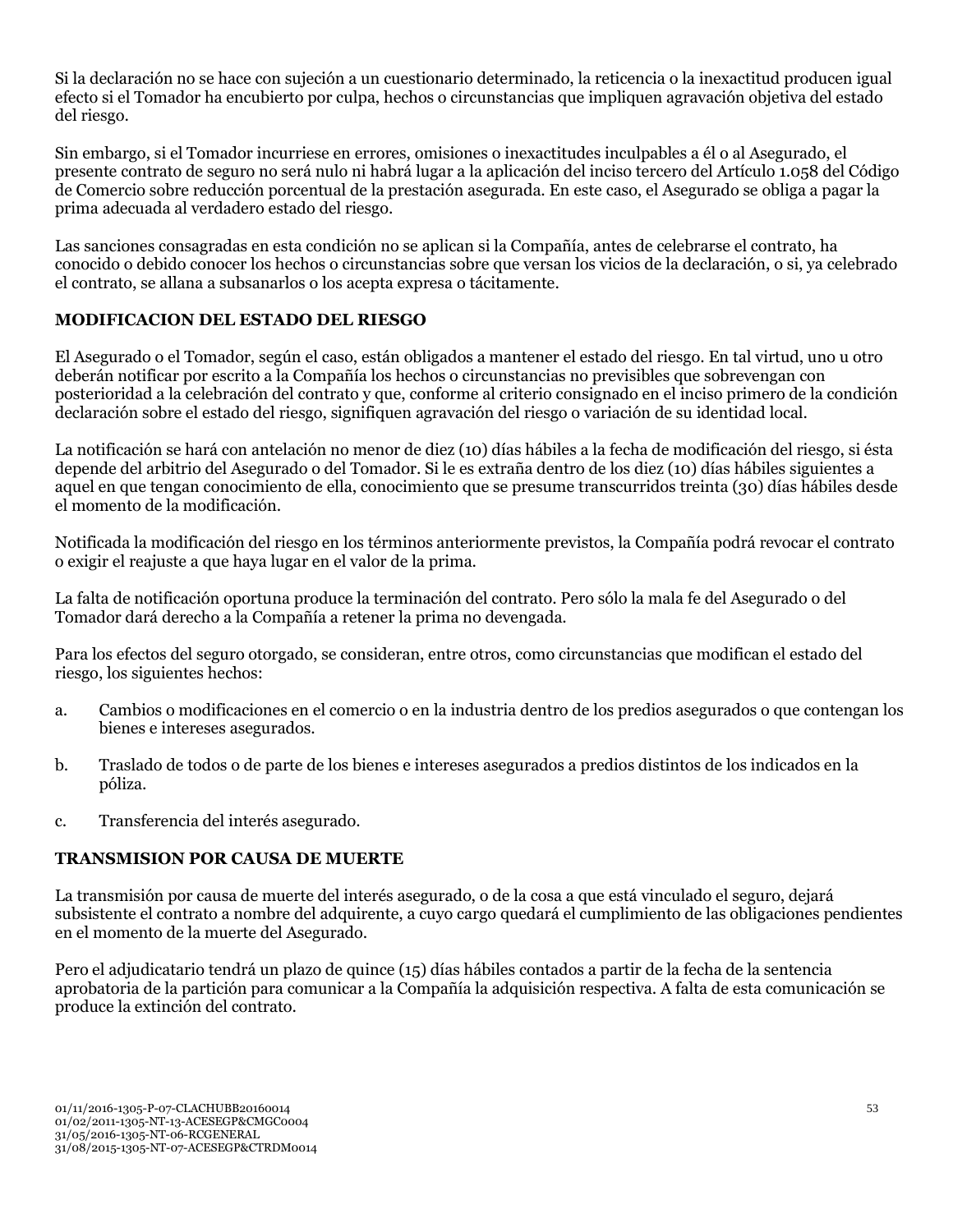Si la declaración no se hace con sujeción a un cuestionario determinado, la reticencia o la inexactitud producen igual efecto si el Tomador ha encubierto por culpa, hechos o circunstancias que impliquen agravación objetiva del estado del riesgo.

Sin embargo, si el Tomador incurriese en errores, omisiones o inexactitudes inculpables a él o al Asegurado, el presente contrato de seguro no será nulo ni habrá lugar a la aplicación del inciso tercero del Artículo 1.058 del Código de Comercio sobre reducción porcentual de la prestación asegurada. En este caso, el Asegurado se obliga a pagar la prima adecuada al verdadero estado del riesgo.

Las sanciones consagradas en esta condición no se aplican si la Compañía, antes de celebrarse el contrato, ha conocido o debido conocer los hechos o circunstancias sobre que versan los vicios de la declaración, o si, ya celebrado el contrato, se allana a subsanarlos o los acepta expresa o tácitamente.

**MODIFICACION DEL ESTADO DEL RIESGO**

El Asegurado o el Tomador, según el caso, están obligados a mantener el estado del riesgo. En tal virtud, uno u otro deberán notificar por escrito a la Compañía los hechos o circunstancias no previsibles que sobrevengan con posterioridad a la celebración del contrato y que, conforme al criterio consignado en el inciso primero de la condición declaración sobre el estado del riesgo, signifiquen agravación del riesgo o variación de su identidad local.

La notificación se hará con antelación no menor de diez (10) días hábiles a la fecha de modificación del riesgo, si ésta depende del arbitrio del Asegurado o del Tomador. Si le es extraña dentro de los diez (10) días hábiles siguientes a aquel en que tengan conocimiento de ella, conocimiento que se presume transcurridos treinta (30) días hábiles desde el momento de la modificación.

Notificada la modificación del riesgo en los términos anteriormente previstos, la Compañía podrá revocar el contrato o exigir el reajuste a que haya lugar en el valor de la prima.

La falta de notificación oportuna produce la terminación del contrato. Pero sólo la mala fe del Asegurado o del Tomador dará derecho a la Compañía a retener la prima no devengada.

Para los efectos del seguro otorgado, se consideran, entre otros, como circunstancias que modifican el estado del riesgo, los siguientes hechos:

a. Cambios o modificaciones en el comercio o en la industria dentro de los predios asegurados o que contengan los bienes e intereses asegurados.

b. Traslado de todos o de parte de los bienes e intereses asegurados a predios distintos de los indicados en la póliza.

c. Transferencia del interés asegurado.

**TRANSMISION POR CAUSA DE MUERTE**

La transmisión por causa de muerte del interés asegurado, o de la cosa a que está vinculado el seguro, dejará subsistente el contrato a nombre del adquirente, a cuyo cargo quedará el cumplimiento de las obligaciones pendientes en el momento de la muerte del Asegurado.

Pero el adjudicatario tendrá un plazo de quince (15) días hábiles contados a partir de la fecha de la sentencia aprobatoria de la partición para comunicar a la Compañía la adquisición respectiva. A falta de esta comunicación se produce la extinción del contrato.

01/11/2016-1305-P-07-CLACHUBB20160014
01/02/2011-1305-NT-13-ACESEGP&CMGC0004
31/05/2016-1305-NT-06-RCGENERAL
31/08/2015-1305-NT-07-ACESEGP&CTRDM0014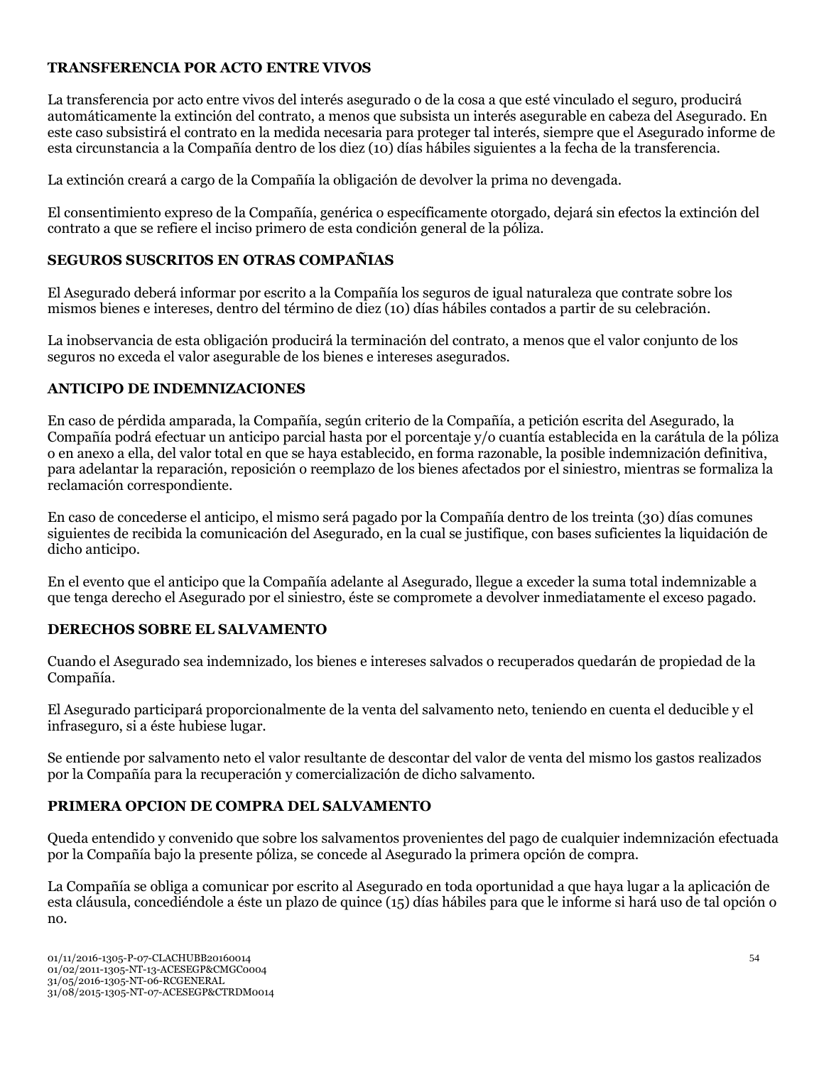**TRANSFERENCIA POR ACTO ENTRE VIVOS**

La transferencia por acto entre vivos del interés asegurado o de la cosa a que esté vinculado el seguro, producirá automáticamente la extinción del contrato, a menos que subsista un interés asegurable en cabeza del Asegurado. En este caso subsistirá el contrato en la medida necesaria para proteger tal interés, siempre que el Asegurado informe de esta circunstancia a la Compañía dentro de los diez (10) días hábiles siguientes a la fecha de la transferencia.

La extinción creará a cargo de la Compañía la obligación de devolver la prima no devengada.

El consentimiento expreso de la Compañía, genérica o específicamente otorgado, dejará sin efectos la extinción del contrato a que se refiere el inciso primero de esta condición general de la póliza.

**SEGUROS SUSCRITOS EN OTRAS COMPAÑIAS**

El Asegurado deberá informar por escrito a la Compañía los seguros de igual naturaleza que contrate sobre los mismos bienes e intereses, dentro del término de diez (10) días hábiles contados a partir de su celebración.

La inobservancia de esta obligación producirá la terminación del contrato, a menos que el valor conjunto de los seguros no exceda el valor asegurable de los bienes e intereses asegurados.

**ANTICIPO DE INDEMNIZACIONES**

En caso de pérdida amparada, la Compañía, según criterio de la Compañía, a petición escrita del Asegurado, la Compañía podrá efectuar un anticipo parcial hasta por el porcentaje y/o cuantía establecida en la carátula de la póliza o en anexo a ella, del valor total en que se haya establecido, en forma razonable, la posible indemnización definitiva, para adelantar la reparación, reposición o reemplazo de los bienes afectados por el siniestro, mientras se formaliza la reclamación correspondiente.

En caso de concederse el anticipo, el mismo será pagado por la Compañía dentro de los treinta (30) días comunes siguientes de recibida la comunicación del Asegurado, en la cual se justifique, con bases suficientes la liquidación de dicho anticipo.

En el evento que el anticipo que la Compañía adelante al Asegurado, llegue a exceder la suma total indemnizable a que tenga derecho el Asegurado por el siniestro, éste se compromete a devolver inmediatamente el exceso pagado.

**DERECHOS SOBRE EL SALVAMENTO**

Cuando el Asegurado sea indemnizado, los bienes e intereses salvados o recuperados quedarán de propiedad de la Compañía.

El Asegurado participará proporcionalmente de la venta del salvamento neto, teniendo en cuenta el deducible y el infraseguro, si a éste hubiese lugar.

Se entiende por salvamento neto el valor resultante de descontar del valor de venta del mismo los gastos realizados por la Compañía para la recuperación y comercialización de dicho salvamento.

**PRIMERA OPCION DE COMPRA DEL SALVAMENTO**

Queda entendido y convenido que sobre los salvamentos provenientes del pago de cualquier indemnización efectuada por la Compañía bajo la presente póliza, se concede al Asegurado la primera opción de compra.

La Compañía se obliga a comunicar por escrito al Asegurado en toda oportunidad a que haya lugar a la aplicación de esta cláusula, concediéndole a éste un plazo de quince (15) días hábiles para que le informe si hará uso de tal opción o no.

01/11/2016-1305-P-07-CLACHUBB20160014
01/02/2011-1305-NT-13-ACESEGP&CMGC0004
31/05/2016-1305-NT-06-RCGENERAL
31/08/2015-1305-NT-07-ACESEGP&CTRDM0014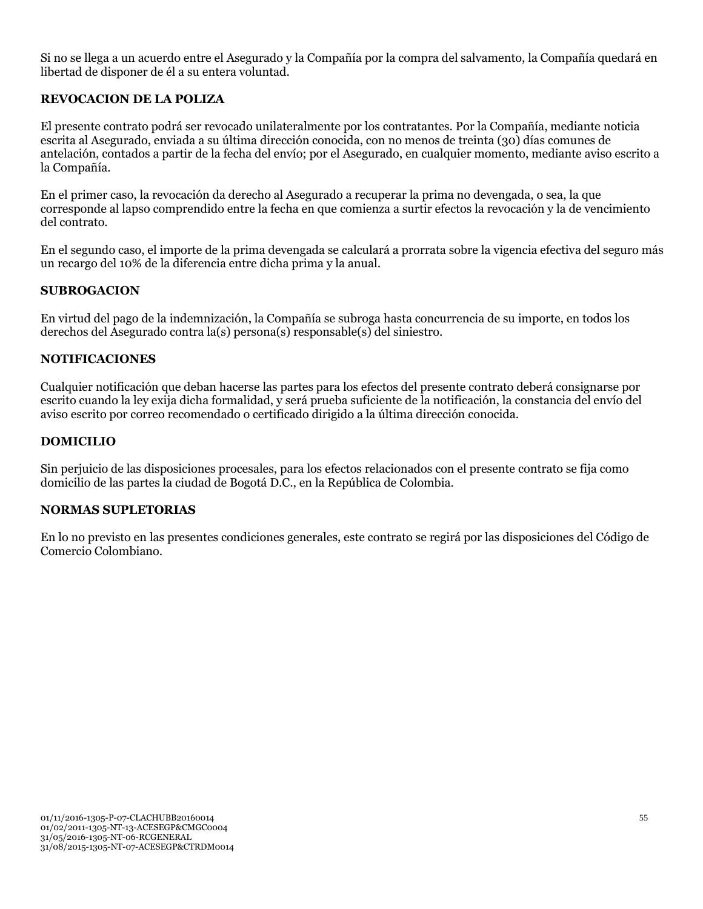Si no se llega a un acuerdo entre el Asegurado y la Compañía por la compra del salvamento, la Compañía quedará en libertad de disponer de él a su entera voluntad.

**REVOCACION DE LA POLIZA**

El presente contrato podrá ser revocado unilateralmente por los contratantes. Por la Compañía, mediante noticia escrita al Asegurado, enviada a su última dirección conocida, con no menos de treinta (30) días comunes de antelación, contados a partir de la fecha del envío; por el Asegurado, en cualquier momento, mediante aviso escrito a la Compañía.

En el primer caso, la revocación da derecho al Asegurado a recuperar la prima no devengada, o sea, la que corresponde al lapso comprendido entre la fecha en que comienza a surtir efectos la revocación y la de vencimiento del contrato.

En el segundo caso, el importe de la prima devengada se calculará a prorrata sobre la vigencia efectiva del seguro más un recargo del 10% de la diferencia entre dicha prima y la anual.

**SUBROGACION**

En virtud del pago de la indemnización, la Compañía se subroga hasta concurrencia de su importe, en todos los derechos del Asegurado contra la(s) persona(s) responsable(s) del siniestro.

**NOTIFICACIONES**

Cualquier notificación que deban hacerse las partes para los efectos del presente contrato deberá consignarse por escrito cuando la ley exija dicha formalidad, y será prueba suficiente de la notificación, la constancia del envío del aviso escrito por correo recomendado o certificado dirigido a la última dirección conocida.

**DOMICILIO**

Sin perjuicio de las disposiciones procesales, para los efectos relacionados con el presente contrato se fija como domicilio de las partes la ciudad de Bogotá D.C., en la República de Colombia.

**NORMAS SUPLETORIAS**

En lo no previsto en las presentes condiciones generales, este contrato se regirá por las disposiciones del Código de Comercio Colombiano.

01/11/2016-1305-P-07-CLACHUBB20160014
01/02/2011-1305-NT-13-ACESEGP&CMGC0004
31/05/2016-1305-NT-06-RCGENERAL
31/08/2015-1305-NT-07-ACESEGP&CTRDM0014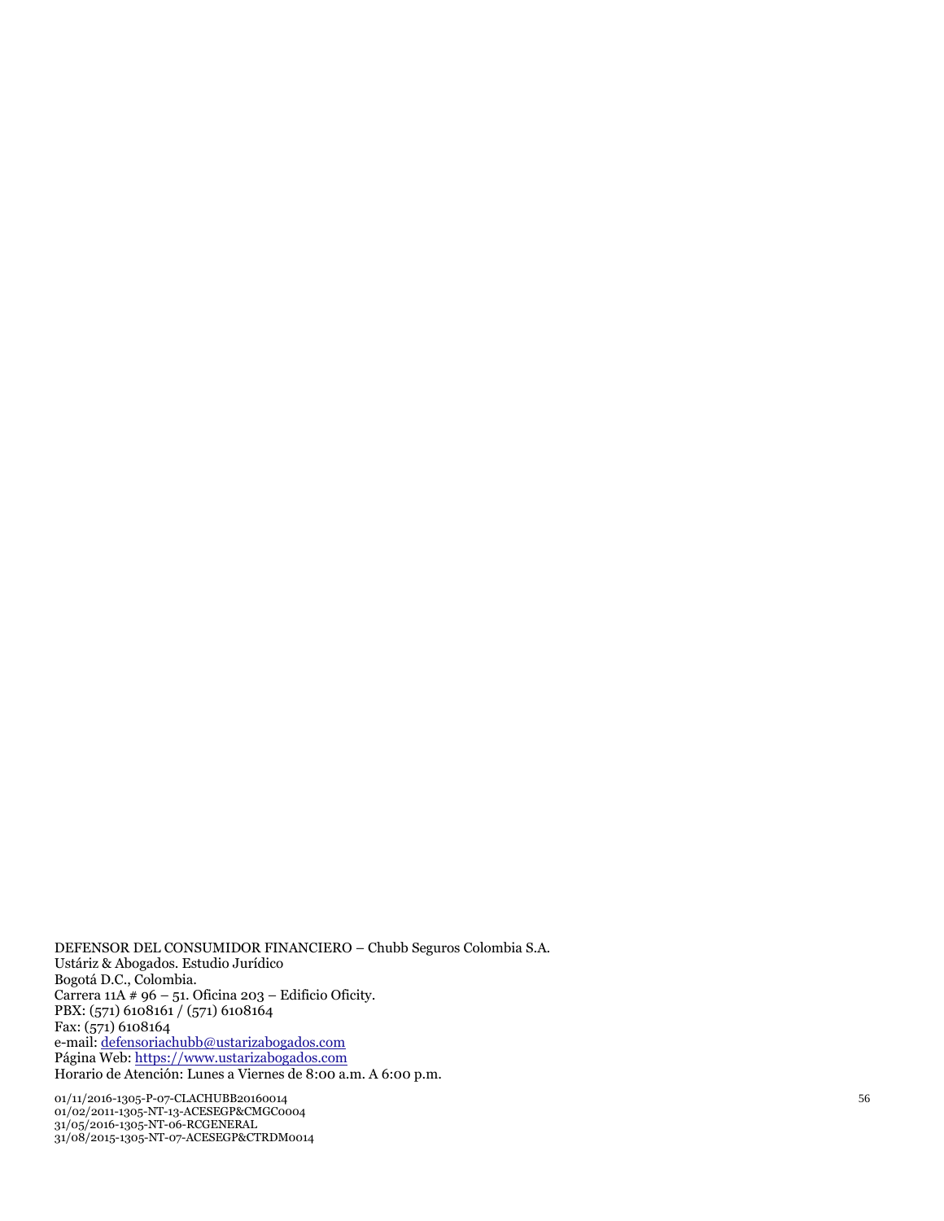DEFENSOR DEL CONSUMIDOR FINANCIERO – Chubb Seguros Colombia S.A.
Ustáriz & Abogados. Estudio Jurídico
Bogotá D.C., Colombia.
Carrera 11A # 96 – 51. Oficina 203 – Edificio Oficity.
PBX: (571) 6108161 / (571) 6108164
Fax: (571) 6108164
e-mail: defensoriachubb@ustarizabogados.com
Página Web: https://www.ustarizabogados.com
Horario de Atención: Lunes a Viernes de 8:00 a.m. A 6:00 p.m.